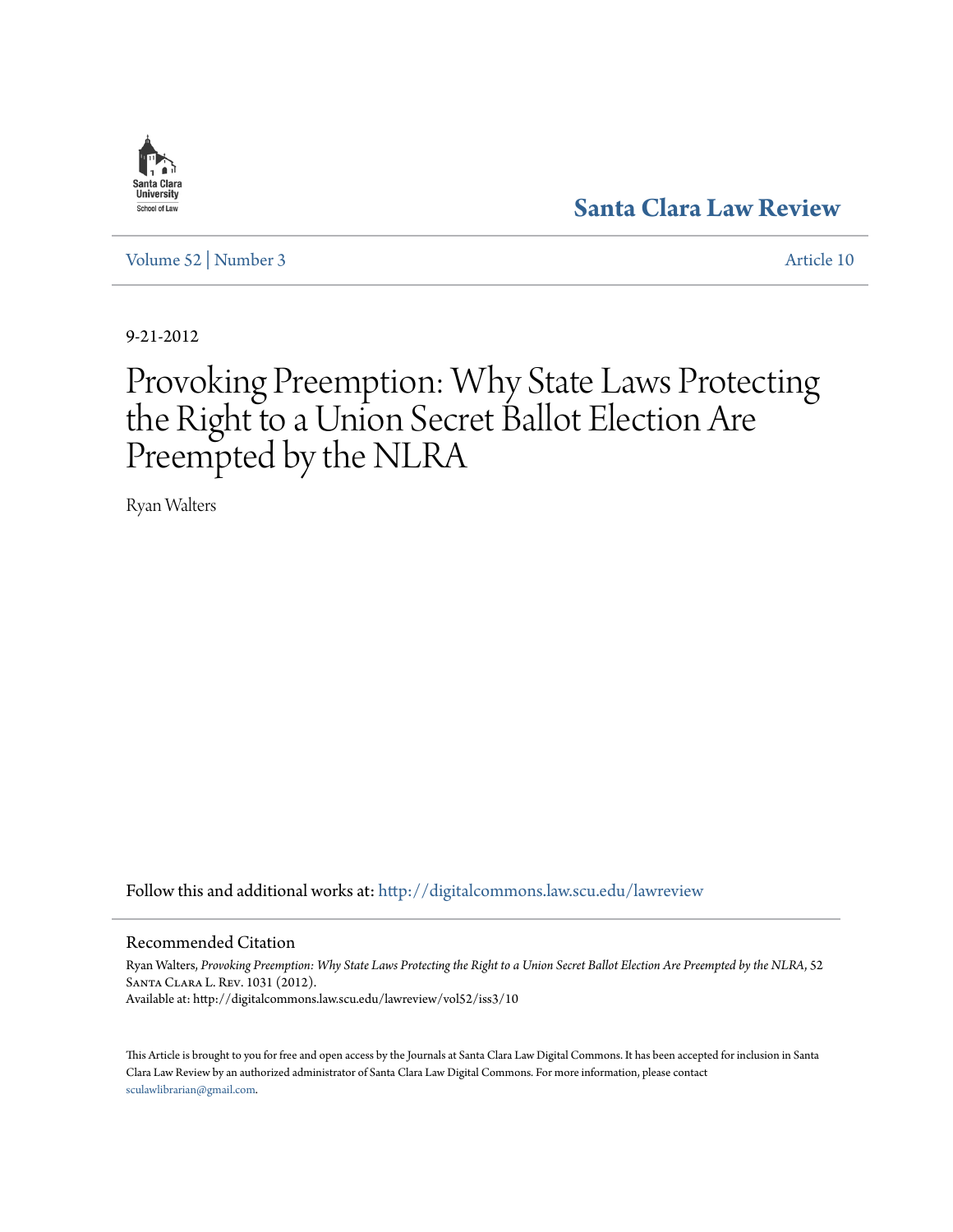Santa Clara Law Review

Volume 52 | Number 3 Article 10

9-21-2012

# Provoking Preemption: Why State Laws Protecting the Right to a Union Secret Ballot Election Are Preempted by the NLRA

Ryan Walters

Follow this and additional works at: http://digitalcommons.law.scu.edu/lawreview

## Recommended Citation

Ryan Walters, *Provoking Preemption: Why State Laws Protecting the Right to a Union Secret Ballot Election Are Preempted by the NLRA*, 52 Santa Clara L. Rev. 1031 (2012).
Available at: http://digitalcommons.law.scu.edu/lawreview/vol52/iss3/10

This Article is brought to you for free and open access by the Journals at Santa Clara Law Digital Commons. It has been accepted for inclusion in Santa Clara Law Review by an authorized administrator of Santa Clara Law Digital Commons. For more information, please contact sculawlibrarian@gmail.com.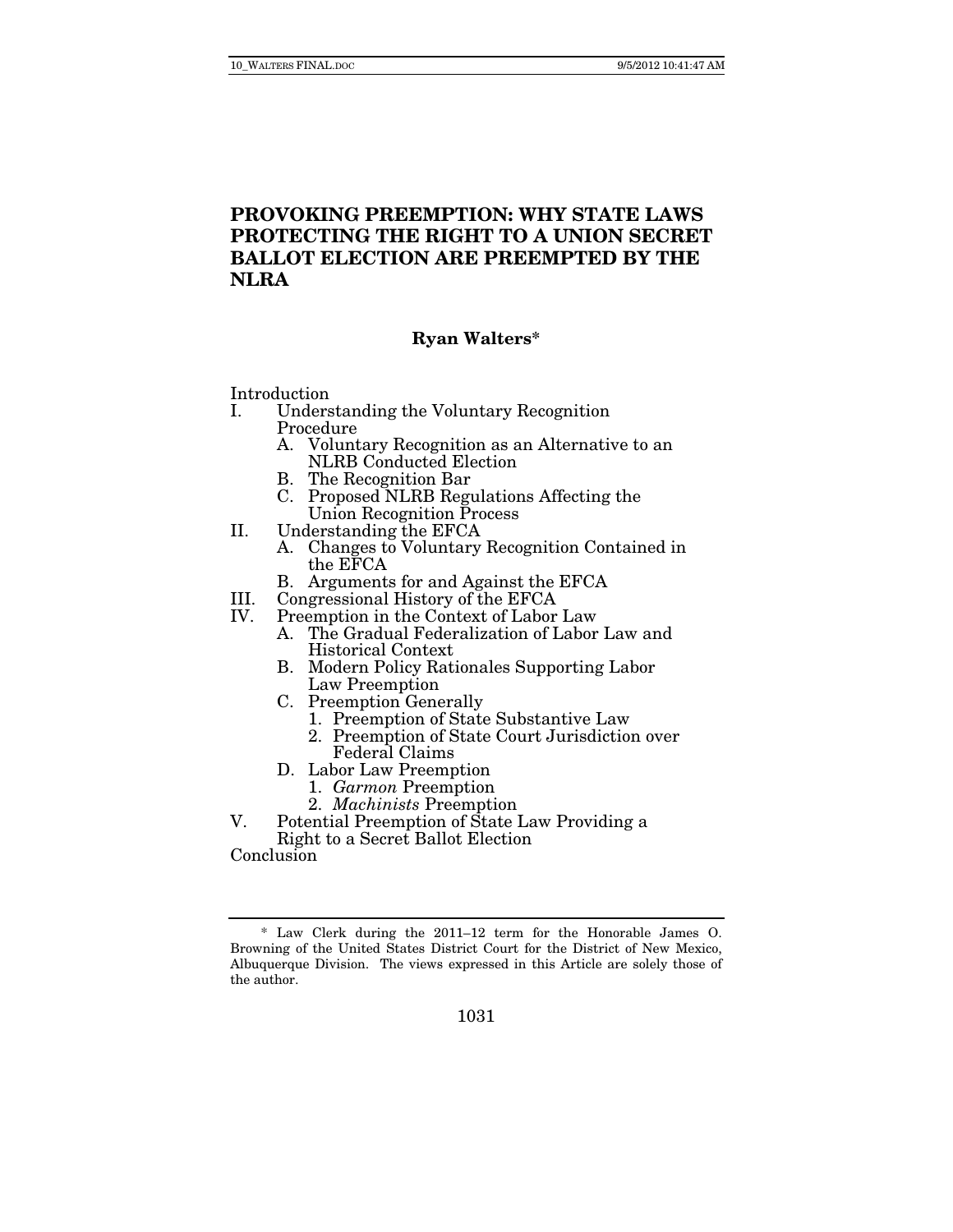# PROVOKING PREEMPTION: WHY STATE LAWS PROTECTING THE RIGHT TO A UNION SECRET BALLOT ELECTION ARE PREEMPTED BY THE NLRA

**Ryan Walters***

Introduction

- I. Understanding the Voluntary Recognition Procedure
  - A. Voluntary Recognition as an Alternative to an NLRB Conducted Election
  - B. The Recognition Bar
  - C. Proposed NLRB Regulations Affecting the Union Recognition Process
- II. Understanding the EFCA
  - A. Changes to Voluntary Recognition Contained in the EFCA
  - B. Arguments for and Against the EFCA
- III. Congressional History of the EFCA
- IV. Preemption in the Context of Labor Law
  - A. The Gradual Federalization of Labor Law and Historical Context
  - B. Modern Policy Rationales Supporting Labor Law Preemption
  - C. Preemption Generally
    1. Preemption of State Substantive Law
    2. Preemption of State Court Jurisdiction over Federal Claims
  - D. Labor Law Preemption
    1. *Garmon* Preemption
    2. *Machinists* Preemption
- V. Potential Preemption of State Law Providing a Right to a Secret Ballot Election

Conclusion

---

\* Law Clerk during the 2011–12 term for the Honorable James O. Browning of the United States District Court for the District of New Mexico, Albuquerque Division. The views expressed in this Article are solely those of the author.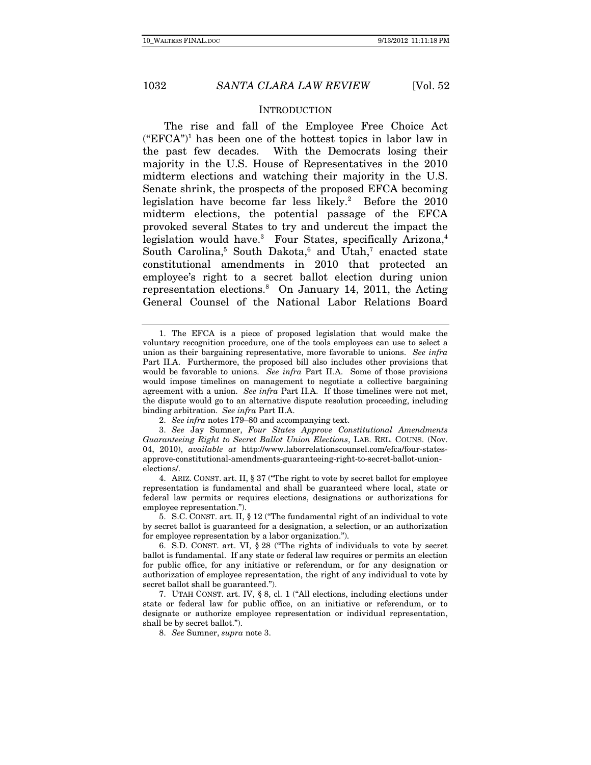## INTRODUCTION

The rise and fall of the Employee Free Choice Act ("EFCA")[1] has been one of the hottest topics in labor law in the past few decades. With the Democrats losing their majority in the U.S. House of Representatives in the 2010 midterm elections and watching their majority in the U.S. Senate shrink, the prospects of the proposed EFCA becoming legislation have become far less likely.[2] Before the 2010 midterm elections, the potential passage of the EFCA provoked several States to try and undercut the impact the legislation would have.[3] Four States, specifically Arizona,[4] South Carolina,[5] South Dakota,[6] and Utah,[7] enacted state constitutional amendments in 2010 that protected an employee's right to a secret ballot election during union representation elections.[8] On January 14, 2011, the Acting General Counsel of the National Labor Relations Board

---

1. The EFCA is a piece of proposed legislation that would make the voluntary recognition procedure, one of the tools employees can use to select a union as their bargaining representative, more favorable to unions. *See infra* Part II.A. Furthermore, the proposed bill also includes other provisions that would be favorable to unions. *See infra* Part II.A. Some of those provisions would impose timelines on management to negotiate a collective bargaining agreement with a union. *See infra* Part II.A. If those timelines were not met, the dispute would go to an alternative dispute resolution proceeding, including binding arbitration. *See infra* Part II.A.

2. *See infra* notes 179–80 and accompanying text.

3. *See* Jay Sumner, *Four States Approve Constitutional Amendments Guaranteeing Right to Secret Ballot Union Elections*, LAB. REL. COUNS. (Nov. 04, 2010), *available at* http://www.laborrelationscounsel.com/efca/four-states-approve-constitutional-amendments-guaranteeing-right-to-secret-ballot-union-elections/.

4. ARIZ. CONST. art. II, § 37 ("The right to vote by secret ballot for employee representation is fundamental and shall be guaranteed where local, state or federal law permits or requires elections, designations or authorizations for employee representation.").

5. S.C. CONST. art. II, § 12 ("The fundamental right of an individual to vote by secret ballot is guaranteed for a designation, a selection, or an authorization for employee representation by a labor organization.").

6. S.D. CONST. art. VI, § 28 ("The rights of individuals to vote by secret ballot is fundamental. If any state or federal law requires or permits an election for public office, for any initiative or referendum, or for any designation or authorization of employee representation, the right of any individual to vote by secret ballot shall be guaranteed.").

7. UTAH CONST. art. IV, § 8, cl. 1 ("All elections, including elections under state or federal law for public office, on an initiative or referendum, or to designate or authorize employee representation or individual representation, shall be by secret ballot.").

8. *See* Sumner, *supra* note 3.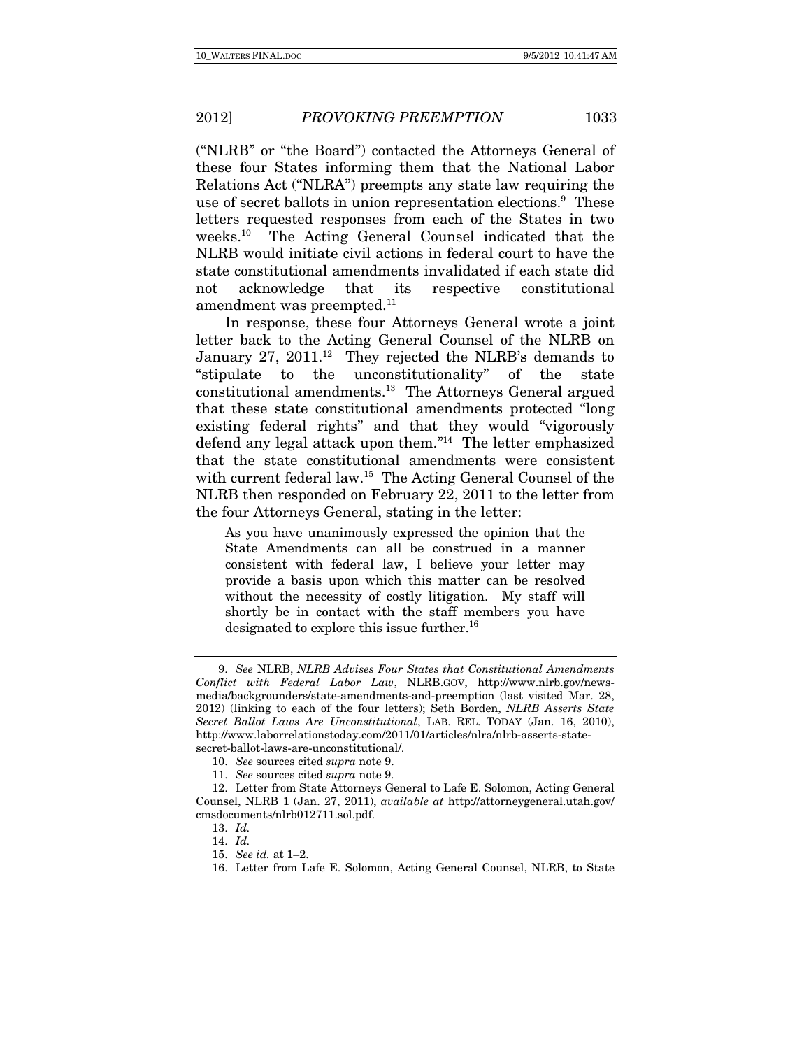("NLRB" or "the Board") contacted the Attorneys General of these four States informing them that the National Labor Relations Act ("NLRA") preempts any state law requiring the use of secret ballots in union representation elections.[9] These letters requested responses from each of the States in two weeks.[10] The Acting General Counsel indicated that the NLRB would initiate civil actions in federal court to have the state constitutional amendments invalidated if each state did not acknowledge that its respective constitutional amendment was preempted.[11]

In response, these four Attorneys General wrote a joint letter back to the Acting General Counsel of the NLRB on January 27, 2011.[12] They rejected the NLRB's demands to "stipulate to the unconstitutionality" of the state constitutional amendments.[13] The Attorneys General argued that these state constitutional amendments protected "long existing federal rights" and that they would "vigorously defend any legal attack upon them."[14] The letter emphasized that the state constitutional amendments were consistent with current federal law.[15] The Acting General Counsel of the NLRB then responded on February 22, 2011 to the letter from the four Attorneys General, stating in the letter:

> As you have unanimously expressed the opinion that the State Amendments can all be construed in a manner consistent with federal law, I believe your letter may provide a basis upon which this matter can be resolved without the necessity of costly litigation. My staff will shortly be in contact with the staff members you have designated to explore this issue further.[16]

---

9. *See* NLRB, *NLRB Advises Four States that Constitutional Amendments Conflict with Federal Labor Law*, NLRB.GOV, http://www.nlrb.gov/news-media/backgrounders/state-amendments-and-preemption (last visited Mar. 28, 2012) (linking to each of the four letters); Seth Borden, *NLRB Asserts State Secret Ballot Laws Are Unconstitutional*, LAB. REL. TODAY (Jan. 16, 2010), http://www.laborrelationstoday.com/2011/01/articles/nlra/nlrb-asserts-state-secret-ballot-laws-are-unconstitutional/.

10. *See* sources cited *supra* note 9.

11. *See* sources cited *supra* note 9.

12. Letter from State Attorneys General to Lafe E. Solomon, Acting General Counsel, NLRB 1 (Jan. 27, 2011), *available at* http://attorneygeneral.utah.gov/cmsdocuments/nlrb012711.sol.pdf.

13. *Id.*

14. *Id.*

15. *See id.* at 1–2.

16. Letter from Lafe E. Solomon, Acting General Counsel, NLRB, to State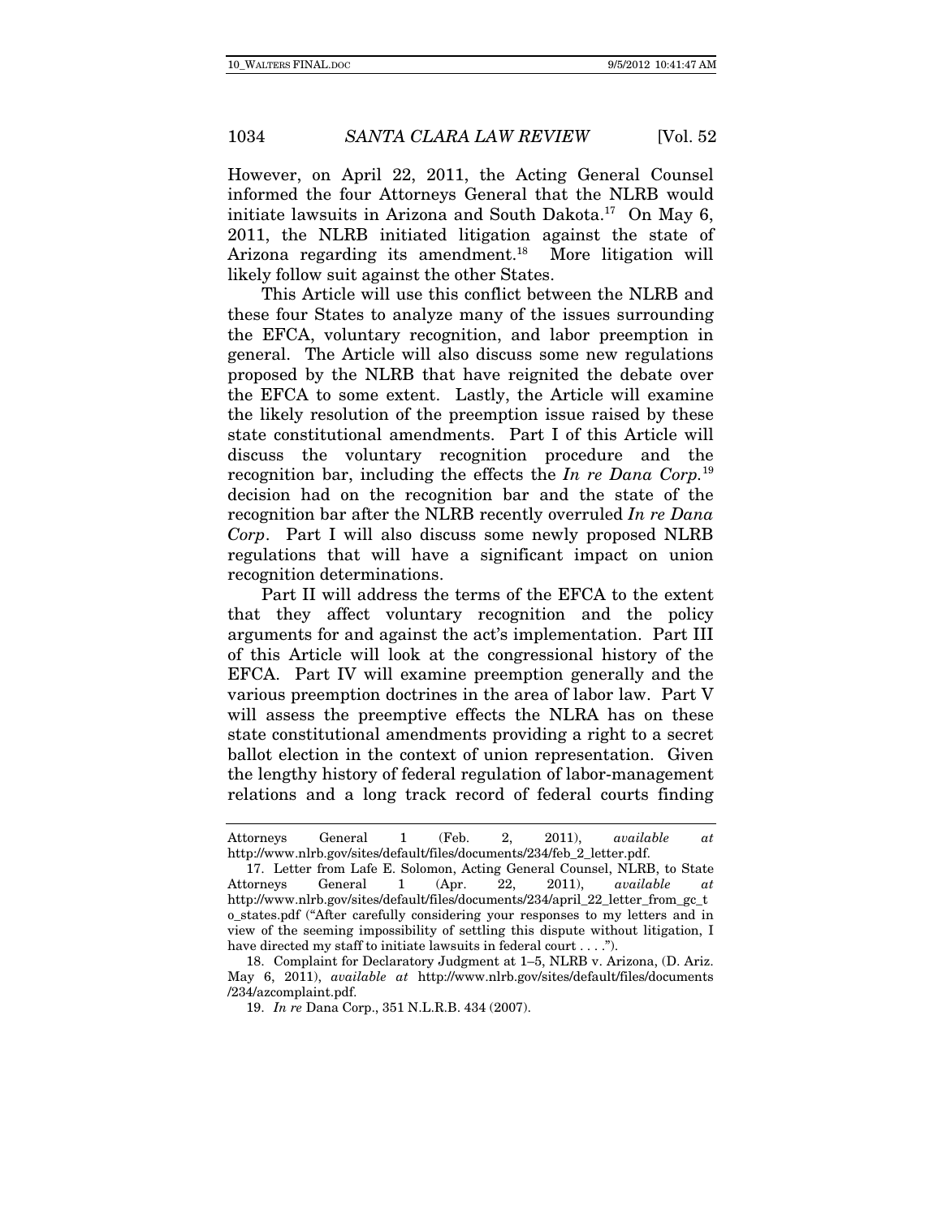However, on April 22, 2011, the Acting General Counsel informed the four Attorneys General that the NLRB would initiate lawsuits in Arizona and South Dakota.[17] On May 6, 2011, the NLRB initiated litigation against the state of Arizona regarding its amendment.[18] More litigation will likely follow suit against the other States.

This Article will use this conflict between the NLRB and these four States to analyze many of the issues surrounding the EFCA, voluntary recognition, and labor preemption in general. The Article will also discuss some new regulations proposed by the NLRB that have reignited the debate over the EFCA to some extent. Lastly, the Article will examine the likely resolution of the preemption issue raised by these state constitutional amendments. Part I of this Article will discuss the voluntary recognition procedure and the recognition bar, including the effects the *In re Dana Corp.*[19] decision had on the recognition bar and the state of the recognition bar after the NLRB recently overruled *In re Dana Corp*. Part I will also discuss some newly proposed NLRB regulations that will have a significant impact on union recognition determinations.

Part II will address the terms of the EFCA to the extent that they affect voluntary recognition and the policy arguments for and against the act's implementation. Part III of this Article will look at the congressional history of the EFCA. Part IV will examine preemption generally and the various preemption doctrines in the area of labor law. Part V will assess the preemptive effects the NLRA has on these state constitutional amendments providing a right to a secret ballot election in the context of union representation. Given the lengthy history of federal regulation of labor-management relations and a long track record of federal courts finding

---

Attorneys General 1 (Feb. 2, 2011), *available at* http://www.nlrb.gov/sites/default/files/documents/234/feb_2_letter.pdf.

17. Letter from Lafe E. Solomon, Acting General Counsel, NLRB, to State Attorneys General 1 (Apr. 22, 2011), *available at* http://www.nlrb.gov/sites/default/files/documents/234/april_22_letter_from_gc_to_states.pdf ("After carefully considering your responses to my letters and in view of the seeming impossibility of settling this dispute without litigation, I have directed my staff to initiate lawsuits in federal court . . . .").

18. Complaint for Declaratory Judgment at 1–5, NLRB v. Arizona, (D. Ariz. May 6, 2011), *available at* http://www.nlrb.gov/sites/default/files/documents/234/azcomplaint.pdf.

19. *In re* Dana Corp., 351 N.L.R.B. 434 (2007).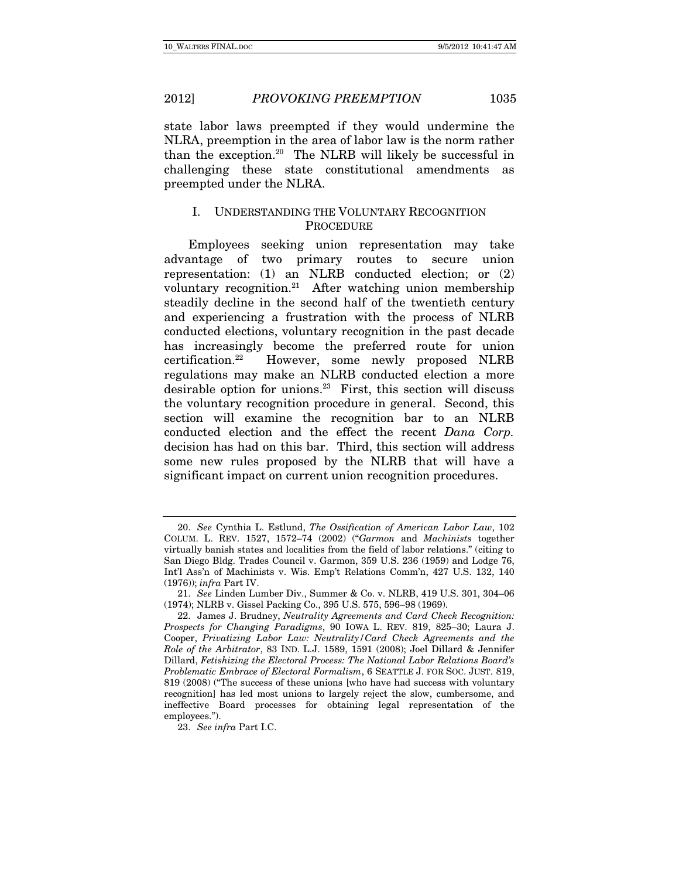state labor laws preempted if they would undermine the NLRA, preemption in the area of labor law is the norm rather than the exception.[20] The NLRB will likely be successful in challenging these state constitutional amendments as preempted under the NLRA.

## I. UNDERSTANDING THE VOLUNTARY RECOGNITION PROCEDURE

Employees seeking union representation may take advantage of two primary routes to secure union representation: (1) an NLRB conducted election; or (2) voluntary recognition.[21] After watching union membership steadily decline in the second half of the twentieth century and experiencing a frustration with the process of NLRB conducted elections, voluntary recognition in the past decade has increasingly become the preferred route for union certification.[22] However, some newly proposed NLRB regulations may make an NLRB conducted election a more desirable option for unions.[23] First, this section will discuss the voluntary recognition procedure in general. Second, this section will examine the recognition bar to an NLRB conducted election and the effect the recent *Dana Corp.* decision has had on this bar. Third, this section will address some new rules proposed by the NLRB that will have a significant impact on current union recognition procedures.

---

20. *See* Cynthia L. Estlund, *The Ossification of American Labor Law*, 102 COLUM. L. REV. 1527, 1572–74 (2002) ("*Garmon* and *Machinists* together virtually banish states and localities from the field of labor relations." (citing to San Diego Bldg. Trades Council v. Garmon, 359 U.S. 236 (1959) and Lodge 76, Int'l Ass'n of Machinists v. Wis. Emp't Relations Comm'n, 427 U.S. 132, 140 (1976)); *infra* Part IV.

21. *See* Linden Lumber Div., Summer & Co. v. NLRB, 419 U.S. 301, 304–06 (1974); NLRB v. Gissel Packing Co., 395 U.S. 575, 596–98 (1969).

22. James J. Brudney, *Neutrality Agreements and Card Check Recognition: Prospects for Changing Paradigms*, 90 IOWA L. REV. 819, 825–30; Laura J. Cooper, *Privatizing Labor Law: Neutrality/Card Check Agreements and the Role of the Arbitrator*, 83 IND. L.J. 1589, 1591 (2008); Joel Dillard & Jennifer Dillard, *Fetishizing the Electoral Process: The National Labor Relations Board's Problematic Embrace of Electoral Formalism*, 6 SEATTLE J. FOR SOC. JUST. 819, 819 (2008) ("The success of these unions [who have had success with voluntary recognition] has led most unions to largely reject the slow, cumbersome, and ineffective Board processes for obtaining legal representation of the employees.").

23. *See infra* Part I.C.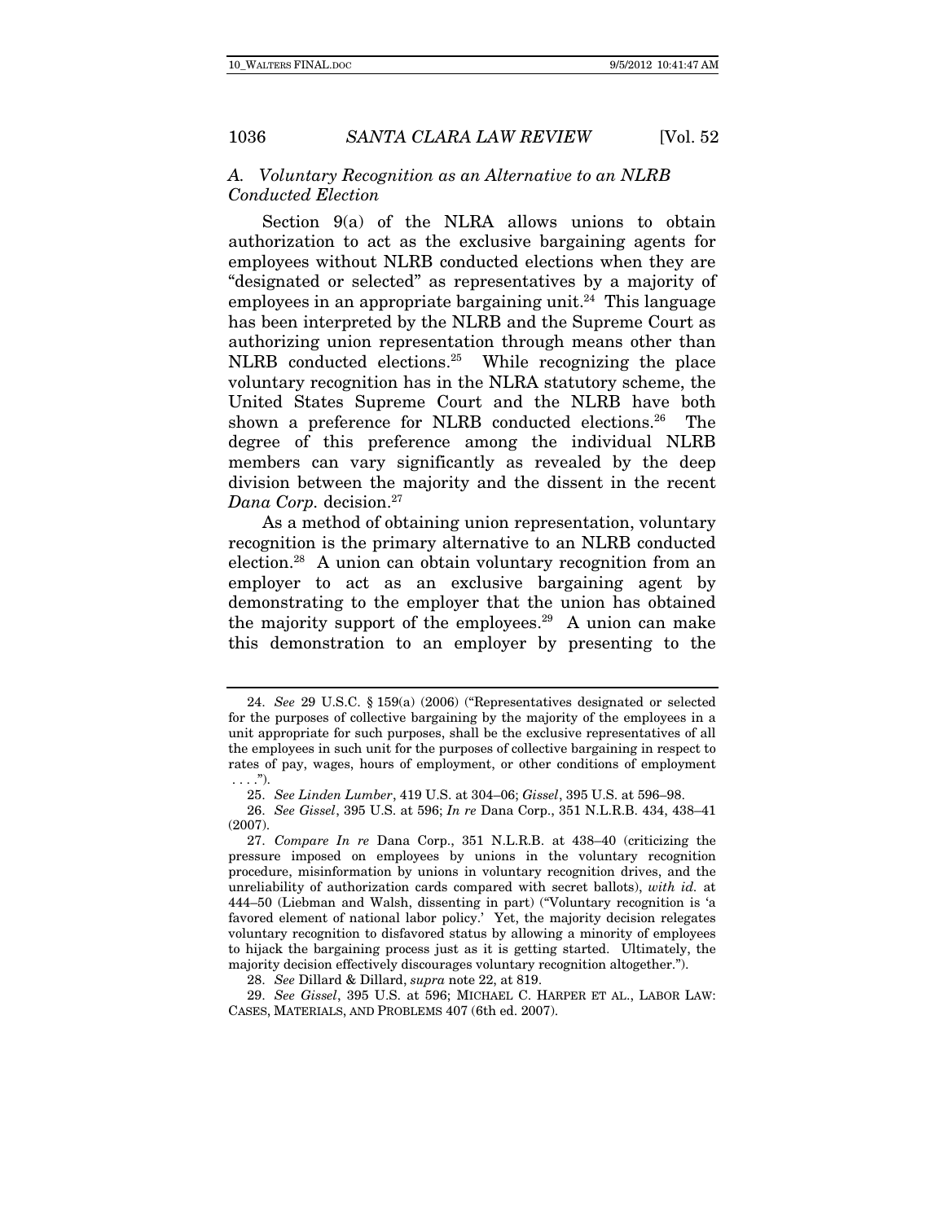### *A. Voluntary Recognition as an Alternative to an NLRB Conducted Election*

Section 9(a) of the NLRA allows unions to obtain authorization to act as the exclusive bargaining agents for employees without NLRB conducted elections when they are "designated or selected" as representatives by a majority of employees in an appropriate bargaining unit.[24] This language has been interpreted by the NLRB and the Supreme Court as authorizing union representation through means other than NLRB conducted elections.[25] While recognizing the place voluntary recognition has in the NLRA statutory scheme, the United States Supreme Court and the NLRB have both shown a preference for NLRB conducted elections.[26] The degree of this preference among the individual NLRB members can vary significantly as revealed by the deep division between the majority and the dissent in the recent *Dana Corp.* decision.[27]

As a method of obtaining union representation, voluntary recognition is the primary alternative to an NLRB conducted election.[28] A union can obtain voluntary recognition from an employer to act as an exclusive bargaining agent by demonstrating to the employer that the union has obtained the majority support of the employees.[29] A union can make this demonstration to an employer by presenting to the

---

24. *See* 29 U.S.C. § 159(a) (2006) ("Representatives designated or selected for the purposes of collective bargaining by the majority of the employees in a unit appropriate for such purposes, shall be the exclusive representatives of all the employees in such unit for the purposes of collective bargaining in respect to rates of pay, wages, hours of employment, or other conditions of employment . . . .").

25. *See Linden Lumber*, 419 U.S. at 304–06; *Gissel*, 395 U.S. at 596–98.

26. *See Gissel*, 395 U.S. at 596; *In re* Dana Corp., 351 N.L.R.B. 434, 438–41 (2007).

27. *Compare In re* Dana Corp., 351 N.L.R.B. at 438–40 (criticizing the pressure imposed on employees by unions in the voluntary recognition procedure, misinformation by unions in voluntary recognition drives, and the unreliability of authorization cards compared with secret ballots), *with id.* at 444–50 (Liebman and Walsh, dissenting in part) ("Voluntary recognition is 'a favored element of national labor policy.' Yet, the majority decision relegates voluntary recognition to disfavored status by allowing a minority of employees to hijack the bargaining process just as it is getting started. Ultimately, the majority decision effectively discourages voluntary recognition altogether.").

28. *See* Dillard & Dillard, *supra* note 22, at 819.

29. *See Gissel*, 395 U.S. at 596; MICHAEL C. HARPER ET AL., LABOR LAW: CASES, MATERIALS, AND PROBLEMS 407 (6th ed. 2007).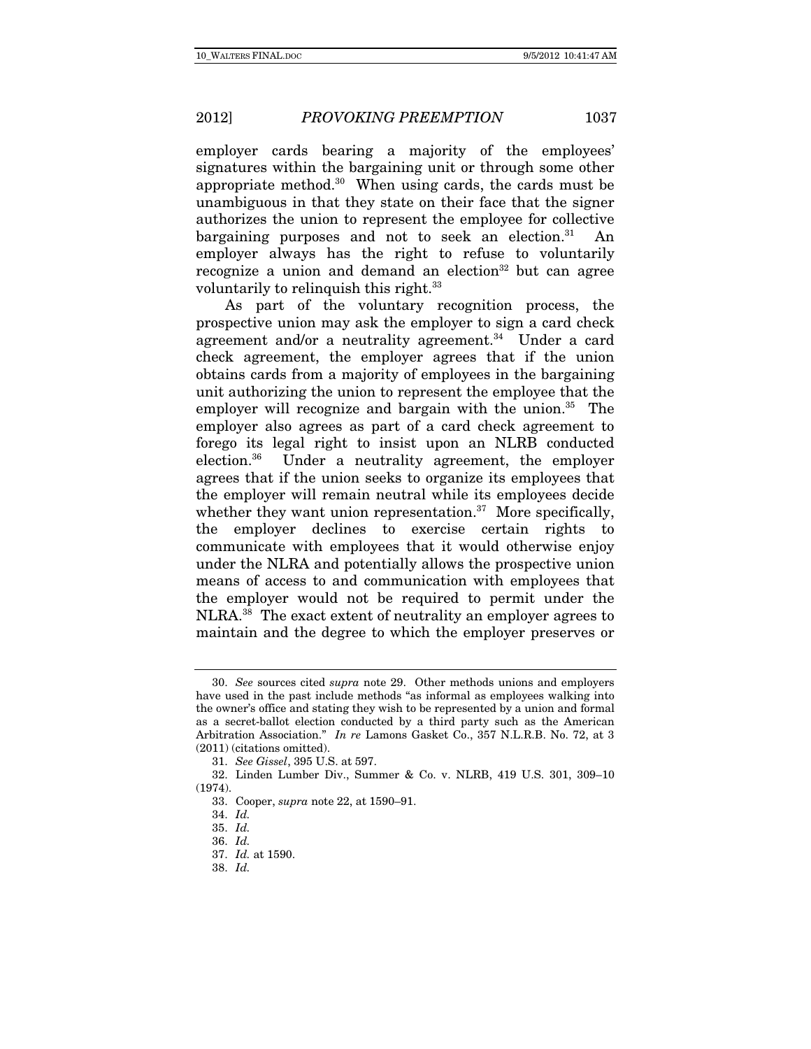employer cards bearing a majority of the employees' signatures within the bargaining unit or through some other appropriate method.[30] When using cards, the cards must be unambiguous in that they state on their face that the signer authorizes the union to represent the employee for collective bargaining purposes and not to seek an election.[31] An employer always has the right to refuse to voluntarily recognize a union and demand an election[32] but can agree voluntarily to relinquish this right.[33]

As part of the voluntary recognition process, the prospective union may ask the employer to sign a card check agreement and/or a neutrality agreement.[34] Under a card check agreement, the employer agrees that if the union obtains cards from a majority of employees in the bargaining unit authorizing the union to represent the employee that the employer will recognize and bargain with the union.[35] The employer also agrees as part of a card check agreement to forego its legal right to insist upon an NLRB conducted election.[36] Under a neutrality agreement, the employer agrees that if the union seeks to organize its employees that the employer will remain neutral while its employees decide whether they want union representation.[37] More specifically, the employer declines to exercise certain rights to communicate with employees that it would otherwise enjoy under the NLRA and potentially allows the prospective union means of access to and communication with employees that the employer would not be required to permit under the NLRA.[38] The exact extent of neutrality an employer agrees to maintain and the degree to which the employer preserves or

---

30. *See* sources cited *supra* note 29. Other methods unions and employers have used in the past include methods "as informal as employees walking into the owner's office and stating they wish to be represented by a union and formal as a secret-ballot election conducted by a third party such as the American Arbitration Association." *In re* Lamons Gasket Co., 357 N.L.R.B. No. 72, at 3 (2011) (citations omitted).

31. *See Gissel*, 395 U.S. at 597.

32. Linden Lumber Div., Summer & Co. v. NLRB, 419 U.S. 301, 309–10 (1974).

33. Cooper, *supra* note 22, at 1590–91.

34. *Id.*

35. *Id.*

36. *Id.*

37. *Id.* at 1590.

38. *Id.*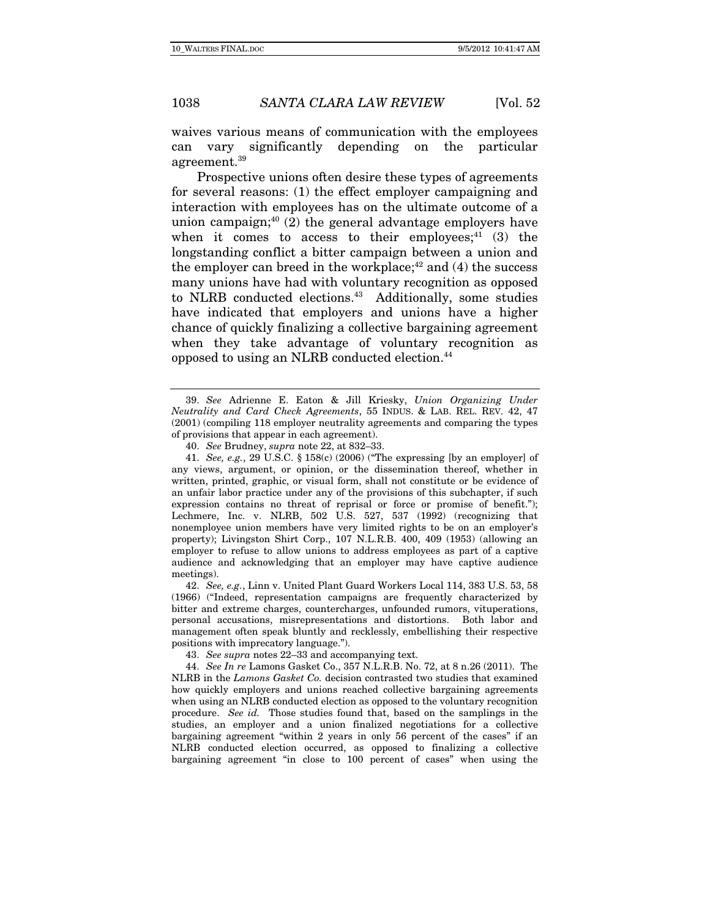waives various means of communication with the employees can vary significantly depending on the particular agreement.[39]

Prospective unions often desire these types of agreements for several reasons: (1) the effect employer campaigning and interaction with employees has on the ultimate outcome of a union campaign;[40] (2) the general advantage employers have when it comes to access to their employees;[41] (3) the longstanding conflict a bitter campaign between a union and the employer can breed in the workplace;[42] and (4) the success many unions have had with voluntary recognition as opposed to NLRB conducted elections.[43] Additionally, some studies have indicated that employers and unions have a higher chance of quickly finalizing a collective bargaining agreement when they take advantage of voluntary recognition as opposed to using an NLRB conducted election.[44]

---

39. *See* Adrienne E. Eaton & Jill Kriesky, *Union Organizing Under Neutrality and Card Check Agreements*, 55 INDUS. & LAB. REL. REV. 42, 47 (2001) (compiling 118 employer neutrality agreements and comparing the types of provisions that appear in each agreement).

40. *See* Brudney, *supra* note 22, at 832–33.

41. *See, e.g.*, 29 U.S.C. § 158(c) (2006) ("The expressing [by an employer] of any views, argument, or opinion, or the dissemination thereof, whether in written, printed, graphic, or visual form, shall not constitute or be evidence of an unfair labor practice under any of the provisions of this subchapter, if such expression contains no threat of reprisal or force or promise of benefit."); Lechmere, Inc. v. NLRB, 502 U.S. 527, 537 (1992) (recognizing that nonemployee union members have very limited rights to be on an employer's property); Livingston Shirt Corp., 107 N.L.R.B. 400, 409 (1953) (allowing an employer to refuse to allow unions to address employees as part of a captive audience and acknowledging that an employer may have captive audience meetings).

42. *See, e.g.*, Linn v. United Plant Guard Workers Local 114, 383 U.S. 53, 58 (1966) ("Indeed, representation campaigns are frequently characterized by bitter and extreme charges, countercharges, unfounded rumors, vituperations, personal accusations, misrepresentations and distortions. Both labor and management often speak bluntly and recklessly, embellishing their respective positions with imprecatory language.").

43. *See supra* notes 22–33 and accompanying text.

44. *See In re* Lamons Gasket Co., 357 N.L.R.B. No. 72, at 8 n.26 (2011). The NLRB in the *Lamons Gasket Co.* decision contrasted two studies that examined how quickly employers and unions reached collective bargaining agreements when using an NLRB conducted election as opposed to the voluntary recognition procedure. *See id.* Those studies found that, based on the samplings in the studies, an employer and a union finalized negotiations for a collective bargaining agreement "within 2 years in only 56 percent of the cases" if an NLRB conducted election occurred, as opposed to finalizing a collective bargaining agreement "in close to 100 percent of cases" when using the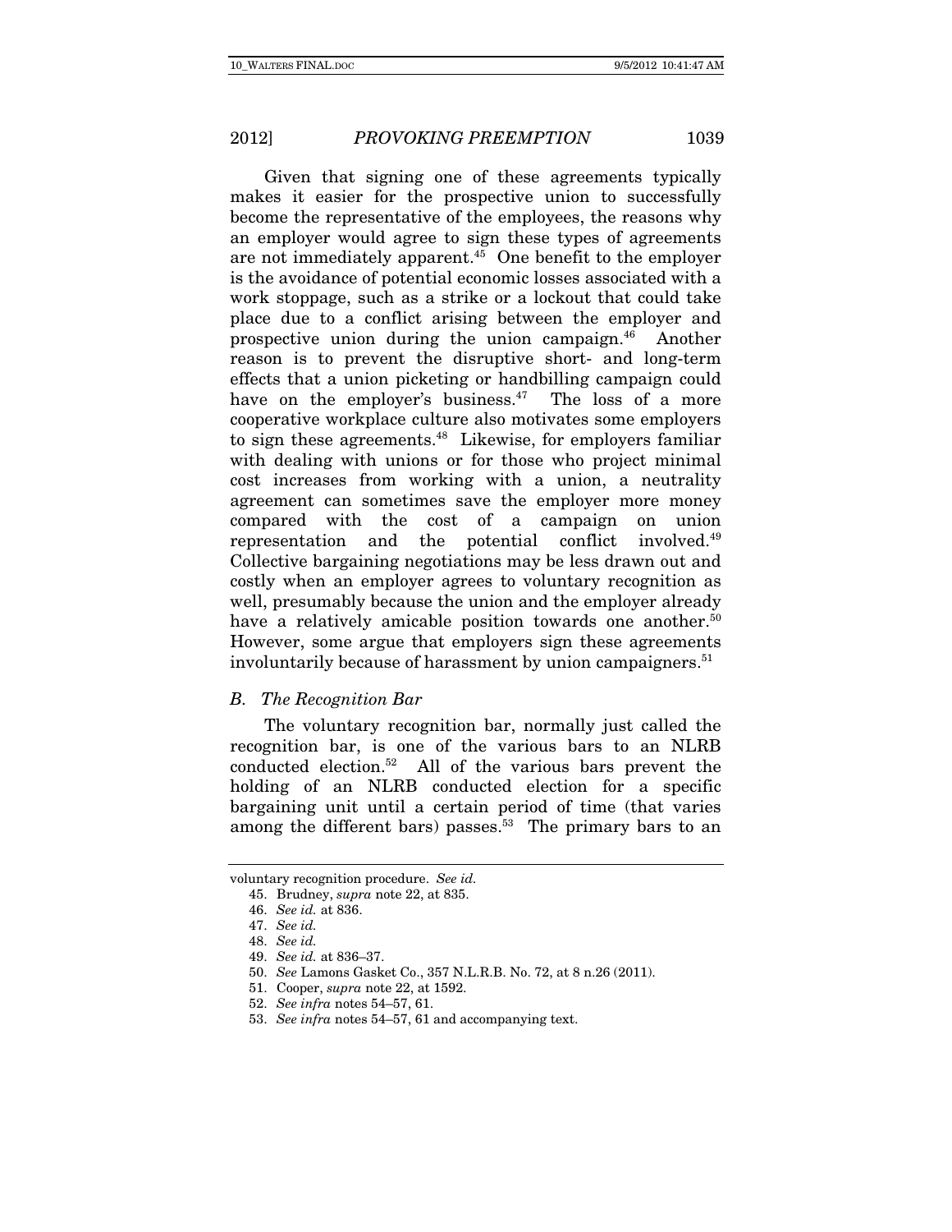Given that signing one of these agreements typically makes it easier for the prospective union to successfully become the representative of the employees, the reasons why an employer would agree to sign these types of agreements are not immediately apparent.[45] One benefit to the employer is the avoidance of potential economic losses associated with a work stoppage, such as a strike or a lockout that could take place due to a conflict arising between the employer and prospective union during the union campaign.[46] Another reason is to prevent the disruptive short- and long-term effects that a union picketing or handbilling campaign could have on the employer's business.[47] The loss of a more cooperative workplace culture also motivates some employers to sign these agreements.[48] Likewise, for employers familiar with dealing with unions or for those who project minimal cost increases from working with a union, a neutrality agreement can sometimes save the employer more money compared with the cost of a campaign on union representation and the potential conflict involved.[49] Collective bargaining negotiations may be less drawn out and costly when an employer agrees to voluntary recognition as well, presumably because the union and the employer already have a relatively amicable position towards one another.[50] However, some argue that employers sign these agreements involuntarily because of harassment by union campaigners.[51]

### *B. The Recognition Bar*

The voluntary recognition bar, normally just called the recognition bar, is one of the various bars to an NLRB conducted election.[52] All of the various bars prevent the holding of an NLRB conducted election for a specific bargaining unit until a certain period of time (that varies among the different bars) passes.[53] The primary bars to an

---

voluntary recognition procedure. *See id.*

45. Brudney, *supra* note 22, at 835.
46. *See id.* at 836.
47. *See id.*
48. *See id.*
49. *See id.* at 836–37.
50. *See* Lamons Gasket Co., 357 N.L.R.B. No. 72, at 8 n.26 (2011).
51. Cooper, *supra* note 22, at 1592.
52. *See infra* notes 54–57, 61.
53. *See infra* notes 54–57, 61 and accompanying text.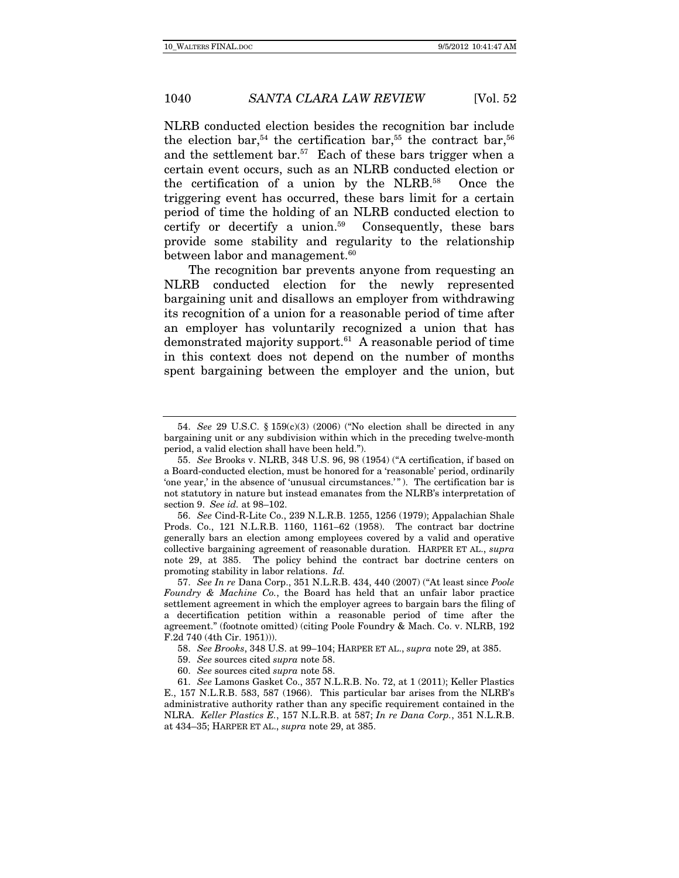NLRB conducted election besides the recognition bar include the election bar,[54] the certification bar,[55] the contract bar,[56] and the settlement bar.[57] Each of these bars trigger when a certain event occurs, such as an NLRB conducted election or the certification of a union by the NLRB.[58] Once the triggering event has occurred, these bars limit for a certain period of time the holding of an NLRB conducted election to certify or decertify a union.[59] Consequently, these bars provide some stability and regularity to the relationship between labor and management.[60]

The recognition bar prevents anyone from requesting an NLRB conducted election for the newly represented bargaining unit and disallows an employer from withdrawing its recognition of a union for a reasonable period of time after an employer has voluntarily recognized a union that has demonstrated majority support.[61] A reasonable period of time in this context does not depend on the number of months spent bargaining between the employer and the union, but

---

54. *See* 29 U.S.C. § 159(c)(3) (2006) ("No election shall be directed in any bargaining unit or any subdivision within which in the preceding twelve-month period, a valid election shall have been held.").

55. *See* Brooks v. NLRB, 348 U.S. 96, 98 (1954) ("A certification, if based on a Board-conducted election, must be honored for a 'reasonable' period, ordinarily 'one year,' in the absence of 'unusual circumstances.'"). The certification bar is not statutory in nature but instead emanates from the NLRB's interpretation of section 9. *See id.* at 98–102.

56. *See* Cind-R-Lite Co., 239 N.L.R.B. 1255, 1256 (1979); Appalachian Shale Prods. Co., 121 N.L.R.B. 1160, 1161–62 (1958). The contract bar doctrine generally bars an election among employees covered by a valid and operative collective bargaining agreement of reasonable duration. HARPER ET AL., *supra* note 29, at 385. The policy behind the contract bar doctrine centers on promoting stability in labor relations. *Id.*

57. *See In re* Dana Corp., 351 N.L.R.B. 434, 440 (2007) ("At least since *Poole Foundry & Machine Co.*, the Board has held that an unfair labor practice settlement agreement in which the employer agrees to bargain bars the filing of a decertification petition within a reasonable period of time after the agreement." (footnote omitted) (citing Poole Foundry & Mach. Co. v. NLRB, 192 F.2d 740 (4th Cir. 1951))).

58. *See Brooks*, 348 U.S. at 99–104; HARPER ET AL., *supra* note 29, at 385.

59. *See* sources cited *supra* note 58.

60. *See* sources cited *supra* note 58.

61. *See* Lamons Gasket Co., 357 N.L.R.B. No. 72, at 1 (2011); Keller Plastics E., 157 N.L.R.B. 583, 587 (1966). This particular bar arises from the NLRB's administrative authority rather than any specific requirement contained in the NLRA. *Keller Plastics E.*, 157 N.L.R.B. at 587; *In re Dana Corp.*, 351 N.L.R.B. at 434–35; HARPER ET AL., *supra* note 29, at 385.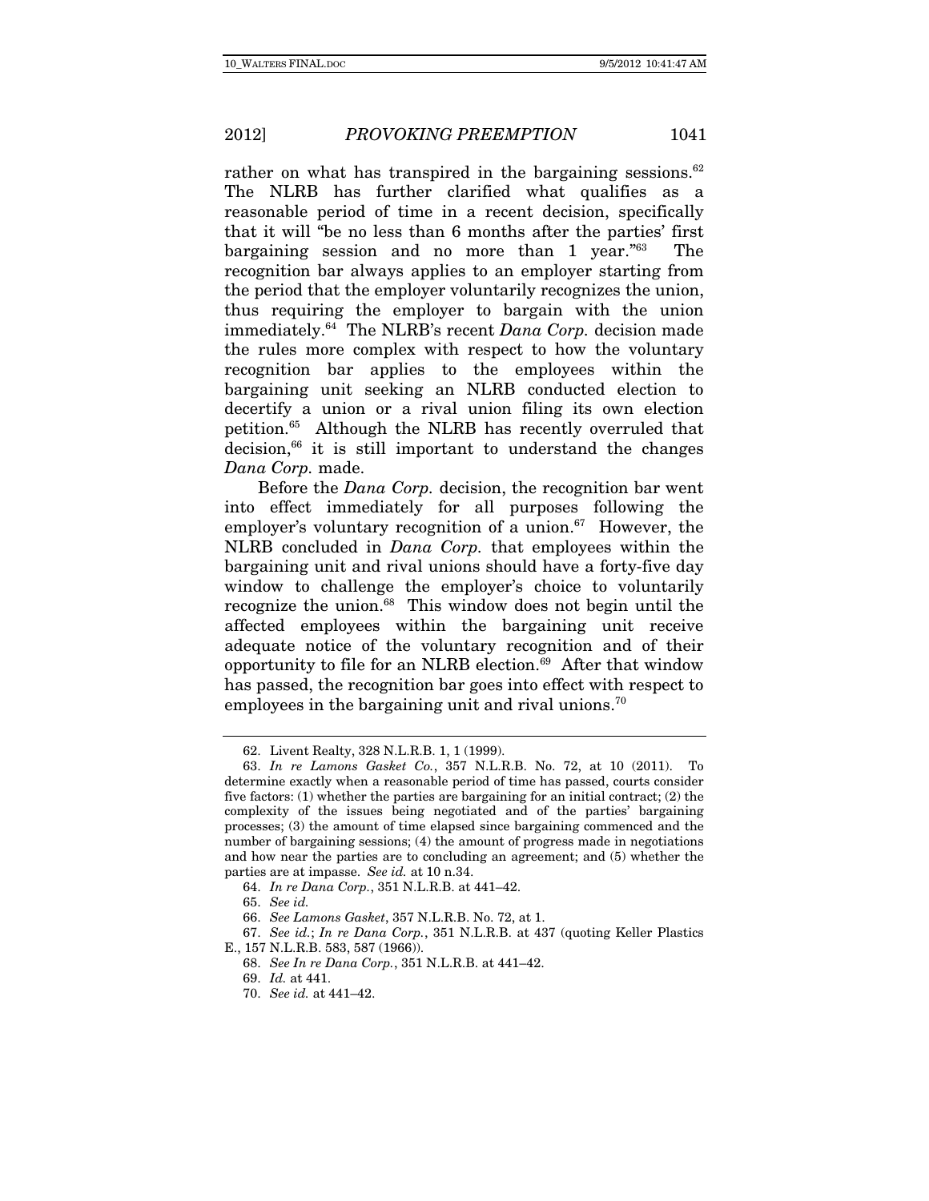rather on what has transpired in the bargaining sessions.[62] The NLRB has further clarified what qualifies as a reasonable period of time in a recent decision, specifically that it will "be no less than 6 months after the parties' first bargaining session and no more than 1 year."[63] The recognition bar always applies to an employer starting from the period that the employer voluntarily recognizes the union, thus requiring the employer to bargain with the union immediately.[64] The NLRB's recent *Dana Corp.* decision made the rules more complex with respect to how the voluntary recognition bar applies to the employees within the bargaining unit seeking an NLRB conducted election to decertify a union or a rival union filing its own election petition.[65] Although the NLRB has recently overruled that decision,[66] it is still important to understand the changes *Dana Corp.* made.

Before the *Dana Corp.* decision, the recognition bar went into effect immediately for all purposes following the employer's voluntary recognition of a union.[67] However, the NLRB concluded in *Dana Corp.* that employees within the bargaining unit and rival unions should have a forty-five day window to challenge the employer's choice to voluntarily recognize the union.[68] This window does not begin until the affected employees within the bargaining unit receive adequate notice of the voluntary recognition and of their opportunity to file for an NLRB election.[69] After that window has passed, the recognition bar goes into effect with respect to employees in the bargaining unit and rival unions.[70]

---

62. Livent Realty, 328 N.L.R.B. 1, 1 (1999).

63. *In re Lamons Gasket Co.*, 357 N.L.R.B. No. 72, at 10 (2011). To determine exactly when a reasonable period of time has passed, courts consider five factors: (1) whether the parties are bargaining for an initial contract; (2) the complexity of the issues being negotiated and of the parties' bargaining processes; (3) the amount of time elapsed since bargaining commenced and the number of bargaining sessions; (4) the amount of progress made in negotiations and how near the parties are to concluding an agreement; and (5) whether the parties are at impasse. *See id.* at 10 n.34.

64. *In re Dana Corp.*, 351 N.L.R.B. at 441–42.

65. *See id.*

66. *See Lamons Gasket*, 357 N.L.R.B. No. 72, at 1.

67. *See id.*; *In re Dana Corp.*, 351 N.L.R.B. at 437 (quoting Keller Plastics E., 157 N.L.R.B. 583, 587 (1966)).

68. *See In re Dana Corp.*, 351 N.L.R.B. at 441–42.

69. *Id.* at 441.

70. *See id.* at 441–42.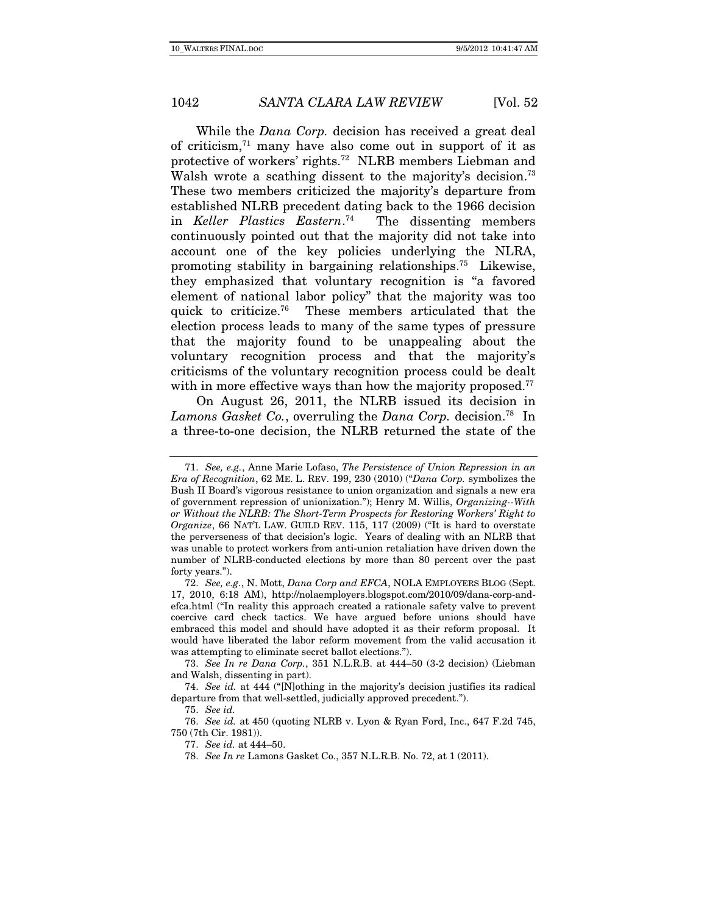While the *Dana Corp.* decision has received a great deal of criticism,[71] many have also come out in support of it as protective of workers' rights.[72] NLRB members Liebman and Walsh wrote a scathing dissent to the majority's decision.[73] These two members criticized the majority's departure from established NLRB precedent dating back to the 1966 decision in *Keller Plastics Eastern*.[74] The dissenting members continuously pointed out that the majority did not take into account one of the key policies underlying the NLRA, promoting stability in bargaining relationships.[75] Likewise, they emphasized that voluntary recognition is "a favored element of national labor policy" that the majority was too quick to criticize.[76] These members articulated that the election process leads to many of the same types of pressure that the majority found to be unappealing about the voluntary recognition process and that the majority's criticisms of the voluntary recognition process could be dealt with in more effective ways than how the majority proposed.[77]

On August 26, 2011, the NLRB issued its decision in *Lamons Gasket Co.*, overruling the *Dana Corp.* decision.[78] In a three-to-one decision, the NLRB returned the state of the

---

71. *See, e.g.*, Anne Marie Lofaso, *The Persistence of Union Repression in an Era of Recognition*, 62 ME. L. REV. 199, 230 (2010) ("*Dana Corp.* symbolizes the Bush II Board's vigorous resistance to union organization and signals a new era of government repression of unionization."); Henry M. Willis, *Organizing--With or Without the NLRB: The Short-Term Prospects for Restoring Workers' Right to Organize*, 66 NAT'L LAW. GUILD REV. 115, 117 (2009) ("It is hard to overstate the perverseness of that decision's logic. Years of dealing with an NLRB that was unable to protect workers from anti-union retaliation have driven down the number of NLRB-conducted elections by more than 80 percent over the past forty years.").

72. *See, e.g.*, N. Mott, *Dana Corp and EFCA*, NOLA EMPLOYERS BLOG (Sept. 17, 2010, 6:18 AM), http://nolaemployers.blogspot.com/2010/09/dana-corp-and-efca.html ("In reality this approach created a rationale safety valve to prevent coercive card check tactics. We have argued before unions should have embraced this model and should have adopted it as their reform proposal. It would have liberated the labor reform movement from the valid accusation it was attempting to eliminate secret ballot elections.").

73. *See In re Dana Corp.*, 351 N.L.R.B. at 444–50 (3-2 decision) (Liebman and Walsh, dissenting in part).

74. *See id.* at 444 ("[N]othing in the majority's decision justifies its radical departure from that well-settled, judicially approved precedent.").

75. *See id.*

76. *See id.* at 450 (quoting NLRB v. Lyon & Ryan Ford, Inc., 647 F.2d 745, 750 (7th Cir. 1981)).

77. *See id.* at 444–50.

78. *See In re* Lamons Gasket Co., 357 N.L.R.B. No. 72, at 1 (2011).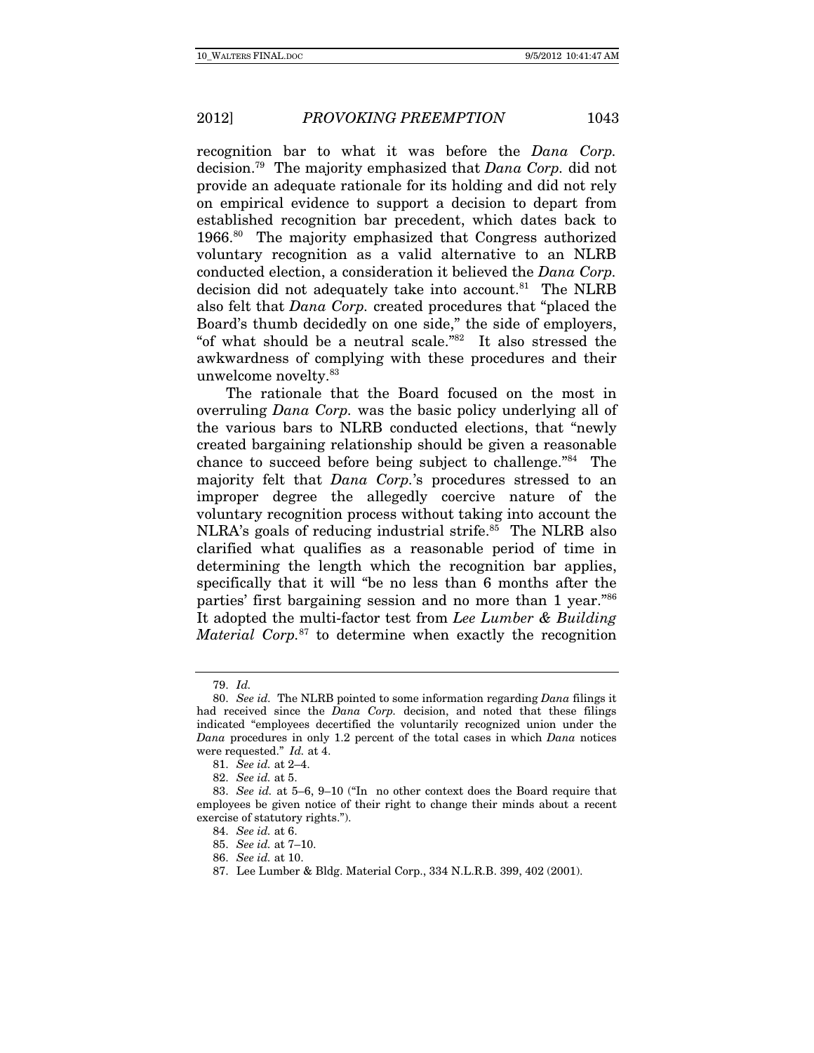recognition bar to what it was before the *Dana Corp.* decision.[79] The majority emphasized that *Dana Corp.* did not provide an adequate rationale for its holding and did not rely on empirical evidence to support a decision to depart from established recognition bar precedent, which dates back to 1966.[80] The majority emphasized that Congress authorized voluntary recognition as a valid alternative to an NLRB conducted election, a consideration it believed the *Dana Corp.* decision did not adequately take into account.[81] The NLRB also felt that *Dana Corp.* created procedures that "placed the Board's thumb decidedly on one side," the side of employers, "of what should be a neutral scale."[82] It also stressed the awkwardness of complying with these procedures and their unwelcome novelty.[83]

The rationale that the Board focused on the most in overruling *Dana Corp.* was the basic policy underlying all of the various bars to NLRB conducted elections, that "newly created bargaining relationship should be given a reasonable chance to succeed before being subject to challenge."[84] The majority felt that *Dana Corp.*'s procedures stressed to an improper degree the allegedly coercive nature of the voluntary recognition process without taking into account the NLRA's goals of reducing industrial strife.[85] The NLRB also clarified what qualifies as a reasonable period of time in determining the length which the recognition bar applies, specifically that it will "be no less than 6 months after the parties' first bargaining session and no more than 1 year."[86] It adopted the multi-factor test from *Lee Lumber & Building Material Corp.*[87] to determine when exactly the recognition

---

79. *Id.*

80. *See id.* The NLRB pointed to some information regarding *Dana* filings it had received since the *Dana Corp.* decision, and noted that these filings indicated "employees decertified the voluntarily recognized union under the *Dana* procedures in only 1.2 percent of the total cases in which *Dana* notices were requested." *Id.* at 4.

81. *See id.* at 2–4.

82. *See id.* at 5.

83. *See id.* at 5–6, 9–10 ("In no other context does the Board require that employees be given notice of their right to change their minds about a recent exercise of statutory rights.").

84. *See id.* at 6.

85. *See id.* at 7–10.

86. *See id.* at 10.

87. Lee Lumber & Bldg. Material Corp., 334 N.L.R.B. 399, 402 (2001).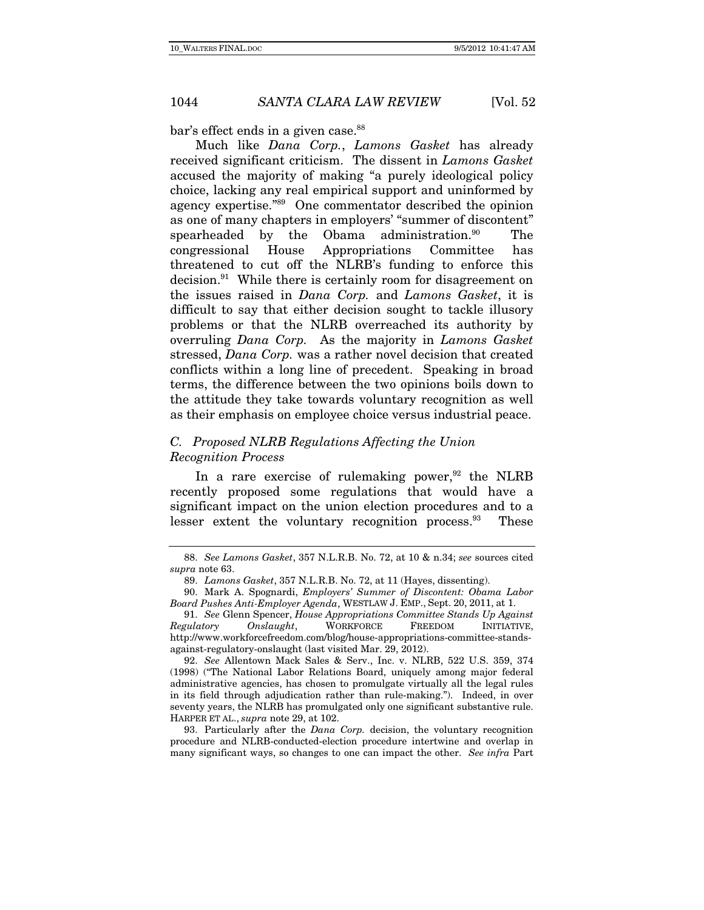bar's effect ends in a given case.[88]

Much like *Dana Corp.*, *Lamons Gasket* has already received significant criticism. The dissent in *Lamons Gasket* accused the majority of making "a purely ideological policy choice, lacking any real empirical support and uninformed by agency expertise."[89] One commentator described the opinion as one of many chapters in employers' "summer of discontent" spearheaded by the Obama administration.[90] The congressional House Appropriations Committee has threatened to cut off the NLRB's funding to enforce this decision.[91] While there is certainly room for disagreement on the issues raised in *Dana Corp.* and *Lamons Gasket*, it is difficult to say that either decision sought to tackle illusory problems or that the NLRB overreached its authority by overruling *Dana Corp.* As the majority in *Lamons Gasket* stressed, *Dana Corp.* was a rather novel decision that created conflicts within a long line of precedent. Speaking in broad terms, the difference between the two opinions boils down to the attitude they take towards voluntary recognition as well as their emphasis on employee choice versus industrial peace.

### *C. Proposed NLRB Regulations Affecting the Union Recognition Process*

In a rare exercise of rulemaking power,[92] the NLRB recently proposed some regulations that would have a significant impact on the union election procedures and to a lesser extent the voluntary recognition process.[93] These

---

88. *See Lamons Gasket*, 357 N.L.R.B. No. 72, at 10 & n.34; *see* sources cited *supra* note 63.

89. *Lamons Gasket*, 357 N.L.R.B. No. 72, at 11 (Hayes, dissenting).

90. Mark A. Spognardi, *Employers' Summer of Discontent: Obama Labor Board Pushes Anti-Employer Agenda*, WESTLAW J. EMP., Sept. 20, 2011, at 1.

91. *See* Glenn Spencer, *House Appropriations Committee Stands Up Against Regulatory Onslaught*, WORKFORCE FREEDOM INITIATIVE, http://www.workforcefreedom.com/blog/house-appropriations-committee-stands-against-regulatory-onslaught (last visited Mar. 29, 2012).

92. *See* Allentown Mack Sales & Serv., Inc. v. NLRB, 522 U.S. 359, 374 (1998) ("The National Labor Relations Board, uniquely among major federal administrative agencies, has chosen to promulgate virtually all the legal rules in its field through adjudication rather than rule-making."). Indeed, in over seventy years, the NLRB has promulgated only one significant substantive rule. HARPER ET AL., *supra* note 29, at 102.

93. Particularly after the *Dana Corp.* decision, the voluntary recognition procedure and NLRB-conducted-election procedure intertwine and overlap in many significant ways, so changes to one can impact the other. *See infra* Part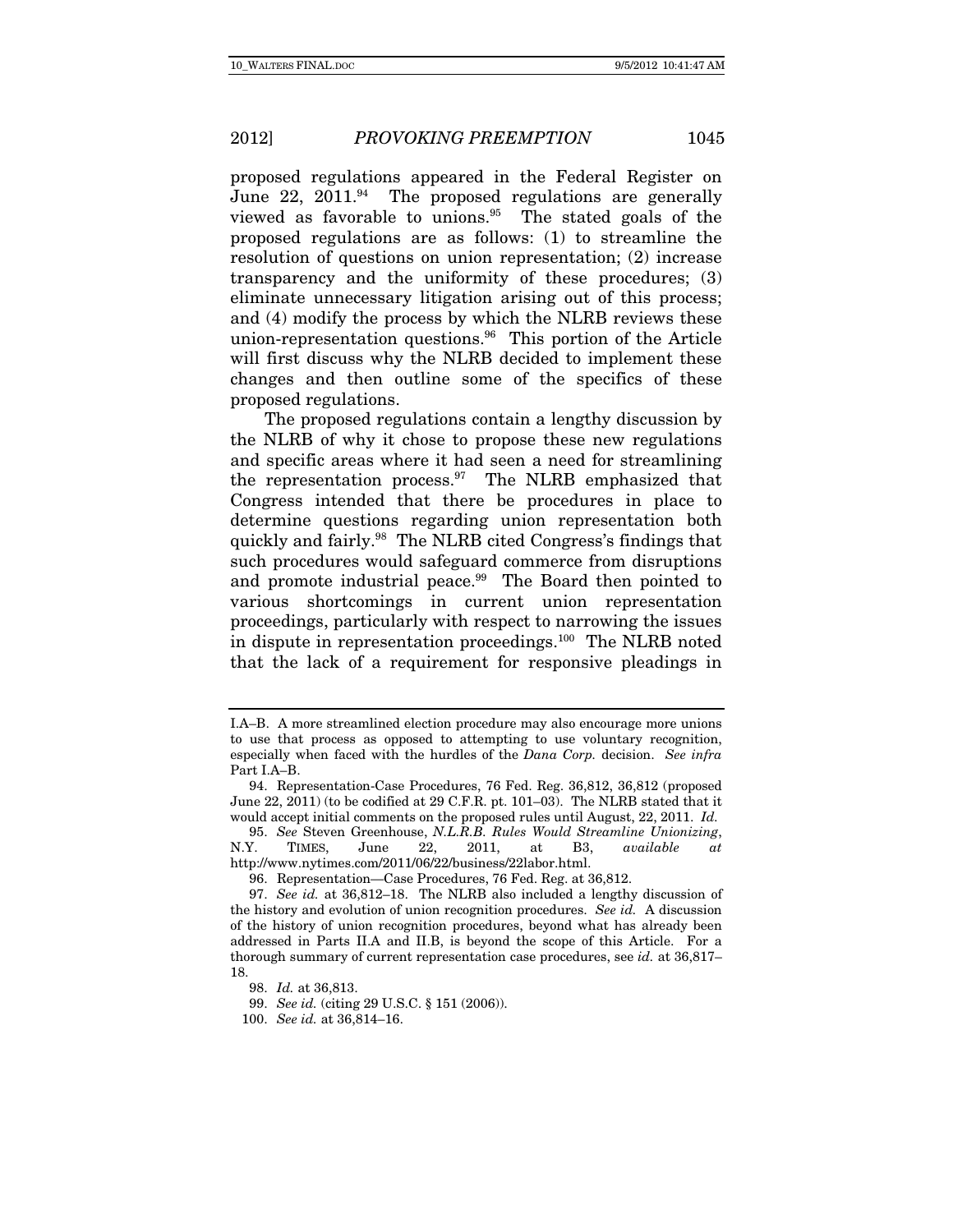proposed regulations appeared in the Federal Register on June 22, 2011.[94] The proposed regulations are generally viewed as favorable to unions.[95] The stated goals of the proposed regulations are as follows: (1) to streamline the resolution of questions on union representation; (2) increase transparency and the uniformity of these procedures; (3) eliminate unnecessary litigation arising out of this process; and (4) modify the process by which the NLRB reviews these union-representation questions.[96] This portion of the Article will first discuss why the NLRB decided to implement these changes and then outline some of the specifics of these proposed regulations.

The proposed regulations contain a lengthy discussion by the NLRB of why it chose to propose these new regulations and specific areas where it had seen a need for streamlining the representation process.[97] The NLRB emphasized that Congress intended that there be procedures in place to determine questions regarding union representation both quickly and fairly.[98] The NLRB cited Congress's findings that such procedures would safeguard commerce from disruptions and promote industrial peace.[99] The Board then pointed to various shortcomings in current union representation proceedings, particularly with respect to narrowing the issues in dispute in representation proceedings.[100] The NLRB noted that the lack of a requirement for responsive pleadings in

---

I.A–B. A more streamlined election procedure may also encourage more unions to use that process as opposed to attempting to use voluntary recognition, especially when faced with the hurdles of the *Dana Corp.* decision. *See infra* Part I.A–B.

94. Representation-Case Procedures, 76 Fed. Reg. 36,812, 36,812 (proposed June 22, 2011) (to be codified at 29 C.F.R. pt. 101–03). The NLRB stated that it would accept initial comments on the proposed rules until August, 22, 2011. *Id.*

95. *See* Steven Greenhouse, *N.L.R.B. Rules Would Streamline Unionizing*, N.Y. TIMES, June 22, 2011, at B3, *available at* http://www.nytimes.com/2011/06/22/business/22labor.html.

96. Representation—Case Procedures, 76 Fed. Reg. at 36,812.

97. *See id.* at 36,812–18. The NLRB also included a lengthy discussion of the history and evolution of union recognition procedures. *See id.* A discussion of the history of union recognition procedures, beyond what has already been addressed in Parts II.A and II.B, is beyond the scope of this Article. For a thorough summary of current representation case procedures, see *id.* at 36,817–18.

98. *Id.* at 36,813.

99. *See id.* (citing 29 U.S.C. § 151 (2006)).

100. *See id.* at 36,814–16.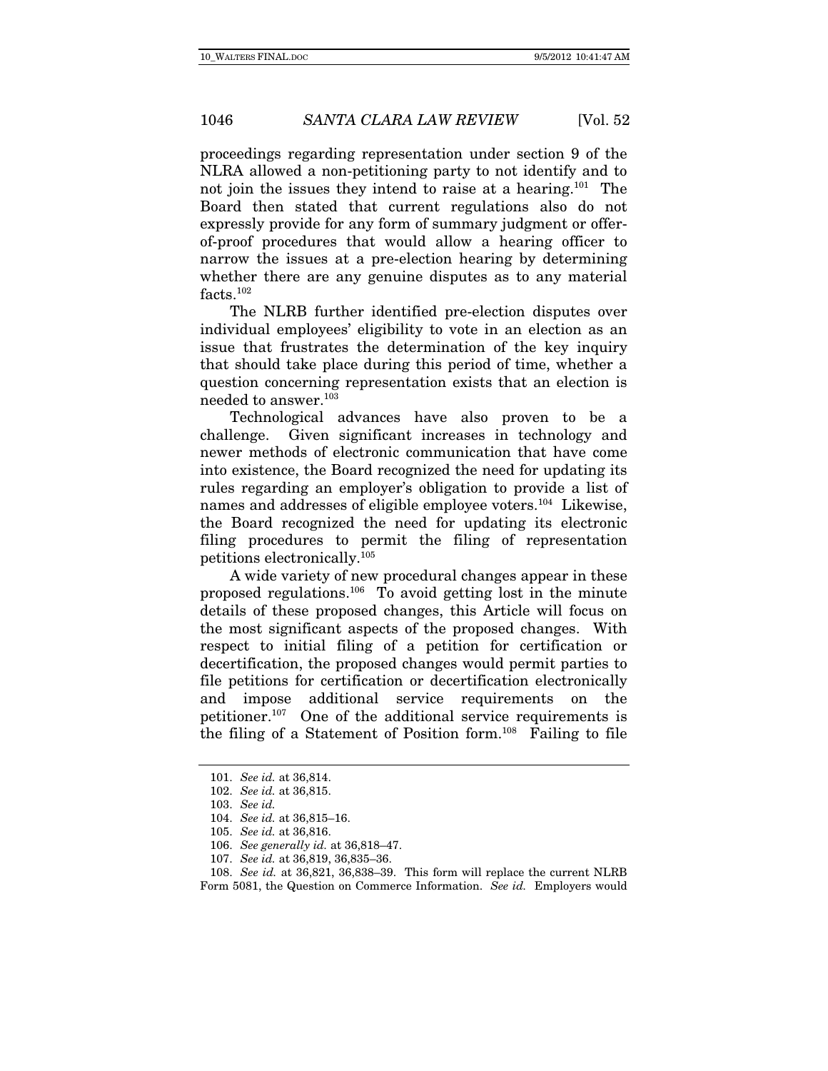proceedings regarding representation under section 9 of the NLRA allowed a non-petitioning party to not identify and to not join the issues they intend to raise at a hearing.[101] The Board then stated that current regulations also do not expressly provide for any form of summary judgment or offer-of-proof procedures that would allow a hearing officer to narrow the issues at a pre-election hearing by determining whether there are any genuine disputes as to any material facts.[102]

The NLRB further identified pre-election disputes over individual employees' eligibility to vote in an election as an issue that frustrates the determination of the key inquiry that should take place during this period of time, whether a question concerning representation exists that an election is needed to answer.[103]

Technological advances have also proven to be a challenge. Given significant increases in technology and newer methods of electronic communication that have come into existence, the Board recognized the need for updating its rules regarding an employer's obligation to provide a list of names and addresses of eligible employee voters.[104] Likewise, the Board recognized the need for updating its electronic filing procedures to permit the filing of representation petitions electronically.[105]

A wide variety of new procedural changes appear in these proposed regulations.[106] To avoid getting lost in the minute details of these proposed changes, this Article will focus on the most significant aspects of the proposed changes. With respect to initial filing of a petition for certification or decertification, the proposed changes would permit parties to file petitions for certification or decertification electronically and impose additional service requirements on the petitioner.[107] One of the additional service requirements is the filing of a Statement of Position form.[108] Failing to file

101. *See id.* at 36,814.

102. *See id.* at 36,815.

103. *See id.*

104. *See id.* at 36,815–16.

105. *See id.* at 36,816.

106. *See generally id.* at 36,818–47.

107. *See id.* at 36,819, 36,835–36.

108. *See id.* at 36,821, 36,838–39. This form will replace the current NLRB Form 5081, the Question on Commerce Information. *See id.* Employers would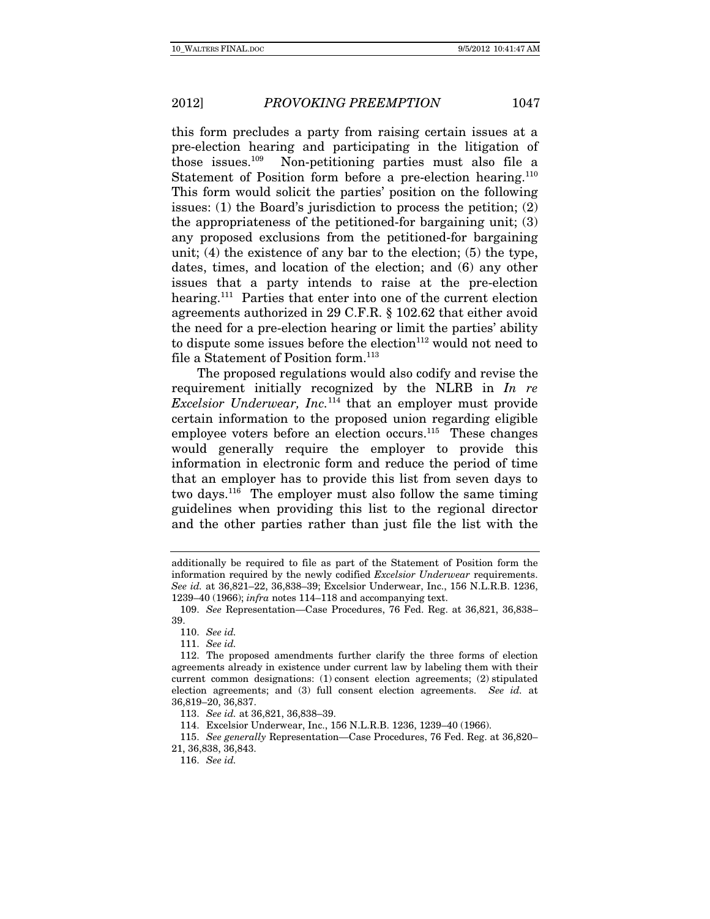this form precludes a party from raising certain issues at a pre-election hearing and participating in the litigation of those issues.[109] Non-petitioning parties must also file a Statement of Position form before a pre-election hearing.[110] This form would solicit the parties' position on the following issues: (1) the Board's jurisdiction to process the petition; (2) the appropriateness of the petitioned-for bargaining unit; (3) any proposed exclusions from the petitioned-for bargaining unit; (4) the existence of any bar to the election; (5) the type, dates, times, and location of the election; and (6) any other issues that a party intends to raise at the pre-election hearing.[111] Parties that enter into one of the current election agreements authorized in 29 C.F.R. § 102.62 that either avoid the need for a pre-election hearing or limit the parties' ability to dispute some issues before the election[112] would not need to file a Statement of Position form.[113]

The proposed regulations would also codify and revise the requirement initially recognized by the NLRB in *In re Excelsior Underwear, Inc.*[114] that an employer must provide certain information to the proposed union regarding eligible employee voters before an election occurs.[115] These changes would generally require the employer to provide this information in electronic form and reduce the period of time that an employer has to provide this list from seven days to two days.[116] The employer must also follow the same timing guidelines when providing this list to the regional director and the other parties rather than just file the list with the

---

additionally be required to file as part of the Statement of Position form the information required by the newly codified *Excelsior Underwear* requirements. *See id.* at 36,821–22, 36,838–39; Excelsior Underwear, Inc., 156 N.L.R.B. 1236, 1239–40 (1966); *infra* notes 114–118 and accompanying text.

109. *See* Representation—Case Procedures, 76 Fed. Reg. at 36,821, 36,838–39.

110. *See id.*

111. *See id.*

112. The proposed amendments further clarify the three forms of election agreements already in existence under current law by labeling them with their current common designations: (1) consent election agreements; (2) stipulated election agreements; and (3) full consent election agreements. *See id.* at 36,819–20, 36,837.

113. *See id.* at 36,821, 36,838–39.

114. Excelsior Underwear, Inc., 156 N.L.R.B. 1236, 1239–40 (1966).

115. *See generally* Representation—Case Procedures, 76 Fed. Reg. at 36,820–21, 36,838, 36,843.

116. *See id.*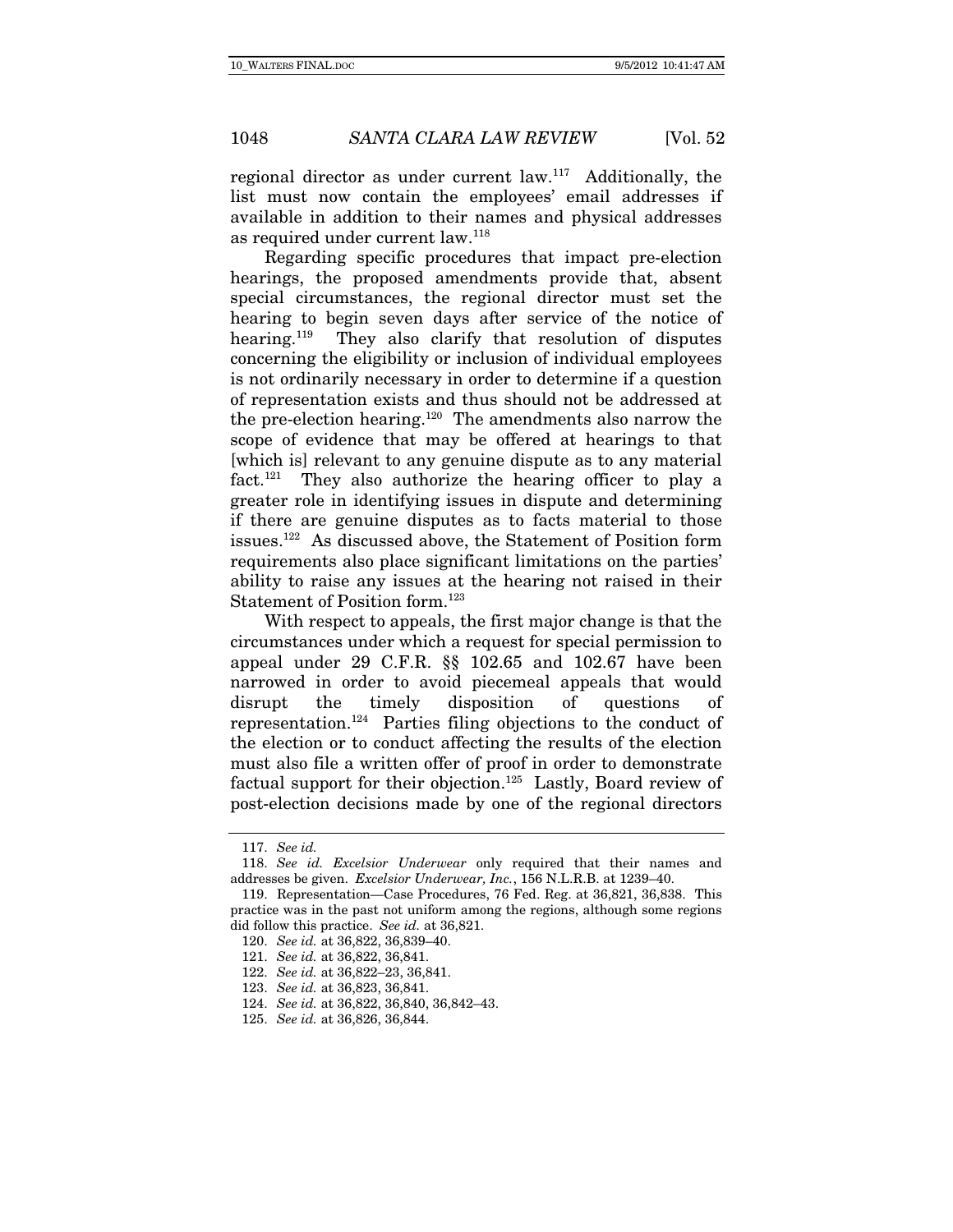regional director as under current law.[117] Additionally, the list must now contain the employees' email addresses if available in addition to their names and physical addresses as required under current law.[118]

Regarding specific procedures that impact pre-election hearings, the proposed amendments provide that, absent special circumstances, the regional director must set the hearing to begin seven days after service of the notice of hearing.[119] They also clarify that resolution of disputes concerning the eligibility or inclusion of individual employees is not ordinarily necessary in order to determine if a question of representation exists and thus should not be addressed at the pre-election hearing.[120] The amendments also narrow the scope of evidence that may be offered at hearings to that [which is] relevant to any genuine dispute as to any material fact.[121] They also authorize the hearing officer to play a greater role in identifying issues in dispute and determining if there are genuine disputes as to facts material to those issues.[122] As discussed above, the Statement of Position form requirements also place significant limitations on the parties' ability to raise any issues at the hearing not raised in their Statement of Position form.[123]

With respect to appeals, the first major change is that the circumstances under which a request for special permission to appeal under 29 C.F.R. §§ 102.65 and 102.67 have been narrowed in order to avoid piecemeal appeals that would disrupt the timely disposition of questions of representation.[124] Parties filing objections to the conduct of the election or to conduct affecting the results of the election must also file a written offer of proof in order to demonstrate factual support for their objection.[125] Lastly, Board review of post-election decisions made by one of the regional directors

---

117. *See id.*

118. *See id. Excelsior Underwear* only required that their names and addresses be given. *Excelsior Underwear, Inc.*, 156 N.L.R.B. at 1239–40.

119. Representation—Case Procedures, 76 Fed. Reg. at 36,821, 36,838. This practice was in the past not uniform among the regions, although some regions did follow this practice. *See id.* at 36,821.

120. *See id.* at 36,822, 36,839–40.

121. *See id.* at 36,822, 36,841.

122. *See id.* at 36,822–23, 36,841.

123. *See id.* at 36,823, 36,841.

124. *See id.* at 36,822, 36,840, 36,842–43.

125. *See id.* at 36,826, 36,844.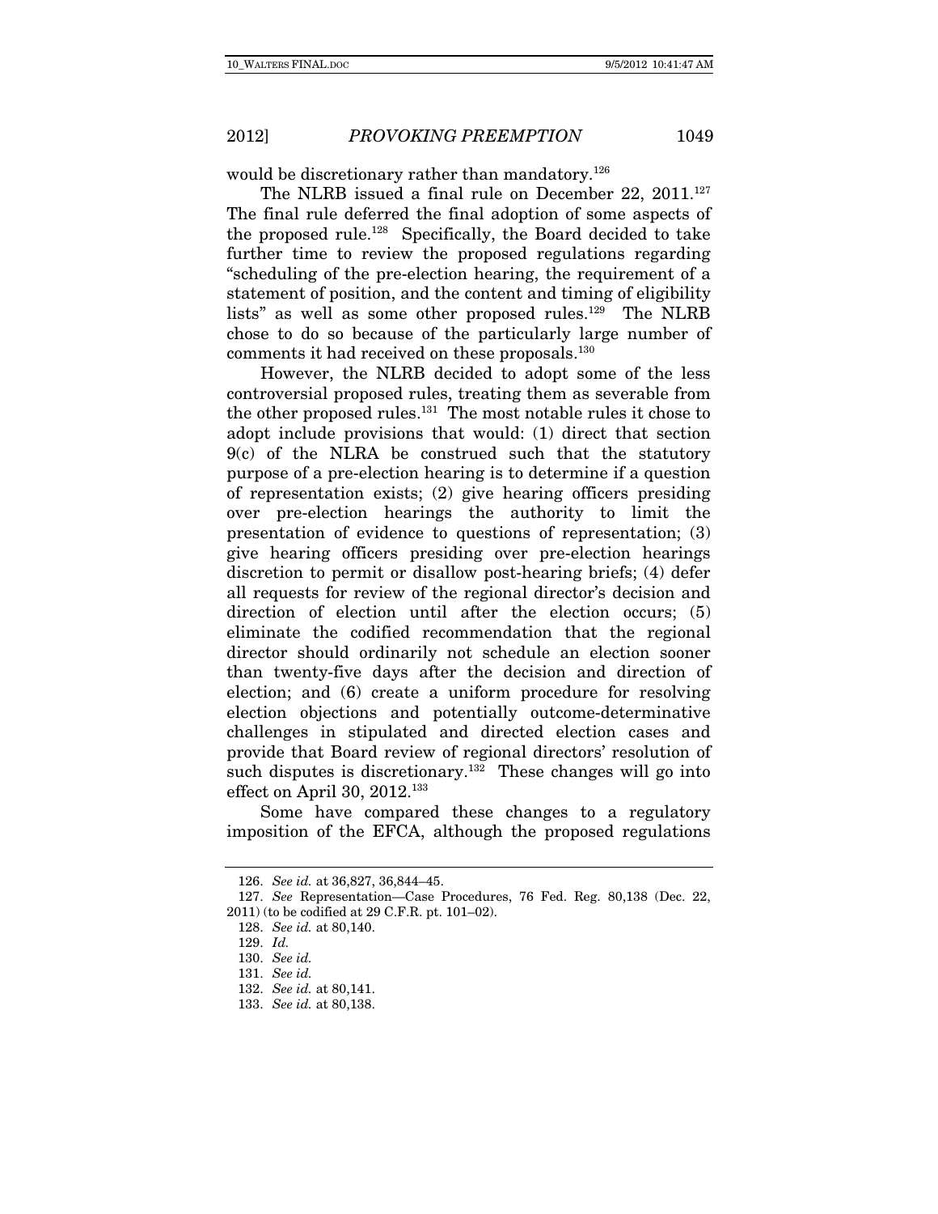would be discretionary rather than mandatory.[126]

The NLRB issued a final rule on December 22, 2011.[127] The final rule deferred the final adoption of some aspects of the proposed rule.[128] Specifically, the Board decided to take further time to review the proposed regulations regarding "scheduling of the pre-election hearing, the requirement of a statement of position, and the content and timing of eligibility lists" as well as some other proposed rules.[129] The NLRB chose to do so because of the particularly large number of comments it had received on these proposals.[130]

However, the NLRB decided to adopt some of the less controversial proposed rules, treating them as severable from the other proposed rules.[131] The most notable rules it chose to adopt include provisions that would: (1) direct that section 9(c) of the NLRA be construed such that the statutory purpose of a pre-election hearing is to determine if a question of representation exists; (2) give hearing officers presiding over pre-election hearings the authority to limit the presentation of evidence to questions of representation; (3) give hearing officers presiding over pre-election hearings discretion to permit or disallow post-hearing briefs; (4) defer all requests for review of the regional director's decision and direction of election until after the election occurs; (5) eliminate the codified recommendation that the regional director should ordinarily not schedule an election sooner than twenty-five days after the decision and direction of election; and (6) create a uniform procedure for resolving election objections and potentially outcome-determinative challenges in stipulated and directed election cases and provide that Board review of regional directors' resolution of such disputes is discretionary.[132] These changes will go into effect on April 30, 2012.[133]

Some have compared these changes to a regulatory imposition of the EFCA, although the proposed regulations

---

126. *See id.* at 36,827, 36,844–45.

127. *See* Representation—Case Procedures, 76 Fed. Reg. 80,138 (Dec. 22, 2011) (to be codified at 29 C.F.R. pt. 101–02).

128. *See id.* at 80,140.

129. *Id.*

130. *See id.*

131. *See id.*

132. *See id.* at 80,141.

133. *See id.* at 80,138.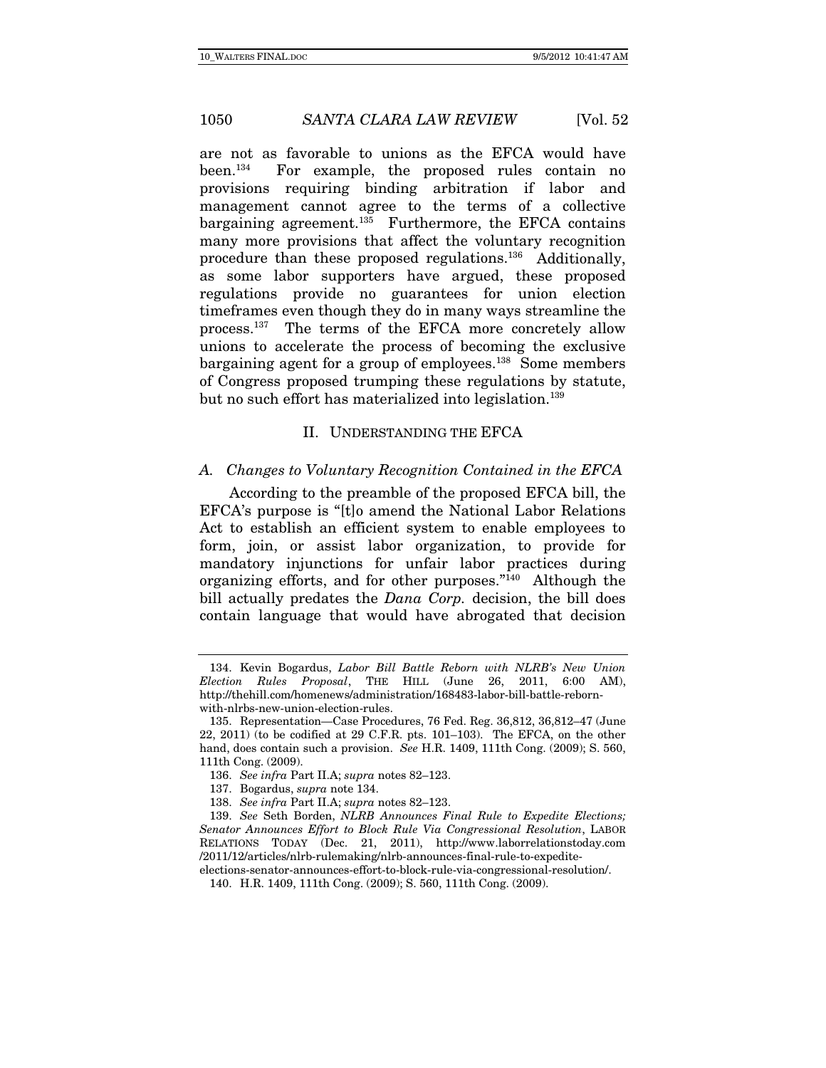are not as favorable to unions as the EFCA would have been.[134] For example, the proposed rules contain no provisions requiring binding arbitration if labor and management cannot agree to the terms of a collective bargaining agreement.[135] Furthermore, the EFCA contains many more provisions that affect the voluntary recognition procedure than these proposed regulations.[136] Additionally, as some labor supporters have argued, these proposed regulations provide no guarantees for union election timeframes even though they do in many ways streamline the process.[137] The terms of the EFCA more concretely allow unions to accelerate the process of becoming the exclusive bargaining agent for a group of employees.[138] Some members of Congress proposed trumping these regulations by statute, but no such effort has materialized into legislation.[139]

## II. UNDERSTANDING THE EFCA

### *A. Changes to Voluntary Recognition Contained in the EFCA*

According to the preamble of the proposed EFCA bill, the EFCA's purpose is "[t]o amend the National Labor Relations Act to establish an efficient system to enable employees to form, join, or assist labor organization, to provide for mandatory injunctions for unfair labor practices during organizing efforts, and for other purposes."[140] Although the bill actually predates the *Dana Corp.* decision, the bill does contain language that would have abrogated that decision

---

134. Kevin Bogardus, *Labor Bill Battle Reborn with NLRB's New Union Election Rules Proposal*, THE HILL (June 26, 2011, 6:00 AM), http://thehill.com/homenews/administration/168483-labor-bill-battle-reborn-with-nlrbs-new-union-election-rules.

135. Representation—Case Procedures, 76 Fed. Reg. 36,812, 36,812–47 (June 22, 2011) (to be codified at 29 C.F.R. pts. 101–103). The EFCA, on the other hand, does contain such a provision. *See* H.R. 1409, 111th Cong. (2009); S. 560, 111th Cong. (2009).

136. *See infra* Part II.A; *supra* notes 82–123.

137. Bogardus, *supra* note 134.

138. *See infra* Part II.A; *supra* notes 82–123.

139. *See* Seth Borden, *NLRB Announces Final Rule to Expedite Elections; Senator Announces Effort to Block Rule Via Congressional Resolution*, LABOR RELATIONS TODAY (Dec. 21, 2011), http://www.laborrelationstoday.com/2011/12/articles/nlrb-rulemaking/nlrb-announces-final-rule-to-expedite-elections-senator-announces-effort-to-block-rule-via-congressional-resolution/.

140. H.R. 1409, 111th Cong. (2009); S. 560, 111th Cong. (2009).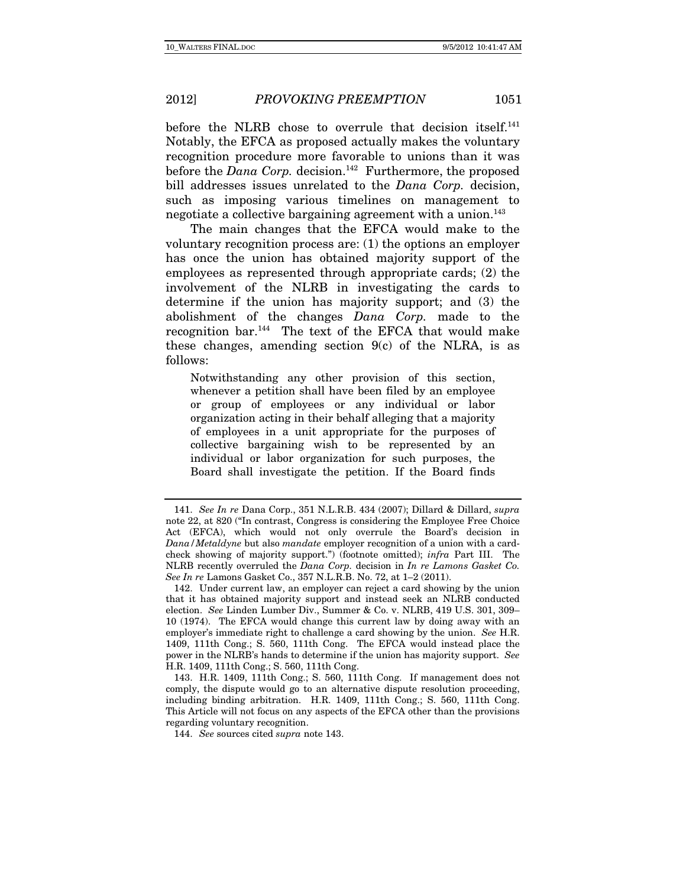before the NLRB chose to overrule that decision itself.[141] Notably, the EFCA as proposed actually makes the voluntary recognition procedure more favorable to unions than it was before the *Dana Corp.* decision.[142] Furthermore, the proposed bill addresses issues unrelated to the *Dana Corp.* decision, such as imposing various timelines on management to negotiate a collective bargaining agreement with a union.[143]

The main changes that the EFCA would make to the voluntary recognition process are: (1) the options an employer has once the union has obtained majority support of the employees as represented through appropriate cards; (2) the involvement of the NLRB in investigating the cards to determine if the union has majority support; and (3) the abolishment of the changes *Dana Corp.* made to the recognition bar.[144] The text of the EFCA that would make these changes, amending section 9(c) of the NLRA, is as follows:

> Notwithstanding any other provision of this section, whenever a petition shall have been filed by an employee or group of employees or any individual or labor organization acting in their behalf alleging that a majority of employees in a unit appropriate for the purposes of collective bargaining wish to be represented by an individual or labor organization for such purposes, the Board shall investigate the petition. If the Board finds

---

141. *See In re* Dana Corp., 351 N.L.R.B. 434 (2007); Dillard & Dillard, *supra* note 22, at 820 ("In contrast, Congress is considering the Employee Free Choice Act (EFCA), which would not only overrule the Board's decision in *Dana/Metaldyne* but also *mandate* employer recognition of a union with a card-check showing of majority support.") (footnote omitted); *infra* Part III. The NLRB recently overruled the *Dana Corp.* decision in *In re Lamons Gasket Co. See In re* Lamons Gasket Co., 357 N.L.R.B. No. 72, at 1–2 (2011).

142. Under current law, an employer can reject a card showing by the union that it has obtained majority support and instead seek an NLRB conducted election. *See* Linden Lumber Div., Summer & Co. v. NLRB, 419 U.S. 301, 309–10 (1974). The EFCA would change this current law by doing away with an employer's immediate right to challenge a card showing by the union. *See* H.R. 1409, 111th Cong.; S. 560, 111th Cong. The EFCA would instead place the power in the NLRB's hands to determine if the union has majority support. *See* H.R. 1409, 111th Cong.; S. 560, 111th Cong.

143. H.R. 1409, 111th Cong.; S. 560, 111th Cong. If management does not comply, the dispute would go to an alternative dispute resolution proceeding, including binding arbitration. H.R. 1409, 111th Cong.; S. 560, 111th Cong. This Article will not focus on any aspects of the EFCA other than the provisions regarding voluntary recognition.

144. *See* sources cited *supra* note 143.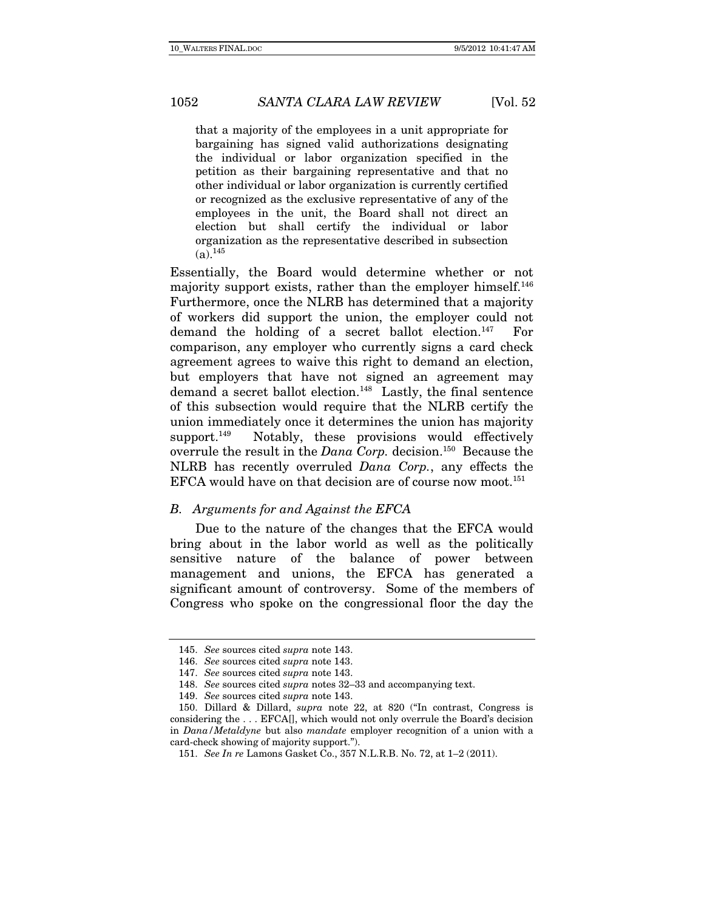> that a majority of the employees in a unit appropriate for bargaining has signed valid authorizations designating the individual or labor organization specified in the petition as their bargaining representative and that no other individual or labor organization is currently certified or recognized as the exclusive representative of any of the employees in the unit, the Board shall not direct an election but shall certify the individual or labor organization as the representative described in subsection (a).[145]

Essentially, the Board would determine whether or not majority support exists, rather than the employer himself.[146] Furthermore, once the NLRB has determined that a majority of workers did support the union, the employer could not demand the holding of a secret ballot election.[147] For comparison, any employer who currently signs a card check agreement agrees to waive this right to demand an election, but employers that have not signed an agreement may demand a secret ballot election.[148] Lastly, the final sentence of this subsection would require that the NLRB certify the union immediately once it determines the union has majority support.[149] Notably, these provisions would effectively overrule the result in the *Dana Corp.* decision.[150] Because the NLRB has recently overruled *Dana Corp.*, any effects the EFCA would have on that decision are of course now moot.[151]

### *B. Arguments for and Against the EFCA*

Due to the nature of the changes that the EFCA would bring about in the labor world as well as the politically sensitive nature of the balance of power between management and unions, the EFCA has generated a significant amount of controversy. Some of the members of Congress who spoke on the congressional floor the day the

---

145. *See* sources cited *supra* note 143.

146. *See* sources cited *supra* note 143.

147. *See* sources cited *supra* note 143.

148. *See* sources cited *supra* notes 32–33 and accompanying text.

149. *See* sources cited *supra* note 143.

150. Dillard & Dillard, *supra* note 22, at 820 ("In contrast, Congress is considering the . . . EFCA[], which would not only overrule the Board's decision in *Dana/Metaldyne* but also *mandate* employer recognition of a union with a card-check showing of majority support.").

151. *See In re* Lamons Gasket Co., 357 N.L.R.B. No. 72, at 1–2 (2011).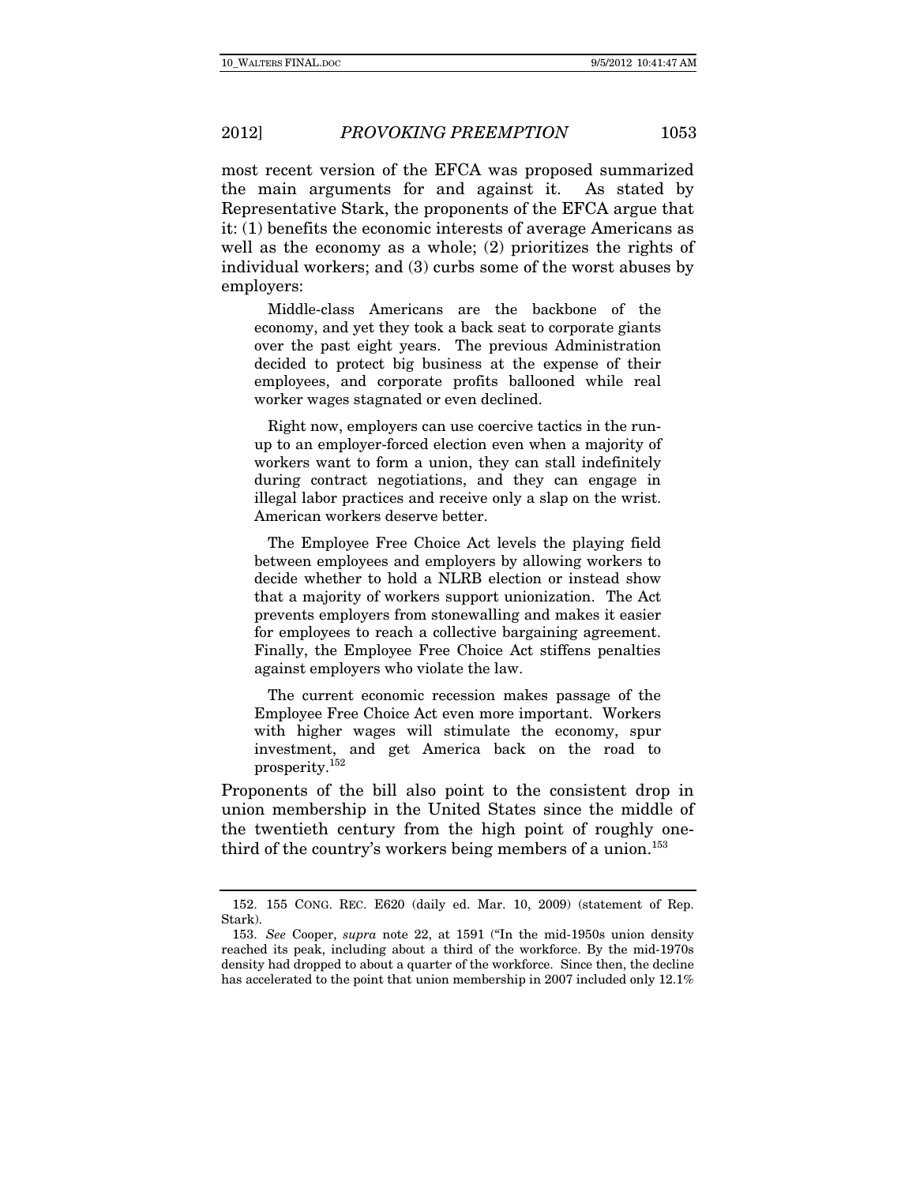most recent version of the EFCA was proposed summarized the main arguments for and against it. As stated by Representative Stark, the proponents of the EFCA argue that it: (1) benefits the economic interests of average Americans as well as the economy as a whole; (2) prioritizes the rights of individual workers; and (3) curbs some of the worst abuses by employers:

> Middle-class Americans are the backbone of the economy, and yet they took a back seat to corporate giants over the past eight years. The previous Administration decided to protect big business at the expense of their employees, and corporate profits ballooned while real worker wages stagnated or even declined.
>
> Right now, employers can use coercive tactics in the run-up to an employer-forced election even when a majority of workers want to form a union, they can stall indefinitely during contract negotiations, and they can engage in illegal labor practices and receive only a slap on the wrist. American workers deserve better.
>
> The Employee Free Choice Act levels the playing field between employees and employers by allowing workers to decide whether to hold a NLRB election or instead show that a majority of workers support unionization. The Act prevents employers from stonewalling and makes it easier for employees to reach a collective bargaining agreement. Finally, the Employee Free Choice Act stiffens penalties against employers who violate the law.
>
> The current economic recession makes passage of the Employee Free Choice Act even more important. Workers with higher wages will stimulate the economy, spur investment, and get America back on the road to prosperity.[152]

Proponents of the bill also point to the consistent drop in union membership in the United States since the middle of the twentieth century from the high point of roughly one-third of the country's workers being members of a union.[153]

---

152. 155 CONG. REC. E620 (daily ed. Mar. 10, 2009) (statement of Rep. Stark).

153. *See* Cooper, *supra* note 22, at 1591 ("In the mid-1950s union density reached its peak, including about a third of the workforce. By the mid-1970s density had dropped to about a quarter of the workforce. Since then, the decline has accelerated to the point that union membership in 2007 included only 12.1%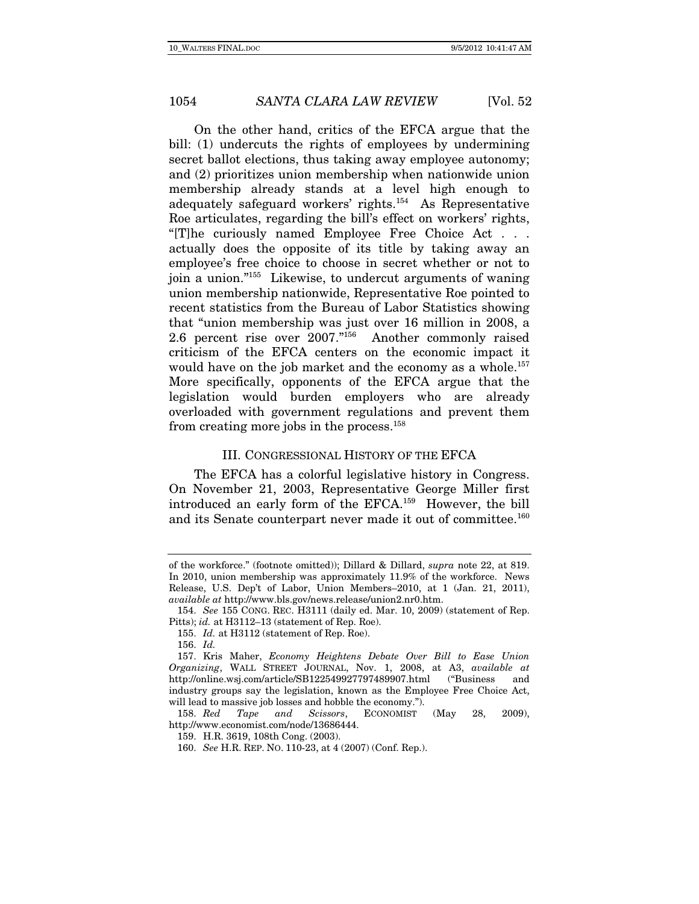On the other hand, critics of the EFCA argue that the bill: (1) undercuts the rights of employees by undermining secret ballot elections, thus taking away employee autonomy; and (2) prioritizes union membership when nationwide union membership already stands at a level high enough to adequately safeguard workers' rights.[154] As Representative Roe articulates, regarding the bill's effect on workers' rights, "[T]he curiously named Employee Free Choice Act . . . actually does the opposite of its title by taking away an employee's free choice to choose in secret whether or not to join a union."[155] Likewise, to undercut arguments of waning union membership nationwide, Representative Roe pointed to recent statistics from the Bureau of Labor Statistics showing that "union membership was just over 16 million in 2008, a 2.6 percent rise over 2007."[156] Another commonly raised criticism of the EFCA centers on the economic impact it would have on the job market and the economy as a whole.[157] More specifically, opponents of the EFCA argue that the legislation would burden employers who are already overloaded with government regulations and prevent them from creating more jobs in the process.[158]

## III. CONGRESSIONAL HISTORY OF THE EFCA

The EFCA has a colorful legislative history in Congress. On November 21, 2003, Representative George Miller first introduced an early form of the EFCA.[159] However, the bill and its Senate counterpart never made it out of committee.[160]

---

of the workforce." (footnote omitted)); Dillard & Dillard, *supra* note 22, at 819. In 2010, union membership was approximately 11.9% of the workforce. News Release, U.S. Dep't of Labor, Union Members–2010, at 1 (Jan. 21, 2011), *available at* http://www.bls.gov/news.release/union2.nr0.htm.

154. *See* 155 CONG. REC. H3111 (daily ed. Mar. 10, 2009) (statement of Rep. Pitts); *id.* at H3112–13 (statement of Rep. Roe).

155. *Id.* at H3112 (statement of Rep. Roe).

156. *Id.*

157. Kris Maher, *Economy Heightens Debate Over Bill to Ease Union Organizing*, WALL STREET JOURNAL, Nov. 1, 2008, at A3, *available at* http://online.wsj.com/article/SB122549927797489907.html ("Business and industry groups say the legislation, known as the Employee Free Choice Act, will lead to massive job losses and hobble the economy.").

158. *Red Tape and Scissors*, ECONOMIST (May 28, 2009), http://www.economist.com/node/13686444.

159. H.R. 3619, 108th Cong. (2003).

160. *See* H.R. REP. NO. 110-23, at 4 (2007) (Conf. Rep.).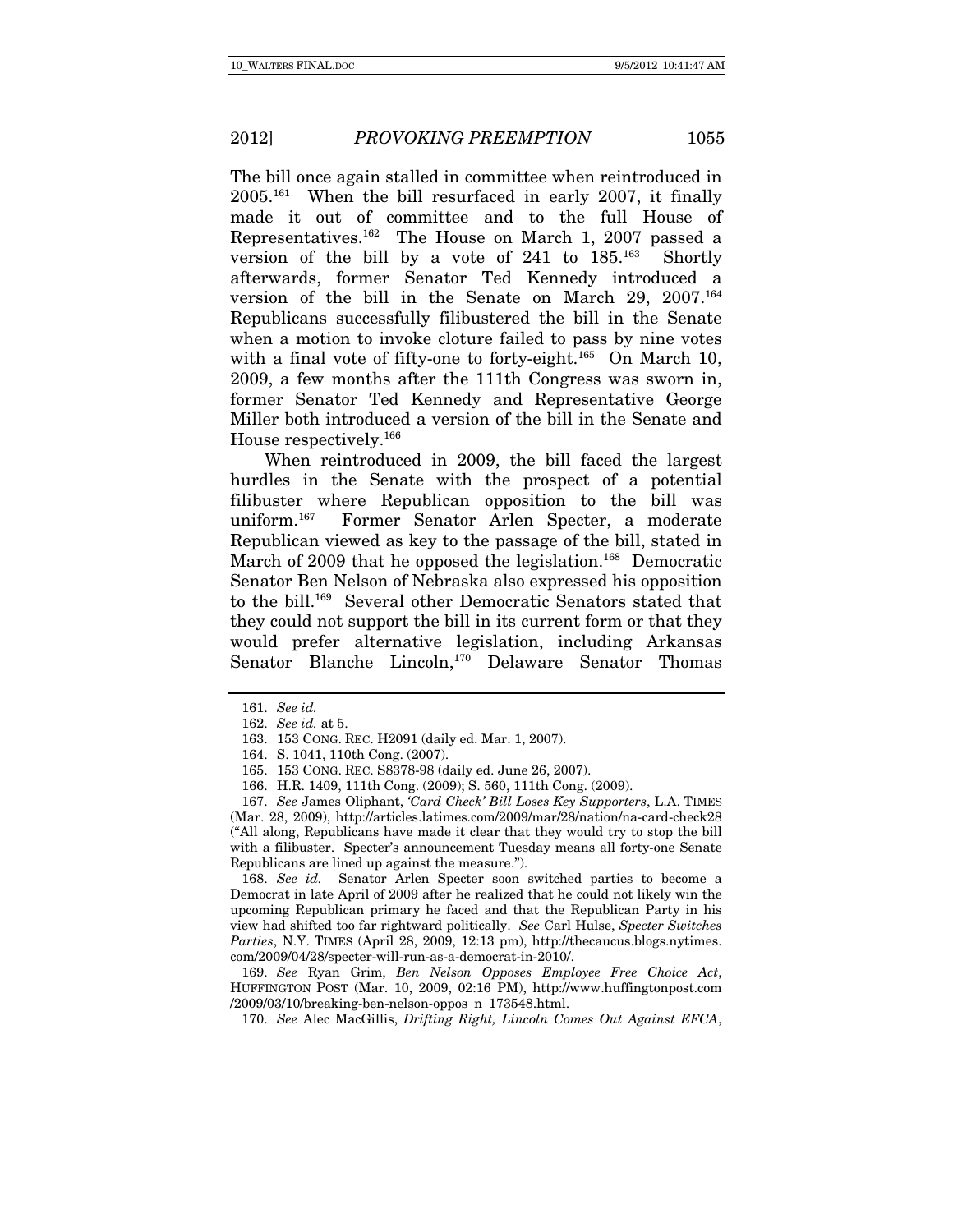The bill once again stalled in committee when reintroduced in 2005.[161] When the bill resurfaced in early 2007, it finally made it out of committee and to the full House of Representatives.[162] The House on March 1, 2007 passed a version of the bill by a vote of 241 to 185.[163] Shortly afterwards, former Senator Ted Kennedy introduced a version of the bill in the Senate on March 29, 2007.[164] Republicans successfully filibustered the bill in the Senate when a motion to invoke cloture failed to pass by nine votes with a final vote of fifty-one to forty-eight.[165] On March 10, 2009, a few months after the 111th Congress was sworn in, former Senator Ted Kennedy and Representative George Miller both introduced a version of the bill in the Senate and House respectively.[166]

When reintroduced in 2009, the bill faced the largest hurdles in the Senate with the prospect of a potential filibuster where Republican opposition to the bill was uniform.[167] Former Senator Arlen Specter, a moderate Republican viewed as key to the passage of the bill, stated in March of 2009 that he opposed the legislation.[168] Democratic Senator Ben Nelson of Nebraska also expressed his opposition to the bill.[169] Several other Democratic Senators stated that they could not support the bill in its current form or that they would prefer alternative legislation, including Arkansas Senator Blanche Lincoln,[170] Delaware Senator Thomas

---

161. *See id.*

162. *See id.* at 5.

163. 153 CONG. REC. H2091 (daily ed. Mar. 1, 2007).

164. S. 1041, 110th Cong. (2007).

165. 153 CONG. REC. S8378-98 (daily ed. June 26, 2007).

166. H.R. 1409, 111th Cong. (2009); S. 560, 111th Cong. (2009).

167. *See* James Oliphant, *'Card Check' Bill Loses Key Supporters*, L.A. TIMES (Mar. 28, 2009), http://articles.latimes.com/2009/mar/28/nation/na-card-check28 ("All along, Republicans have made it clear that they would try to stop the bill with a filibuster. Specter's announcement Tuesday means all forty-one Senate Republicans are lined up against the measure.").

168. *See id.* Senator Arlen Specter soon switched parties to become a Democrat in late April of 2009 after he realized that he could not likely win the upcoming Republican primary he faced and that the Republican Party in his view had shifted too far rightward politically. *See* Carl Hulse, *Specter Switches Parties*, N.Y. TIMES (April 28, 2009, 12:13 pm), http://thecaucus.blogs.nytimes.com/2009/04/28/specter-will-run-as-a-democrat-in-2010/.

169. *See* Ryan Grim, *Ben Nelson Opposes Employee Free Choice Act*, HUFFINGTON POST (Mar. 10, 2009, 02:16 PM), http://www.huffingtonpost.com/2009/03/10/breaking-ben-nelson-oppos_n_173548.html.

170. *See* Alec MacGillis, *Drifting Right, Lincoln Comes Out Against EFCA*,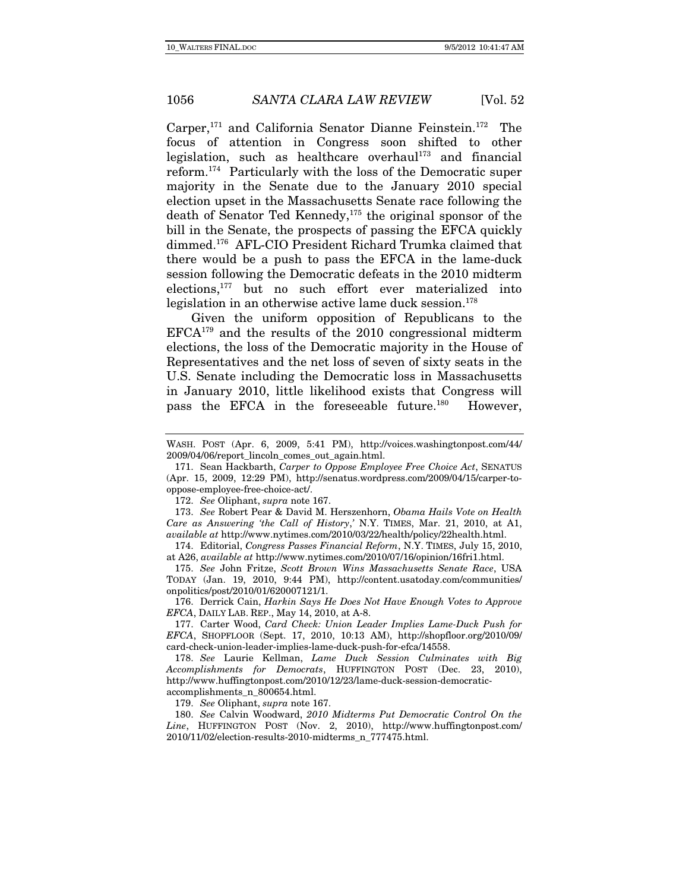Carper,[171] and California Senator Dianne Feinstein.[172] The focus of attention in Congress soon shifted to other legislation, such as healthcare overhaul[173] and financial reform.[174] Particularly with the loss of the Democratic super majority in the Senate due to the January 2010 special election upset in the Massachusetts Senate race following the death of Senator Ted Kennedy,[175] the original sponsor of the bill in the Senate, the prospects of passing the EFCA quickly dimmed.[176] AFL-CIO President Richard Trumka claimed that there would be a push to pass the EFCA in the lame-duck session following the Democratic defeats in the 2010 midterm elections,[177] but no such effort ever materialized into legislation in an otherwise active lame duck session.[178]

Given the uniform opposition of Republicans to the EFCA[179] and the results of the 2010 congressional midterm elections, the loss of the Democratic majority in the House of Representatives and the net loss of seven of sixty seats in the U.S. Senate including the Democratic loss in Massachusetts in January 2010, little likelihood exists that Congress will pass the EFCA in the foreseeable future.[180] However,

---

WASH. POST (Apr. 6, 2009, 5:41 PM), http://voices.washingtonpost.com/44/2009/04/06/report_lincoln_comes_out_again.html.

171. Sean Hackbarth, *Carper to Oppose Employee Free Choice Act*, SENATUS (Apr. 15, 2009, 12:29 PM), http://senatus.wordpress.com/2009/04/15/carper-to-oppose-employee-free-choice-act/.

172. *See* Oliphant, *supra* note 167.

173. *See* Robert Pear & David M. Herszenhorn, *Obama Hails Vote on Health Care as Answering 'the Call of History*,*'* N.Y. TIMES, Mar. 21, 2010, at A1, *available at* http://www.nytimes.com/2010/03/22/health/policy/22health.html.

174. Editorial, *Congress Passes Financial Reform*, N.Y. TIMES, July 15, 2010, at A26, *available at* http://www.nytimes.com/2010/07/16/opinion/16fri1.html.

175. *See* John Fritze, *Scott Brown Wins Massachusetts Senate Race*, USA TODAY (Jan. 19, 2010, 9:44 PM), http://content.usatoday.com/communities/onpolitics/post/2010/01/620007121/1.

176. Derrick Cain, *Harkin Says He Does Not Have Enough Votes to Approve EFCA*, DAILY LAB. REP., May 14, 2010, at A-8.

177. Carter Wood, *Card Check: Union Leader Implies Lame-Duck Push for EFCA*, SHOPFLOOR (Sept. 17, 2010, 10:13 AM), http://shopfloor.org/2010/09/card-check-union-leader-implies-lame-duck-push-for-efca/14558.

178. *See* Laurie Kellman, *Lame Duck Session Culminates with Big Accomplishments for Democrats*, HUFFINGTON POST (Dec. 23, 2010), http://www.huffingtonpost.com/2010/12/23/lame-duck-session-democratic-accomplishments_n_800654.html.

179. *See* Oliphant, *supra* note 167.

180. *See* Calvin Woodward, *2010 Midterms Put Democratic Control On the Line*, HUFFINGTON POST (Nov. 2, 2010), http://www.huffingtonpost.com/2010/11/02/election-results-2010-midterms_n_777475.html.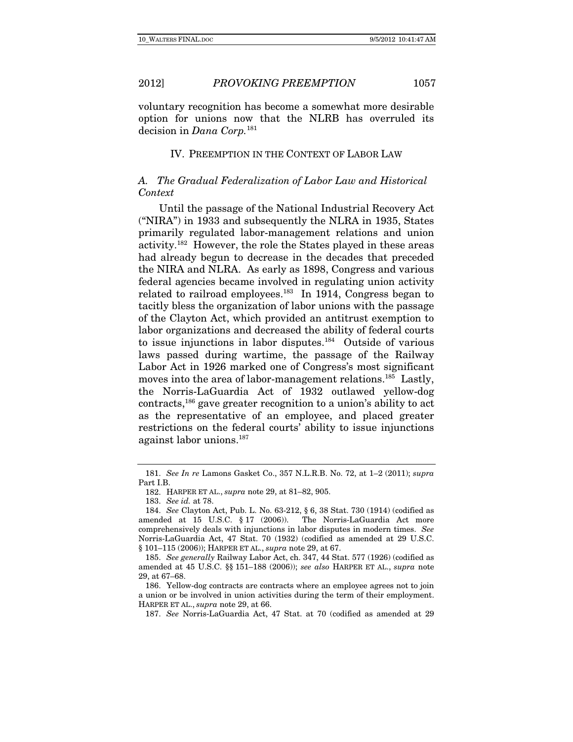voluntary recognition has become a somewhat more desirable option for unions now that the NLRB has overruled its decision in *Dana Corp.*[181]

## IV. Preemption in the Context of Labor Law

### A. The Gradual Federalization of Labor Law and Historical Context

Until the passage of the National Industrial Recovery Act ("NIRA") in 1933 and subsequently the NLRA in 1935, States primarily regulated labor-management relations and union activity.[182] However, the role the States played in these areas had already begun to decrease in the decades that preceded the NIRA and NLRA. As early as 1898, Congress and various federal agencies became involved in regulating union activity related to railroad employees.[183] In 1914, Congress began to tacitly bless the organization of labor unions with the passage of the Clayton Act, which provided an antitrust exemption to labor organizations and decreased the ability of federal courts to issue injunctions in labor disputes.[184] Outside of various laws passed during wartime, the passage of the Railway Labor Act in 1926 marked one of Congress's most significant moves into the area of labor-management relations.[185] Lastly, the Norris-LaGuardia Act of 1932 outlawed yellow-dog contracts,[186] gave greater recognition to a union's ability to act as the representative of an employee, and placed greater restrictions on the federal courts' ability to issue injunctions against labor unions.[187]

---

181. *See In re* Lamons Gasket Co., 357 N.L.R.B. No. 72, at 1–2 (2011); *supra* Part I.B.

182. HARPER ET AL., *supra* note 29, at 81–82, 905.

183. *See id.* at 78.

184. *See* Clayton Act, Pub. L. No. 63-212, § 6, 38 Stat. 730 (1914) (codified as amended at 15 U.S.C. § 17 (2006)). The Norris-LaGuardia Act more comprehensively deals with injunctions in labor disputes in modern times. *See* Norris-LaGuardia Act, 47 Stat. 70 (1932) (codified as amended at 29 U.S.C. § 101–115 (2006)); HARPER ET AL., *supra* note 29, at 67.

185. *See generally* Railway Labor Act, ch. 347, 44 Stat. 577 (1926) (codified as amended at 45 U.S.C. §§ 151–188 (2006)); *see also* HARPER ET AL., *supra* note 29, at 67–68.

186. Yellow-dog contracts are contracts where an employee agrees not to join a union or be involved in union activities during the term of their employment. HARPER ET AL., *supra* note 29, at 66.

187. *See* Norris-LaGuardia Act, 47 Stat. at 70 (codified as amended at 29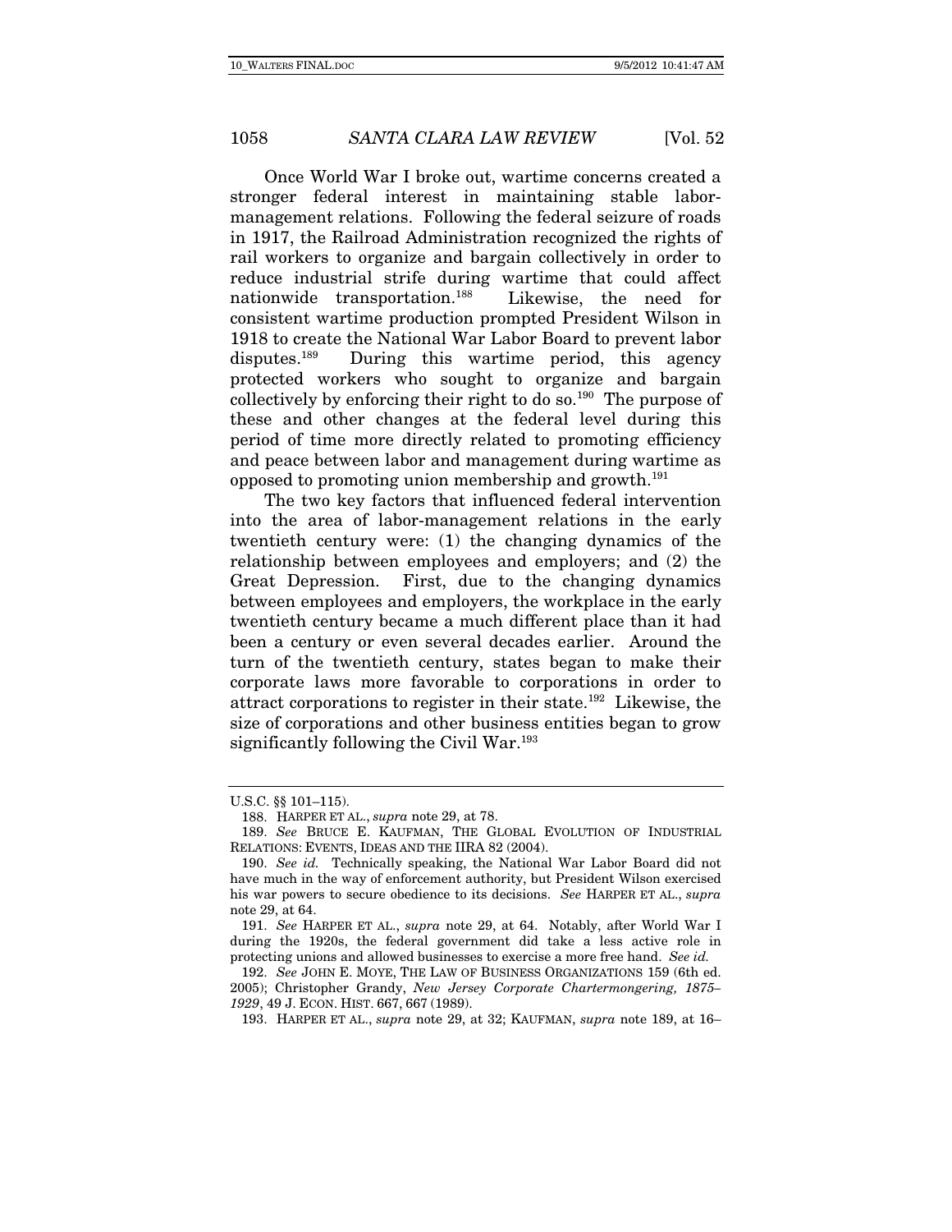Once World War I broke out, wartime concerns created a stronger federal interest in maintaining stable labor-management relations. Following the federal seizure of roads in 1917, the Railroad Administration recognized the rights of rail workers to organize and bargain collectively in order to reduce industrial strife during wartime that could affect nationwide transportation.[188] Likewise, the need for consistent wartime production prompted President Wilson in 1918 to create the National War Labor Board to prevent labor disputes.[189] During this wartime period, this agency protected workers who sought to organize and bargain collectively by enforcing their right to do so.[190] The purpose of these and other changes at the federal level during this period of time more directly related to promoting efficiency and peace between labor and management during wartime as opposed to promoting union membership and growth.[191]

The two key factors that influenced federal intervention into the area of labor-management relations in the early twentieth century were: (1) the changing dynamics of the relationship between employees and employers; and (2) the Great Depression. First, due to the changing dynamics between employees and employers, the workplace in the early twentieth century became a much different place than it had been a century or even several decades earlier. Around the turn of the twentieth century, states began to make their corporate laws more favorable to corporations in order to attract corporations to register in their state.[192] Likewise, the size of corporations and other business entities began to grow significantly following the Civil War.[193]

---

U.S.C. §§ 101–115).

188. HARPER ET AL., *supra* note 29, at 78.

189. *See* BRUCE E. KAUFMAN, THE GLOBAL EVOLUTION OF INDUSTRIAL RELATIONS: EVENTS, IDEAS AND THE IIRA 82 (2004).

190. *See id.* Technically speaking, the National War Labor Board did not have much in the way of enforcement authority, but President Wilson exercised his war powers to secure obedience to its decisions. *See* HARPER ET AL., *supra* note 29, at 64.

191. *See* HARPER ET AL., *supra* note 29, at 64. Notably, after World War I during the 1920s, the federal government did take a less active role in protecting unions and allowed businesses to exercise a more free hand. *See id.*

192. *See* JOHN E. MOYE, THE LAW OF BUSINESS ORGANIZATIONS 159 (6th ed. 2005); Christopher Grandy, *New Jersey Corporate Chartermongering, 1875–1929*, 49 J. ECON. HIST. 667, 667 (1989).

193. HARPER ET AL., *supra* note 29, at 32; KAUFMAN, *supra* note 189, at 16–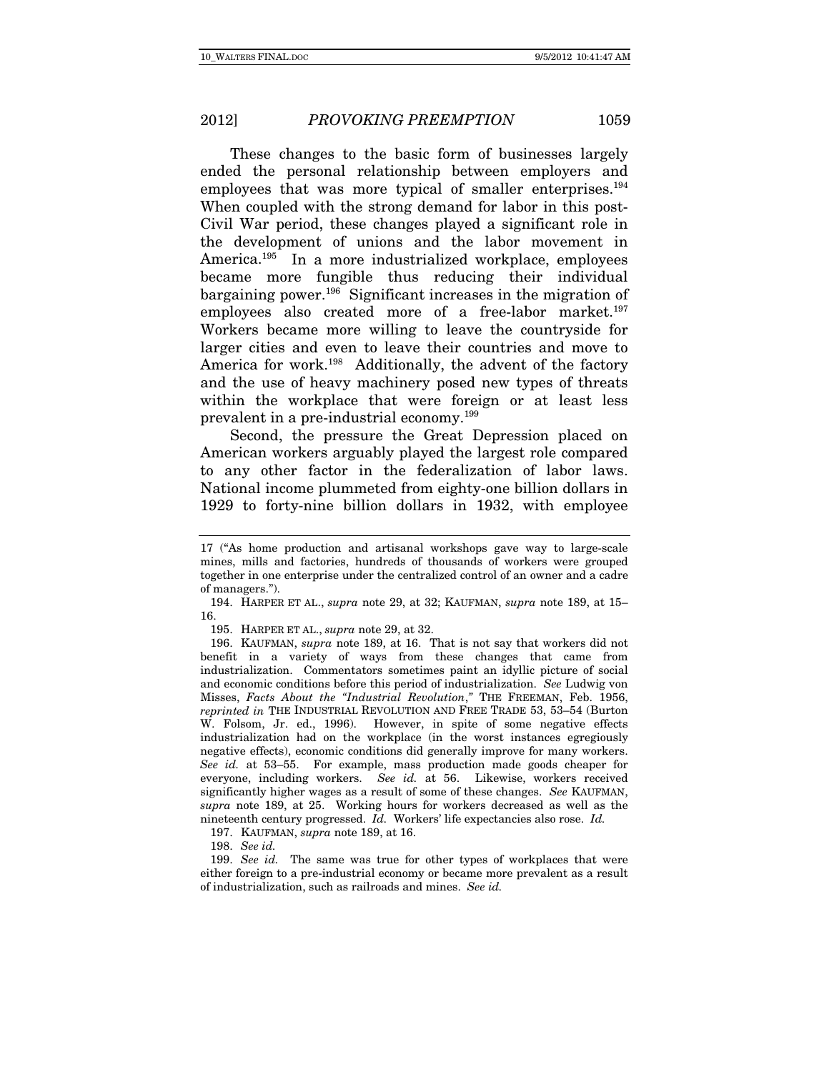These changes to the basic form of businesses largely ended the personal relationship between employers and employees that was more typical of smaller enterprises.[194] When coupled with the strong demand for labor in this post-Civil War period, these changes played a significant role in the development of unions and the labor movement in America.[195] In a more industrialized workplace, employees became more fungible thus reducing their individual bargaining power.[196] Significant increases in the migration of employees also created more of a free-labor market.[197] Workers became more willing to leave the countryside for larger cities and even to leave their countries and move to America for work.[198] Additionally, the advent of the factory and the use of heavy machinery posed new types of threats within the workplace that were foreign or at least less prevalent in a pre-industrial economy.[199]

Second, the pressure the Great Depression placed on American workers arguably played the largest role compared to any other factor in the federalization of labor laws. National income plummeted from eighty-one billion dollars in 1929 to forty-nine billion dollars in 1932, with employee

---

17 ("As home production and artisanal workshops gave way to large-scale mines, mills and factories, hundreds of thousands of workers were grouped together in one enterprise under the centralized control of an owner and a cadre of managers.").

194. HARPER ET AL., *supra* note 29, at 32; KAUFMAN, *supra* note 189, at 15–16.

195. HARPER ET AL., *supra* note 29, at 32.

196. KAUFMAN, *supra* note 189, at 16. That is not say that workers did not benefit in a variety of ways from these changes that came from industrialization. Commentators sometimes paint an idyllic picture of social and economic conditions before this period of industrialization. *See* Ludwig von Misses, *Facts About the "Industrial Revolution*,*"* THE FREEMAN, Feb. 1956, *reprinted in* THE INDUSTRIAL REVOLUTION AND FREE TRADE 53, 53–54 (Burton W. Folsom, Jr. ed., 1996). However, in spite of some negative effects industrialization had on the workplace (in the worst instances egregiously negative effects), economic conditions did generally improve for many workers. *See id.* at 53–55. For example, mass production made goods cheaper for everyone, including workers. *See id.* at 56. Likewise, workers received significantly higher wages as a result of some of these changes. *See* KAUFMAN, *supra* note 189, at 25. Working hours for workers decreased as well as the nineteenth century progressed. *Id.* Workers' life expectancies also rose. *Id.*

197. KAUFMAN, *supra* note 189, at 16.

198. *See id.*

199. *See id.* The same was true for other types of workplaces that were either foreign to a pre-industrial economy or became more prevalent as a result of industrialization, such as railroads and mines. *See id.*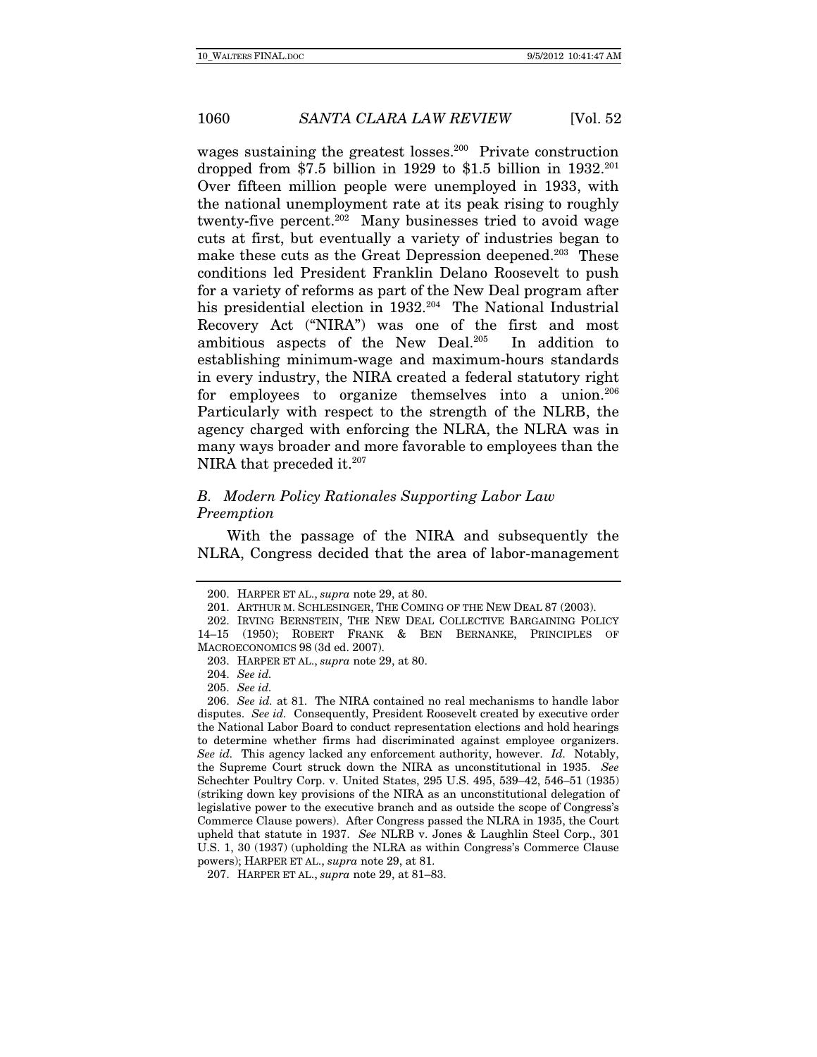wages sustaining the greatest losses.[200] Private construction dropped from $7.5 billion in 1929 to $1.5 billion in 1932.[201] Over fifteen million people were unemployed in 1933, with the national unemployment rate at its peak rising to roughly twenty-five percent.[202] Many businesses tried to avoid wage cuts at first, but eventually a variety of industries began to make these cuts as the Great Depression deepened.[203] These conditions led President Franklin Delano Roosevelt to push for a variety of reforms as part of the New Deal program after his presidential election in 1932.[204] The National Industrial Recovery Act ("NIRA") was one of the first and most ambitious aspects of the New Deal.[205] In addition to establishing minimum-wage and maximum-hours standards in every industry, the NIRA created a federal statutory right for employees to organize themselves into a union.[206] Particularly with respect to the strength of the NLRB, the agency charged with enforcing the NLRA, the NLRA was in many ways broader and more favorable to employees than the NIRA that preceded it.[207]

### *B. Modern Policy Rationales Supporting Labor Law Preemption*

With the passage of the NIRA and subsequently the NLRA, Congress decided that the area of labor-management

---

200. HARPER ET AL., *supra* note 29, at 80.

201. ARTHUR M. SCHLESINGER, THE COMING OF THE NEW DEAL 87 (2003).

202. IRVING BERNSTEIN, THE NEW DEAL COLLECTIVE BARGAINING POLICY 14–15 (1950); ROBERT FRANK & BEN BERNANKE, PRINCIPLES OF MACROECONOMICS 98 (3d ed. 2007).

203. HARPER ET AL., *supra* note 29, at 80.

204. *See id.*

205. *See id.*

206. *See id.* at 81. The NIRA contained no real mechanisms to handle labor disputes. *See id.* Consequently, President Roosevelt created by executive order the National Labor Board to conduct representation elections and hold hearings to determine whether firms had discriminated against employee organizers. *See id.* This agency lacked any enforcement authority, however. *Id.* Notably, the Supreme Court struck down the NIRA as unconstitutional in 1935. *See* Schechter Poultry Corp. v. United States, 295 U.S. 495, 539–42, 546–51 (1935) (striking down key provisions of the NIRA as an unconstitutional delegation of legislative power to the executive branch and as outside the scope of Congress's Commerce Clause powers). After Congress passed the NLRA in 1935, the Court upheld that statute in 1937. *See* NLRB v. Jones & Laughlin Steel Corp., 301 U.S. 1, 30 (1937) (upholding the NLRA as within Congress's Commerce Clause powers); HARPER ET AL., *supra* note 29, at 81.

207. HARPER ET AL., *supra* note 29, at 81–83.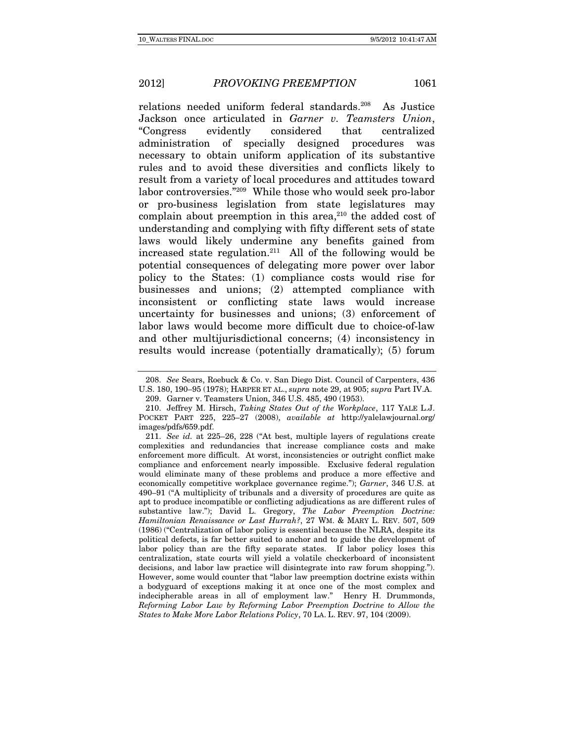relations needed uniform federal standards.[208] As Justice Jackson once articulated in *Garner v. Teamsters Union*, "Congress evidently considered that centralized administration of specially designed procedures was necessary to obtain uniform application of its substantive rules and to avoid these diversities and conflicts likely to result from a variety of local procedures and attitudes toward labor controversies."[209] While those who would seek pro-labor or pro-business legislation from state legislatures may complain about preemption in this area,[210] the added cost of understanding and complying with fifty different sets of state laws would likely undermine any benefits gained from increased state regulation.[211] All of the following would be potential consequences of delegating more power over labor policy to the States: (1) compliance costs would rise for businesses and unions; (2) attempted compliance with inconsistent or conflicting state laws would increase uncertainty for businesses and unions; (3) enforcement of labor laws would become more difficult due to choice-of-law and other multijurisdictional concerns; (4) inconsistency in results would increase (potentially dramatically); (5) forum

---

208. *See* Sears, Roebuck & Co. v. San Diego Dist. Council of Carpenters, 436 U.S. 180, 190–95 (1978); HARPER ET AL., *supra* note 29, at 905; *supra* Part IV.A.

209. Garner v. Teamsters Union, 346 U.S. 485, 490 (1953).

210. Jeffrey M. Hirsch, *Taking States Out of the Workplace*, 117 YALE L.J. POCKET PART 225, 225–27 (2008), *available at* http://yalelawjournal.org/images/pdfs/659.pdf.

211. *See id.* at 225–26, 228 ("At best, multiple layers of regulations create complexities and redundancies that increase compliance costs and make enforcement more difficult. At worst, inconsistencies or outright conflict make compliance and enforcement nearly impossible. Exclusive federal regulation would eliminate many of these problems and produce a more effective and economically competitive workplace governance regime."); *Garner*, 346 U.S. at 490–91 ("A multiplicity of tribunals and a diversity of procedures are quite as apt to produce incompatible or conflicting adjudications as are different rules of substantive law."); David L. Gregory, *The Labor Preemption Doctrine: Hamiltonian Renaissance or Last Hurrah?*, 27 WM. & MARY L. REV. 507, 509 (1986) ("Centralization of labor policy is essential because the NLRA, despite its political defects, is far better suited to anchor and to guide the development of labor policy than are the fifty separate states. If labor policy loses this centralization, state courts will yield a volatile checkerboard of inconsistent decisions, and labor law practice will disintegrate into raw forum shopping."). However, some would counter that "labor law preemption doctrine exists within a bodyguard of exceptions making it at once one of the most complex and indecipherable areas in all of employment law." Henry H. Drummonds, *Reforming Labor Law by Reforming Labor Preemption Doctrine to Allow the States to Make More Labor Relations Policy*, 70 LA. L. REV. 97, 104 (2009).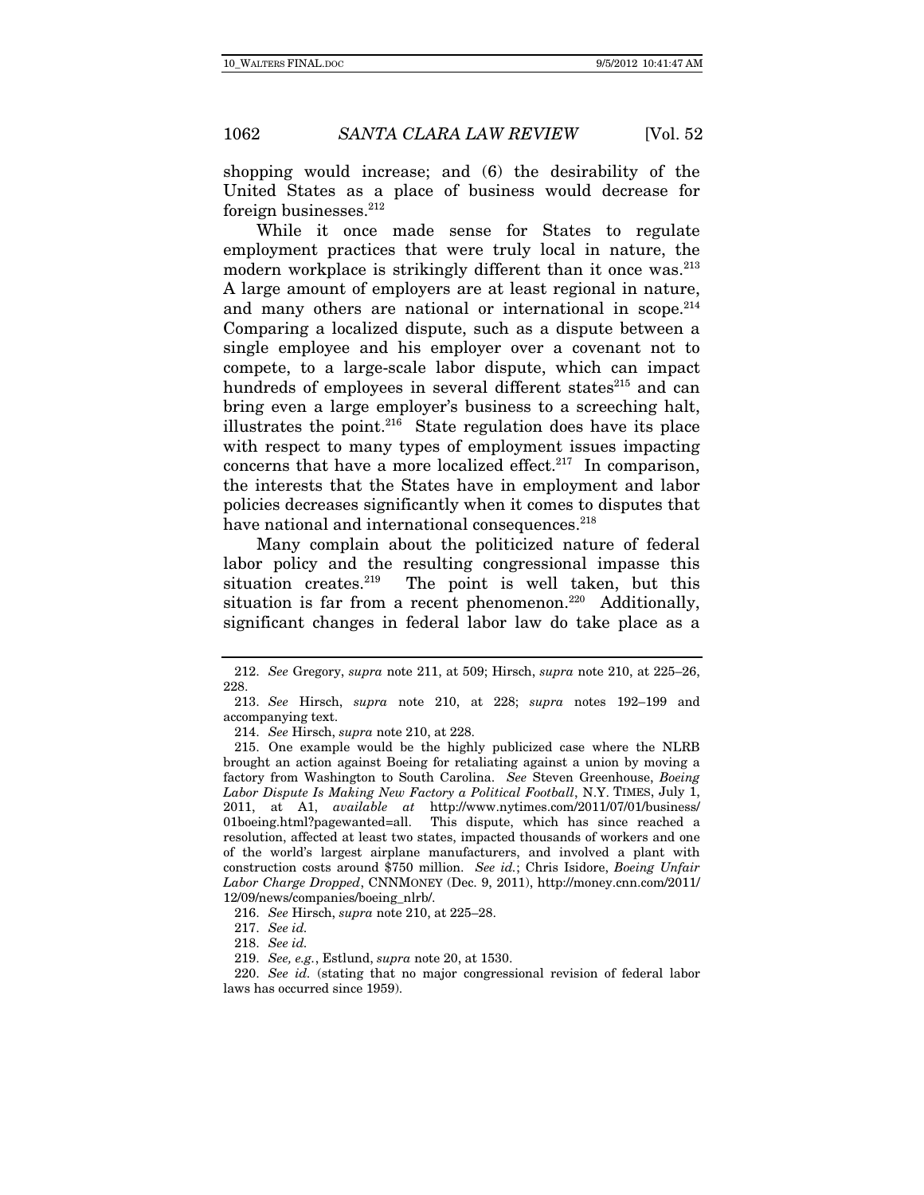shopping would increase; and (6) the desirability of the United States as a place of business would decrease for foreign businesses.[212]

While it once made sense for States to regulate employment practices that were truly local in nature, the modern workplace is strikingly different than it once was.[213] A large amount of employers are at least regional in nature, and many others are national or international in scope.[214] Comparing a localized dispute, such as a dispute between a single employee and his employer over a covenant not to compete, to a large-scale labor dispute, which can impact hundreds of employees in several different states[215] and can bring even a large employer's business to a screeching halt, illustrates the point.[216] State regulation does have its place with respect to many types of employment issues impacting concerns that have a more localized effect.[217] In comparison, the interests that the States have in employment and labor policies decreases significantly when it comes to disputes that have national and international consequences.[218]

Many complain about the politicized nature of federal labor policy and the resulting congressional impasse this situation creates.[219] The point is well taken, but this situation is far from a recent phenomenon.[220] Additionally, significant changes in federal labor law do take place as a

---

212. *See* Gregory, *supra* note 211, at 509; Hirsch, *supra* note 210, at 225–26, 228.

213. *See* Hirsch, *supra* note 210, at 228; *supra* notes 192–199 and accompanying text.

214. *See* Hirsch, *supra* note 210, at 228.

215. One example would be the highly publicized case where the NLRB brought an action against Boeing for retaliating against a union by moving a factory from Washington to South Carolina. *See* Steven Greenhouse, *Boeing Labor Dispute Is Making New Factory a Political Football*, N.Y. TIMES, July 1, 2011, at A1, *available at* http://www.nytimes.com/2011/07/01/business/01boeing.html?pagewanted=all. This dispute, which has since reached a resolution, affected at least two states, impacted thousands of workers and one of the world's largest airplane manufacturers, and involved a plant with construction costs around $750 million. *See id.*; Chris Isidore, *Boeing Unfair Labor Charge Dropped*, CNNMONEY (Dec. 9, 2011), http://money.cnn.com/2011/12/09/news/companies/boeing_nlrb/.

216. *See* Hirsch, *supra* note 210, at 225–28.

217. *See id.*

218. *See id.*

219. *See, e.g.*, Estlund, *supra* note 20, at 1530.

220. *See id.* (stating that no major congressional revision of federal labor laws has occurred since 1959).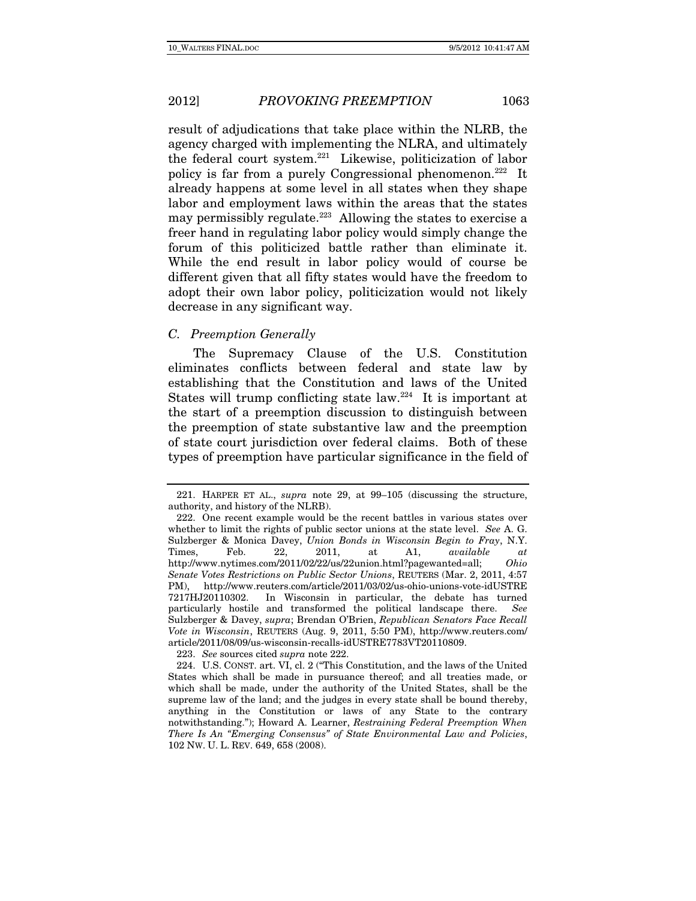result of adjudications that take place within the NLRB, the agency charged with implementing the NLRA, and ultimately the federal court system.[221] Likewise, politicization of labor policy is far from a purely Congressional phenomenon.[222] It already happens at some level in all states when they shape labor and employment laws within the areas that the states may permissibly regulate.[223] Allowing the states to exercise a freer hand in regulating labor policy would simply change the forum of this politicized battle rather than eliminate it. While the end result in labor policy would of course be different given that all fifty states would have the freedom to adopt their own labor policy, politicization would not likely decrease in any significant way.

### *C. Preemption Generally*

The Supremacy Clause of the U.S. Constitution eliminates conflicts between federal and state law by establishing that the Constitution and laws of the United States will trump conflicting state law.[224] It is important at the start of a preemption discussion to distinguish between the preemption of state substantive law and the preemption of state court jurisdiction over federal claims. Both of these types of preemption have particular significance in the field of

---

221. HARPER ET AL., *supra* note 29, at 99–105 (discussing the structure, authority, and history of the NLRB).

222. One recent example would be the recent battles in various states over whether to limit the rights of public sector unions at the state level. *See* A. G. Sulzberger & Monica Davey, *Union Bonds in Wisconsin Begin to Fray*, N.Y. Times, Feb. 22, 2011, at A1, *available at* http://www.nytimes.com/2011/02/22/us/22union.html?pagewanted=all; *Ohio Senate Votes Restrictions on Public Sector Unions*, REUTERS (Mar. 2, 2011, 4:57 PM), http://www.reuters.com/article/2011/03/02/us-ohio-unions-vote-idUSTRE7217HJ20110302. In Wisconsin in particular, the debate has turned particularly hostile and transformed the political landscape there. *See* Sulzberger & Davey, *supra*; Brendan O'Brien, *Republican Senators Face Recall Vote in Wisconsin*, REUTERS (Aug. 9, 2011, 5:50 PM), http://www.reuters.com/article/2011/08/09/us-wisconsin-recalls-idUSTRE7783VT20110809.

223. *See* sources cited *supra* note 222.

224. U.S. CONST. art. VI, cl. 2 ("This Constitution, and the laws of the United States which shall be made in pursuance thereof; and all treaties made, or which shall be made, under the authority of the United States, shall be the supreme law of the land; and the judges in every state shall be bound thereby, anything in the Constitution or laws of any State to the contrary notwithstanding."); Howard A. Learner, *Restraining Federal Preemption When There Is An "Emerging Consensus" of State Environmental Law and Policies*, 102 NW. U. L. REV. 649, 658 (2008).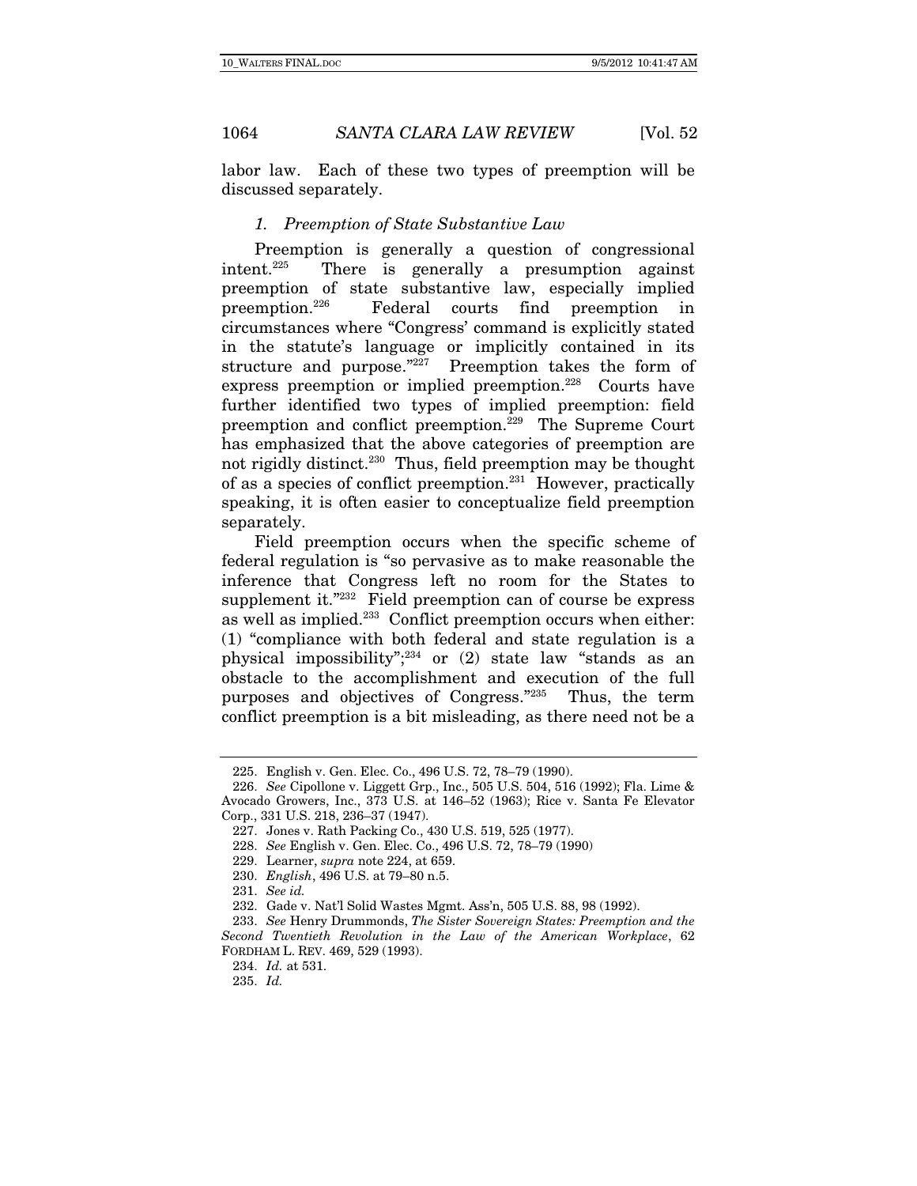labor law. Each of these two types of preemption will be discussed separately.

### *1. Preemption of State Substantive Law*

Preemption is generally a question of congressional intent.[225] There is generally a presumption against preemption of state substantive law, especially implied preemption.[226] Federal courts find preemption in circumstances where "Congress' command is explicitly stated in the statute's language or implicitly contained in its structure and purpose."[227] Preemption takes the form of express preemption or implied preemption.[228] Courts have further identified two types of implied preemption: field preemption and conflict preemption.[229] The Supreme Court has emphasized that the above categories of preemption are not rigidly distinct.[230] Thus, field preemption may be thought of as a species of conflict preemption.[231] However, practically speaking, it is often easier to conceptualize field preemption separately.

Field preemption occurs when the specific scheme of federal regulation is "so pervasive as to make reasonable the inference that Congress left no room for the States to supplement it."[232] Field preemption can of course be express as well as implied.[233] Conflict preemption occurs when either: (1) "compliance with both federal and state regulation is a physical impossibility";[234] or (2) state law "stands as an obstacle to the accomplishment and execution of the full purposes and objectives of Congress."[235] Thus, the term conflict preemption is a bit misleading, as there need not be a

---

225. English v. Gen. Elec. Co., 496 U.S. 72, 78–79 (1990).

226. *See* Cipollone v. Liggett Grp., Inc., 505 U.S. 504, 516 (1992); Fla. Lime & Avocado Growers, Inc., 373 U.S. at 146–52 (1963); Rice v. Santa Fe Elevator Corp., 331 U.S. 218, 236–37 (1947).

227. Jones v. Rath Packing Co., 430 U.S. 519, 525 (1977).

228. *See* English v. Gen. Elec. Co., 496 U.S. 72, 78–79 (1990)

229. Learner, *supra* note 224, at 659.

230. *English*, 496 U.S. at 79–80 n.5.

231. *See id.*

232. Gade v. Nat'l Solid Wastes Mgmt. Ass'n, 505 U.S. 88, 98 (1992).

233. *See* Henry Drummonds, *The Sister Sovereign States: Preemption and the Second Twentieth Revolution in the Law of the American Workplace*, 62 FORDHAM L. REV. 469, 529 (1993).

234. *Id.* at 531.

235. *Id.*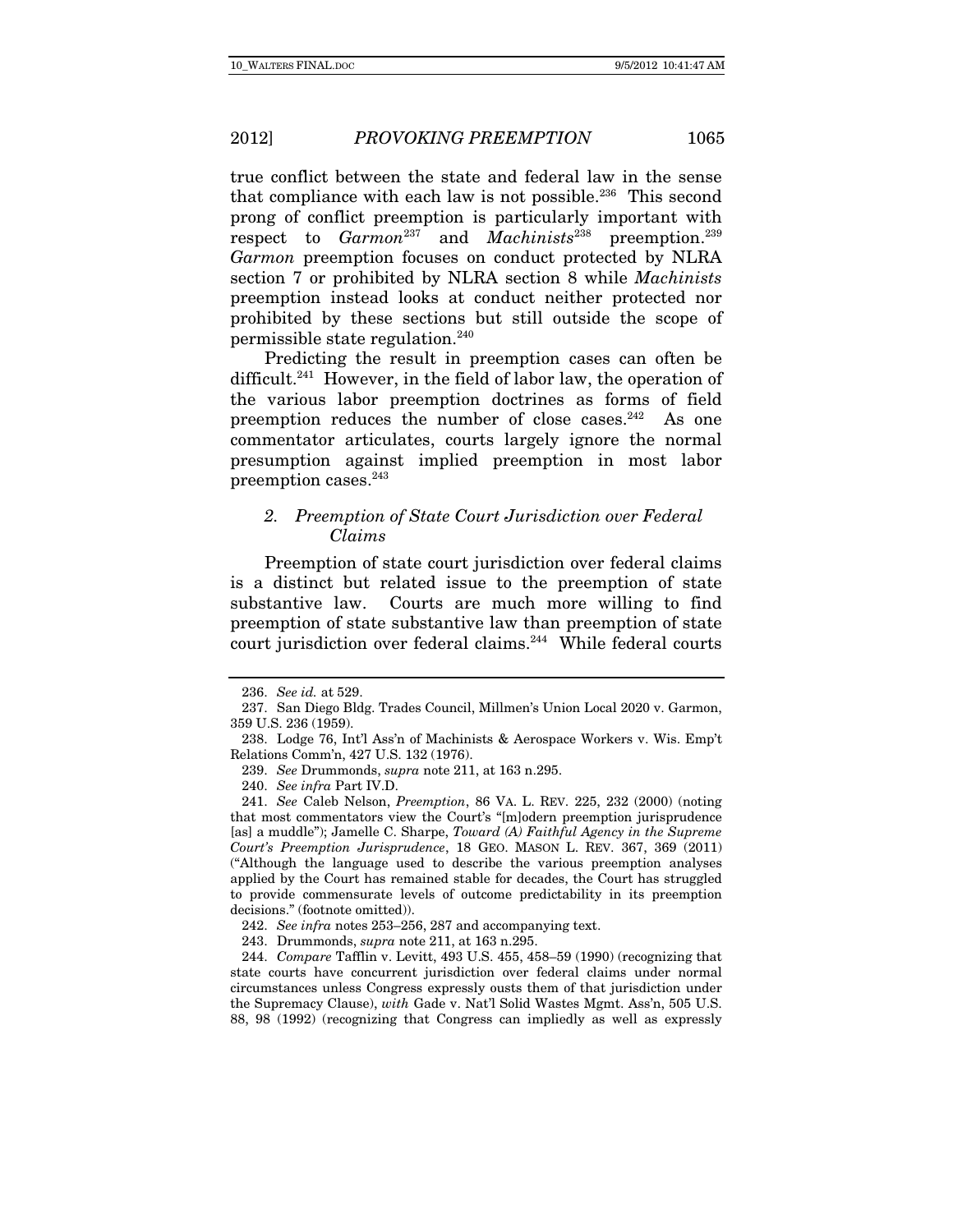true conflict between the state and federal law in the sense that compliance with each law is not possible.[236] This second prong of conflict preemption is particularly important with respect to *Garmon*[237] and *Machinists*[238] preemption.[239] *Garmon* preemption focuses on conduct protected by NLRA section 7 or prohibited by NLRA section 8 while *Machinists* preemption instead looks at conduct neither protected nor prohibited by these sections but still outside the scope of permissible state regulation.[240]

Predicting the result in preemption cases can often be difficult.[241] However, in the field of labor law, the operation of the various labor preemption doctrines as forms of field preemption reduces the number of close cases.[242] As one commentator articulates, courts largely ignore the normal presumption against implied preemption in most labor preemption cases.[243]

### 2. *Preemption of State Court Jurisdiction over Federal Claims*

Preemption of state court jurisdiction over federal claims is a distinct but related issue to the preemption of state substantive law. Courts are much more willing to find preemption of state substantive law than preemption of state court jurisdiction over federal claims.[244] While federal courts

---

236. *See id.* at 529.

237. San Diego Bldg. Trades Council, Millmen's Union Local 2020 v. Garmon, 359 U.S. 236 (1959).

238. Lodge 76, Int'l Ass'n of Machinists & Aerospace Workers v. Wis. Emp't Relations Comm'n, 427 U.S. 132 (1976).

239. *See* Drummonds, *supra* note 211, at 163 n.295.

240. *See infra* Part IV.D.

241. *See* Caleb Nelson, *Preemption*, 86 VA. L. REV. 225, 232 (2000) (noting that most commentators view the Court's "[m]odern preemption jurisprudence [as] a muddle"); Jamelle C. Sharpe, *Toward (A) Faithful Agency in the Supreme Court's Preemption Jurisprudence*, 18 GEO. MASON L. REV. 367, 369 (2011) ("Although the language used to describe the various preemption analyses applied by the Court has remained stable for decades, the Court has struggled to provide commensurate levels of outcome predictability in its preemption decisions." (footnote omitted)).

242. *See infra* notes 253–256, 287 and accompanying text.

243. Drummonds, *supra* note 211, at 163 n.295.

244. *Compare* Tafflin v. Levitt, 493 U.S. 455, 458–59 (1990) (recognizing that state courts have concurrent jurisdiction over federal claims under normal circumstances unless Congress expressly ousts them of that jurisdiction under the Supremacy Clause), *with* Gade v. Nat'l Solid Wastes Mgmt. Ass'n, 505 U.S. 88, 98 (1992) (recognizing that Congress can impliedly as well as expressly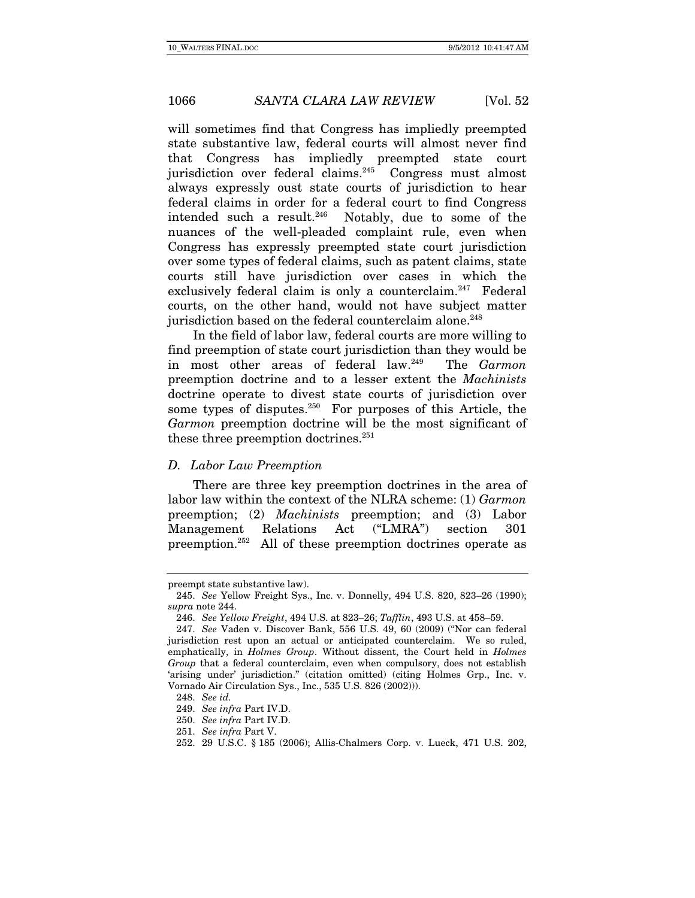will sometimes find that Congress has impliedly preempted state substantive law, federal courts will almost never find that Congress has impliedly preempted state court jurisdiction over federal claims.[245] Congress must almost always expressly oust state courts of jurisdiction to hear federal claims in order for a federal court to find Congress intended such a result.[246] Notably, due to some of the nuances of the well-pleaded complaint rule, even when Congress has expressly preempted state court jurisdiction over some types of federal claims, such as patent claims, state courts still have jurisdiction over cases in which the exclusively federal claim is only a counterclaim.[247] Federal courts, on the other hand, would not have subject matter jurisdiction based on the federal counterclaim alone.[248]

In the field of labor law, federal courts are more willing to find preemption of state court jurisdiction than they would be in most other areas of federal law.[249] The *Garmon* preemption doctrine and to a lesser extent the *Machinists* doctrine operate to divest state courts of jurisdiction over some types of disputes.[250] For purposes of this Article, the *Garmon* preemption doctrine will be the most significant of these three preemption doctrines.[251]

### *D. Labor Law Preemption*

There are three key preemption doctrines in the area of labor law within the context of the NLRA scheme: (1) *Garmon* preemption; (2) *Machinists* preemption; and (3) Labor Management Relations Act ("LMRA") section 301 preemption.[252] All of these preemption doctrines operate as

---

preempt state substantive law).

245. *See* Yellow Freight Sys., Inc. v. Donnelly, 494 U.S. 820, 823–26 (1990); *supra* note 244.

246. *See Yellow Freight*, 494 U.S. at 823–26; *Tafflin*, 493 U.S. at 458–59.

247. *See* Vaden v. Discover Bank, 556 U.S. 49, 60 (2009) ("Nor can federal jurisdiction rest upon an actual or anticipated counterclaim. We so ruled, emphatically, in *Holmes Group*. Without dissent, the Court held in *Holmes Group* that a federal counterclaim, even when compulsory, does not establish 'arising under' jurisdiction." (citation omitted) (citing Holmes Grp., Inc. v. Vornado Air Circulation Sys., Inc., 535 U.S. 826 (2002))).

248. *See id.*

249. *See infra* Part IV.D.

250. *See infra* Part IV.D.

251. *See infra* Part V.

252. 29 U.S.C. § 185 (2006); Allis-Chalmers Corp. v. Lueck, 471 U.S. 202,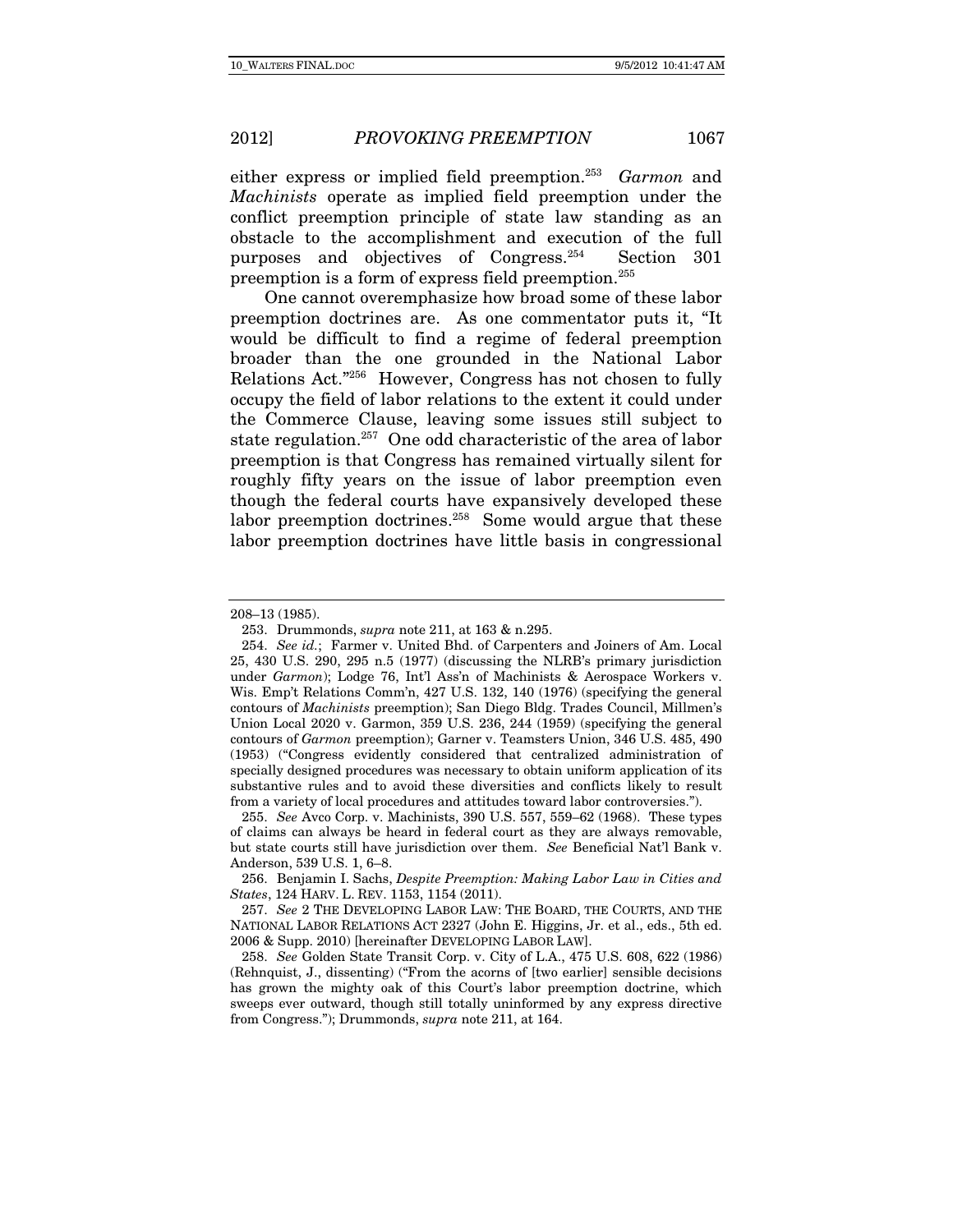either express or implied field preemption.[253] *Garmon* and *Machinists* operate as implied field preemption under the conflict preemption principle of state law standing as an obstacle to the accomplishment and execution of the full purposes and objectives of Congress.[254] Section 301 preemption is a form of express field preemption.[255]

One cannot overemphasize how broad some of these labor preemption doctrines are. As one commentator puts it, "It would be difficult to find a regime of federal preemption broader than the one grounded in the National Labor Relations Act."[256] However, Congress has not chosen to fully occupy the field of labor relations to the extent it could under the Commerce Clause, leaving some issues still subject to state regulation.[257] One odd characteristic of the area of labor preemption is that Congress has remained virtually silent for roughly fifty years on the issue of labor preemption even though the federal courts have expansively developed these labor preemption doctrines.[258] Some would argue that these labor preemption doctrines have little basis in congressional

---

208–13 (1985).

253. Drummonds, *supra* note 211, at 163 & n.295.

254. *See id.*; Farmer v. United Bhd. of Carpenters and Joiners of Am. Local 25, 430 U.S. 290, 295 n.5 (1977) (discussing the NLRB's primary jurisdiction under *Garmon*); Lodge 76, Int'l Ass'n of Machinists & Aerospace Workers v. Wis. Emp't Relations Comm'n, 427 U.S. 132, 140 (1976) (specifying the general contours of *Machinists* preemption); San Diego Bldg. Trades Council, Millmen's Union Local 2020 v. Garmon, 359 U.S. 236, 244 (1959) (specifying the general contours of *Garmon* preemption); Garner v. Teamsters Union, 346 U.S. 485, 490 (1953) ("Congress evidently considered that centralized administration of specially designed procedures was necessary to obtain uniform application of its substantive rules and to avoid these diversities and conflicts likely to result from a variety of local procedures and attitudes toward labor controversies.").

255. *See* Avco Corp. v. Machinists, 390 U.S. 557, 559–62 (1968). These types of claims can always be heard in federal court as they are always removable, but state courts still have jurisdiction over them. *See* Beneficial Nat'l Bank v. Anderson, 539 U.S. 1, 6–8.

256. Benjamin I. Sachs, *Despite Preemption: Making Labor Law in Cities and States*, 124 HARV. L. REV. 1153, 1154 (2011).

257. *See* 2 THE DEVELOPING LABOR LAW: THE BOARD, THE COURTS, AND THE NATIONAL LABOR RELATIONS ACT 2327 (John E. Higgins, Jr. et al., eds., 5th ed. 2006 & Supp. 2010) [hereinafter DEVELOPING LABOR LAW].

258. *See* Golden State Transit Corp. v. City of L.A., 475 U.S. 608, 622 (1986) (Rehnquist, J., dissenting) ("From the acorns of [two earlier] sensible decisions has grown the mighty oak of this Court's labor preemption doctrine, which sweeps ever outward, though still totally uninformed by any express directive from Congress."); Drummonds, *supra* note 211, at 164.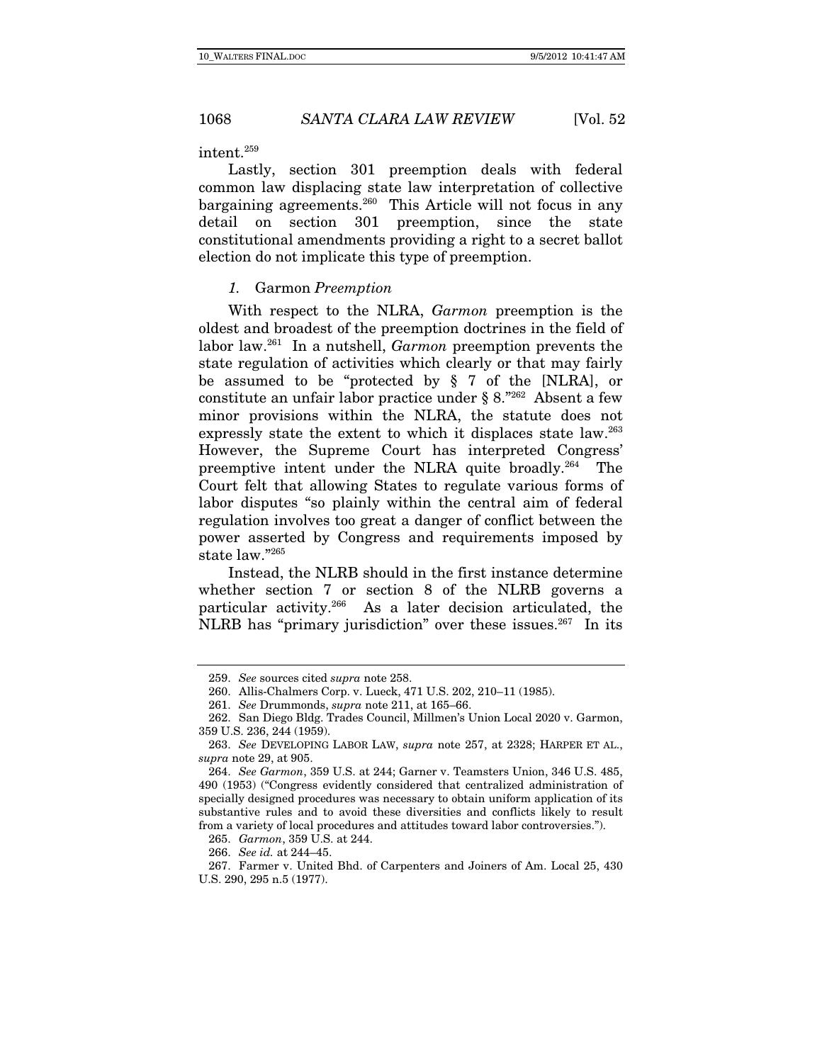intent.[259]

Lastly, section 301 preemption deals with federal common law displacing state law interpretation of collective bargaining agreements.[260] This Article will not focus in any detail on section 301 preemption, since the state constitutional amendments providing a right to a secret ballot election do not implicate this type of preemption.

### *1.* Garmon *Preemption*

With respect to the NLRA, *Garmon* preemption is the oldest and broadest of the preemption doctrines in the field of labor law.[261] In a nutshell, *Garmon* preemption prevents the state regulation of activities which clearly or that may fairly be assumed to be "protected by § 7 of the [NLRA], or constitute an unfair labor practice under § 8."[262] Absent a few minor provisions within the NLRA, the statute does not expressly state the extent to which it displaces state law.[263] However, the Supreme Court has interpreted Congress' preemptive intent under the NLRA quite broadly.[264] The Court felt that allowing States to regulate various forms of labor disputes "so plainly within the central aim of federal regulation involves too great a danger of conflict between the power asserted by Congress and requirements imposed by state law."[265]

Instead, the NLRB should in the first instance determine whether section 7 or section 8 of the NLRB governs a particular activity.[266] As a later decision articulated, the NLRB has "primary jurisdiction" over these issues.[267] In its

---

259. *See* sources cited *supra* note 258.

260. Allis-Chalmers Corp. v. Lueck, 471 U.S. 202, 210–11 (1985).

261. *See* Drummonds, *supra* note 211, at 165–66.

262. San Diego Bldg. Trades Council, Millmen's Union Local 2020 v. Garmon, 359 U.S. 236, 244 (1959).

263. *See* DEVELOPING LABOR LAW, *supra* note 257, at 2328; HARPER ET AL., *supra* note 29, at 905.

264. *See Garmon*, 359 U.S. at 244; Garner v. Teamsters Union, 346 U.S. 485, 490 (1953) ("Congress evidently considered that centralized administration of specially designed procedures was necessary to obtain uniform application of its substantive rules and to avoid these diversities and conflicts likely to result from a variety of local procedures and attitudes toward labor controversies.").

265. *Garmon*, 359 U.S. at 244.

266. *See id.* at 244–45.

267. Farmer v. United Bhd. of Carpenters and Joiners of Am. Local 25, 430 U.S. 290, 295 n.5 (1977).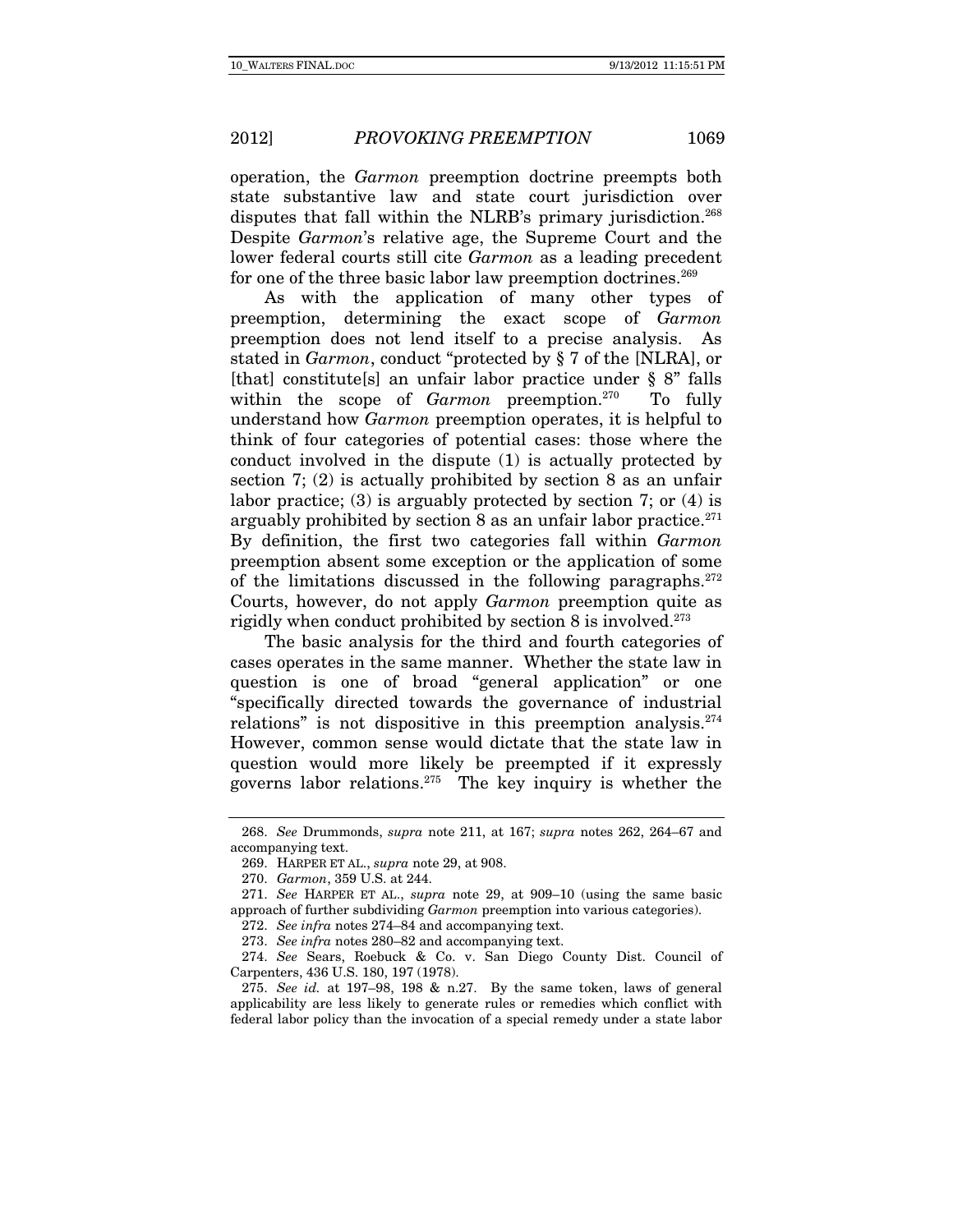operation, the *Garmon* preemption doctrine preempts both state substantive law and state court jurisdiction over disputes that fall within the NLRB's primary jurisdiction.[268] Despite *Garmon*'s relative age, the Supreme Court and the lower federal courts still cite *Garmon* as a leading precedent for one of the three basic labor law preemption doctrines.[269]

As with the application of many other types of preemption, determining the exact scope of *Garmon* preemption does not lend itself to a precise analysis. As stated in *Garmon*, conduct "protected by § 7 of the [NLRA], or [that] constitute[s] an unfair labor practice under § 8" falls within the scope of *Garmon* preemption.[270] To fully understand how *Garmon* preemption operates, it is helpful to think of four categories of potential cases: those where the conduct involved in the dispute (1) is actually protected by section 7; (2) is actually prohibited by section 8 as an unfair labor practice; (3) is arguably protected by section 7; or (4) is arguably prohibited by section 8 as an unfair labor practice.[271] By definition, the first two categories fall within *Garmon* preemption absent some exception or the application of some of the limitations discussed in the following paragraphs.[272] Courts, however, do not apply *Garmon* preemption quite as rigidly when conduct prohibited by section 8 is involved.[273]

The basic analysis for the third and fourth categories of cases operates in the same manner. Whether the state law in question is one of broad "general application" or one "specifically directed towards the governance of industrial relations" is not dispositive in this preemption analysis.[274] However, common sense would dictate that the state law in question would more likely be preempted if it expressly governs labor relations.[275] The key inquiry is whether the

---

268. *See* Drummonds, *supra* note 211, at 167; *supra* notes 262, 264–67 and accompanying text.

269. HARPER ET AL., *supra* note 29, at 908.

270. *Garmon*, 359 U.S. at 244.

271. *See* HARPER ET AL., *supra* note 29, at 909–10 (using the same basic approach of further subdividing *Garmon* preemption into various categories).

272. *See infra* notes 274–84 and accompanying text.

273. *See infra* notes 280–82 and accompanying text.

274. *See* Sears, Roebuck & Co. v. San Diego County Dist. Council of Carpenters, 436 U.S. 180, 197 (1978).

275. *See id.* at 197–98, 198 & n.27. By the same token, laws of general applicability are less likely to generate rules or remedies which conflict with federal labor policy than the invocation of a special remedy under a state labor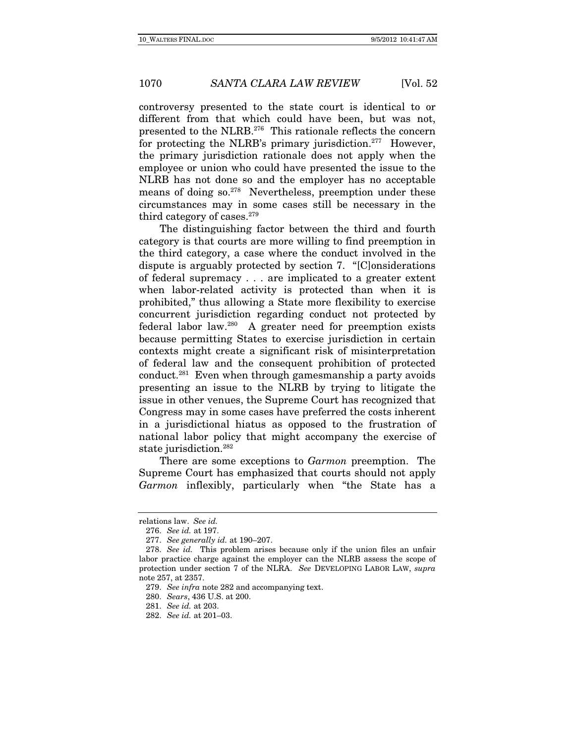controversy presented to the state court is identical to or different from that which could have been, but was not, presented to the NLRB.[276] This rationale reflects the concern for protecting the NLRB's primary jurisdiction.[277] However, the primary jurisdiction rationale does not apply when the employee or union who could have presented the issue to the NLRB has not done so and the employer has no acceptable means of doing so.[278] Nevertheless, preemption under these circumstances may in some cases still be necessary in the third category of cases.[279]

The distinguishing factor between the third and fourth category is that courts are more willing to find preemption in the third category, a case where the conduct involved in the dispute is arguably protected by section 7. "[C]onsiderations of federal supremacy . . . are implicated to a greater extent when labor-related activity is protected than when it is prohibited," thus allowing a State more flexibility to exercise concurrent jurisdiction regarding conduct not protected by federal labor law.[280] A greater need for preemption exists because permitting States to exercise jurisdiction in certain contexts might create a significant risk of misinterpretation of federal law and the consequent prohibition of protected conduct.[281] Even when through gamesmanship a party avoids presenting an issue to the NLRB by trying to litigate the issue in other venues, the Supreme Court has recognized that Congress may in some cases have preferred the costs inherent in a jurisdictional hiatus as opposed to the frustration of national labor policy that might accompany the exercise of state jurisdiction.[282]

There are some exceptions to *Garmon* preemption. The Supreme Court has emphasized that courts should not apply *Garmon* inflexibly, particularly when "the State has a

---

relations law. *See id.*

276. *See id.* at 197.

277. *See generally id.* at 190–207.

278. *See id.* This problem arises because only if the union files an unfair labor practice charge against the employer can the NLRB assess the scope of protection under section 7 of the NLRA. *See* DEVELOPING LABOR LAW, *supra* note 257, at 2357.

279. *See infra* note 282 and accompanying text.

280. *Sears*, 436 U.S. at 200.

281. *See id.* at 203.

282. *See id.* at 201–03.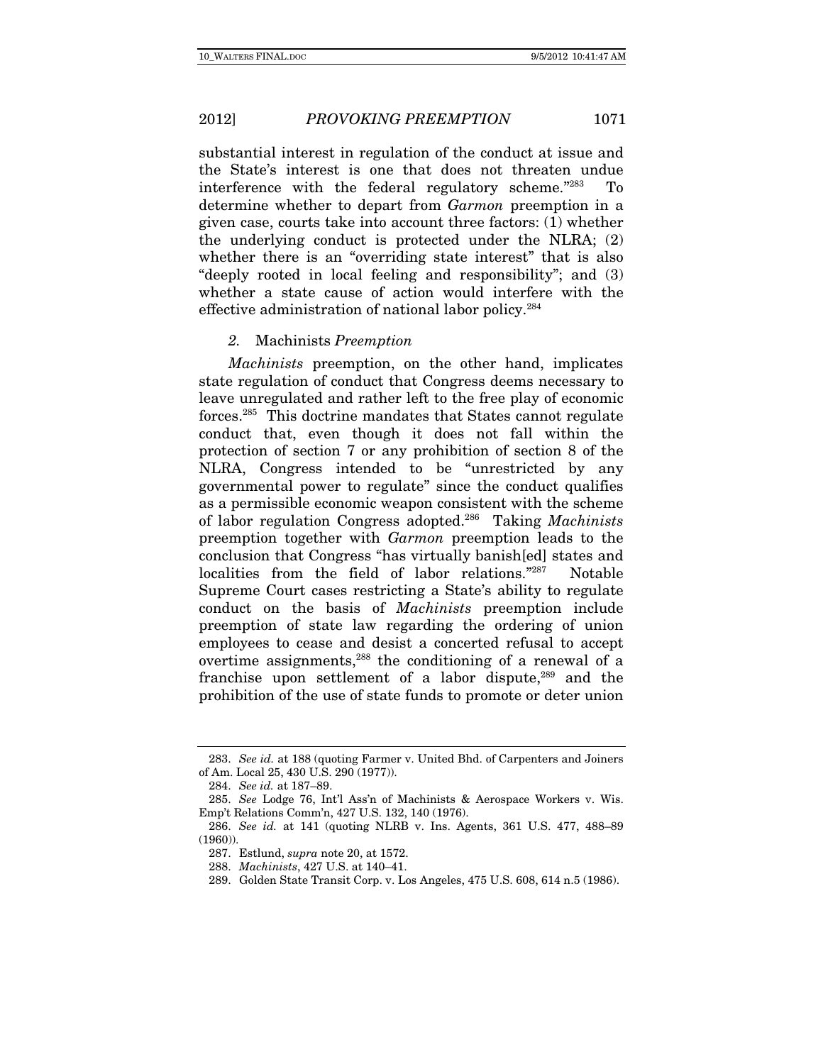substantial interest in regulation of the conduct at issue and the State's interest is one that does not threaten undue interference with the federal regulatory scheme."[283] To determine whether to depart from *Garmon* preemption in a given case, courts take into account three factors: (1) whether the underlying conduct is protected under the NLRA; (2) whether there is an "overriding state interest" that is also "deeply rooted in local feeling and responsibility"; and (3) whether a state cause of action would interfere with the effective administration of national labor policy.[284]

### *2.* Machinists *Preemption*

*Machinists* preemption, on the other hand, implicates state regulation of conduct that Congress deems necessary to leave unregulated and rather left to the free play of economic forces.[285] This doctrine mandates that States cannot regulate conduct that, even though it does not fall within the protection of section 7 or any prohibition of section 8 of the NLRA, Congress intended to be "unrestricted by any governmental power to regulate" since the conduct qualifies as a permissible economic weapon consistent with the scheme of labor regulation Congress adopted.[286] Taking *Machinists* preemption together with *Garmon* preemption leads to the conclusion that Congress "has virtually banish[ed] states and localities from the field of labor relations."[287] Notable Supreme Court cases restricting a State's ability to regulate conduct on the basis of *Machinists* preemption include preemption of state law regarding the ordering of union employees to cease and desist a concerted refusal to accept overtime assignments,[288] the conditioning of a renewal of a franchise upon settlement of a labor dispute,[289] and the prohibition of the use of state funds to promote or deter union

---

283. *See id.* at 188 (quoting Farmer v. United Bhd. of Carpenters and Joiners of Am. Local 25, 430 U.S. 290 (1977)).

284. *See id.* at 187–89.

285. *See* Lodge 76, Int'l Ass'n of Machinists & Aerospace Workers v. Wis. Emp't Relations Comm'n, 427 U.S. 132, 140 (1976).

286. *See id.* at 141 (quoting NLRB v. Ins. Agents, 361 U.S. 477, 488–89 (1960)).

287. Estlund, *supra* note 20, at 1572.

288. *Machinists*, 427 U.S. at 140–41.

289. Golden State Transit Corp. v. Los Angeles, 475 U.S. 608, 614 n.5 (1986).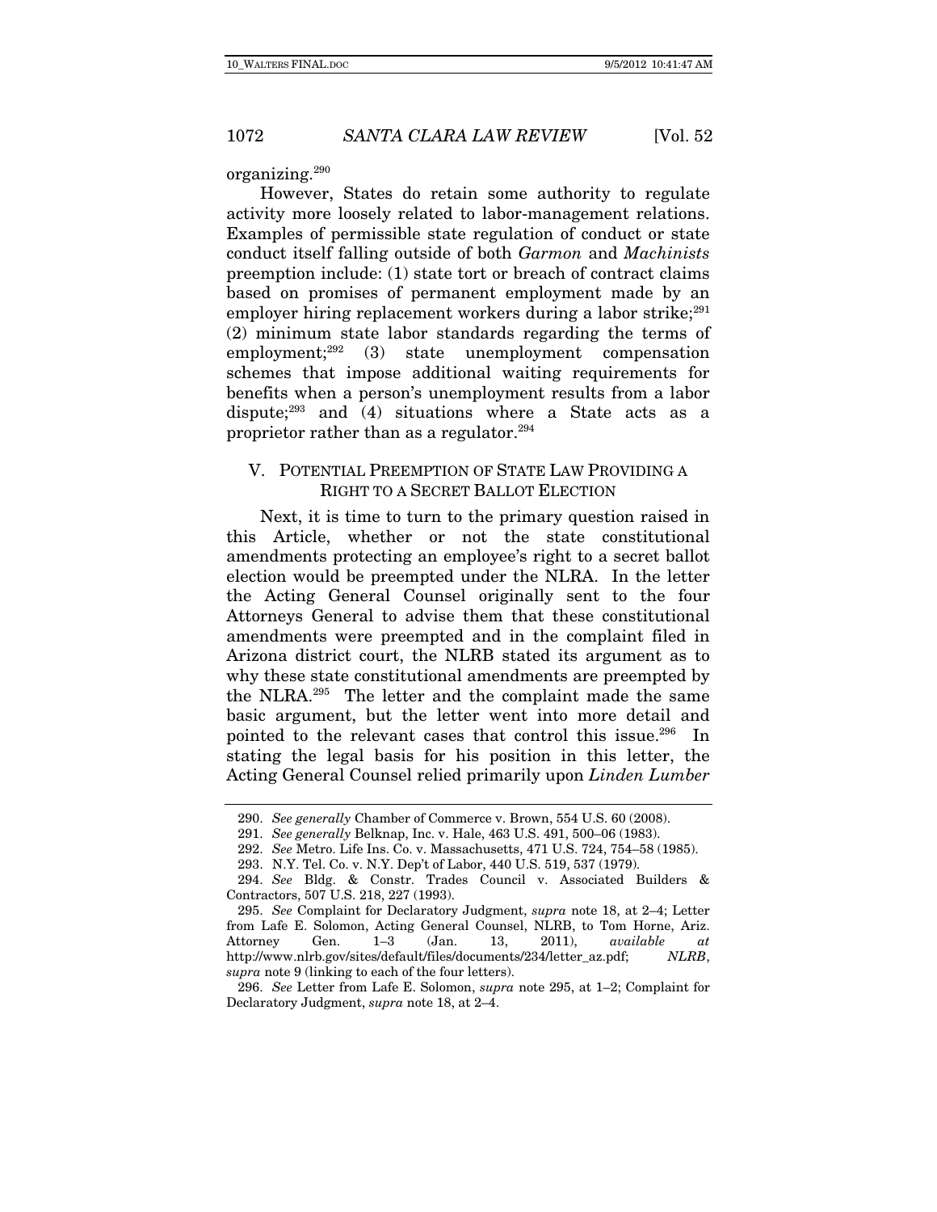organizing.[290]

However, States do retain some authority to regulate activity more loosely related to labor-management relations. Examples of permissible state regulation of conduct or state conduct itself falling outside of both *Garmon* and *Machinists* preemption include: (1) state tort or breach of contract claims based on promises of permanent employment made by an employer hiring replacement workers during a labor strike;[291] (2) minimum state labor standards regarding the terms of employment;[292] (3) state unemployment compensation schemes that impose additional waiting requirements for benefits when a person's unemployment results from a labor dispute;[293] and (4) situations where a State acts as a proprietor rather than as a regulator.[294]

## V. POTENTIAL PREEMPTION OF STATE LAW PROVIDING A RIGHT TO A SECRET BALLOT ELECTION

Next, it is time to turn to the primary question raised in this Article, whether or not the state constitutional amendments protecting an employee's right to a secret ballot election would be preempted under the NLRA. In the letter the Acting General Counsel originally sent to the four Attorneys General to advise them that these constitutional amendments were preempted and in the complaint filed in Arizona district court, the NLRB stated its argument as to why these state constitutional amendments are preempted by the NLRA.[295] The letter and the complaint made the same basic argument, but the letter went into more detail and pointed to the relevant cases that control this issue.[296] In stating the legal basis for his position in this letter, the Acting General Counsel relied primarily upon *Linden Lumber*

---

290. *See generally* Chamber of Commerce v. Brown, 554 U.S. 60 (2008).

291. *See generally* Belknap, Inc. v. Hale, 463 U.S. 491, 500–06 (1983).

292. *See* Metro. Life Ins. Co. v. Massachusetts, 471 U.S. 724, 754–58 (1985).

293. N.Y. Tel. Co. v. N.Y. Dep't of Labor, 440 U.S. 519, 537 (1979).

294. *See* Bldg. & Constr. Trades Council v. Associated Builders & Contractors, 507 U.S. 218, 227 (1993).

295. *See* Complaint for Declaratory Judgment, *supra* note 18, at 2–4; Letter from Lafe E. Solomon, Acting General Counsel, NLRB, to Tom Horne, Ariz. Attorney Gen. 1–3 (Jan. 13, 2011), *available at* http://www.nlrb.gov/sites/default/files/documents/234/letter_az.pdf; *NLRB*, *supra* note 9 (linking to each of the four letters).

296. *See* Letter from Lafe E. Solomon, *supra* note 295, at 1–2; Complaint for Declaratory Judgment, *supra* note 18, at 2–4.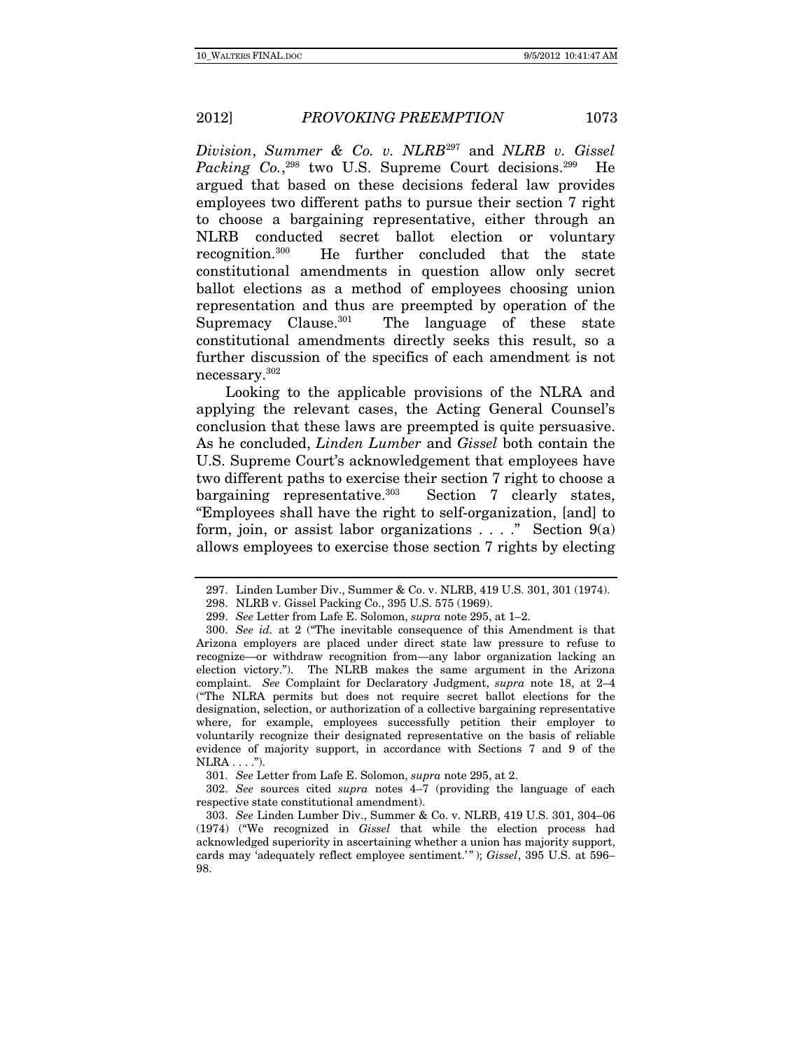*Division, Summer & Co. v. NLRB*[297] and *NLRB v. Gissel Packing Co.*,[298] two U.S. Supreme Court decisions.[299] He argued that based on these decisions federal law provides employees two different paths to pursue their section 7 right to choose a bargaining representative, either through an NLRB conducted secret ballot election or voluntary recognition.[300] He further concluded that the state constitutional amendments in question allow only secret ballot elections as a method of employees choosing union representation and thus are preempted by operation of the Supremacy Clause.[301] The language of these state constitutional amendments directly seeks this result, so a further discussion of the specifics of each amendment is not necessary.[302]

Looking to the applicable provisions of the NLRA and applying the relevant cases, the Acting General Counsel's conclusion that these laws are preempted is quite persuasive. As he concluded, *Linden Lumber* and *Gissel* both contain the U.S. Supreme Court's acknowledgement that employees have two different paths to exercise their section 7 right to choose a bargaining representative.[303] Section 7 clearly states, "Employees shall have the right to self-organization, [and] to form, join, or assist labor organizations . . . ." Section 9(a) allows employees to exercise those section 7 rights by electing

---

297. Linden Lumber Div., Summer & Co. v. NLRB, 419 U.S. 301, 301 (1974).

298. NLRB v. Gissel Packing Co., 395 U.S. 575 (1969).

299. *See* Letter from Lafe E. Solomon, *supra* note 295, at 1–2.

300. *See id.* at 2 ("The inevitable consequence of this Amendment is that Arizona employers are placed under direct state law pressure to refuse to recognize—or withdraw recognition from—any labor organization lacking an election victory."). The NLRB makes the same argument in the Arizona complaint. *See* Complaint for Declaratory Judgment, *supra* note 18, at 2–4 ("The NLRA permits but does not require secret ballot elections for the designation, selection, or authorization of a collective bargaining representative where, for example, employees successfully petition their employer to voluntarily recognize their designated representative on the basis of reliable evidence of majority support, in accordance with Sections 7 and 9 of the NLRA . . . .").

301. *See* Letter from Lafe E. Solomon, *supra* note 295, at 2.

302. *See* sources cited *supra* notes 4–7 (providing the language of each respective state constitutional amendment).

303. *See* Linden Lumber Div., Summer & Co. v. NLRB, 419 U.S. 301, 304–06 (1974) ("We recognized in *Gissel* that while the election process had acknowledged superiority in ascertaining whether a union has majority support, cards may 'adequately reflect employee sentiment.'"); *Gissel*, 395 U.S. at 596–98.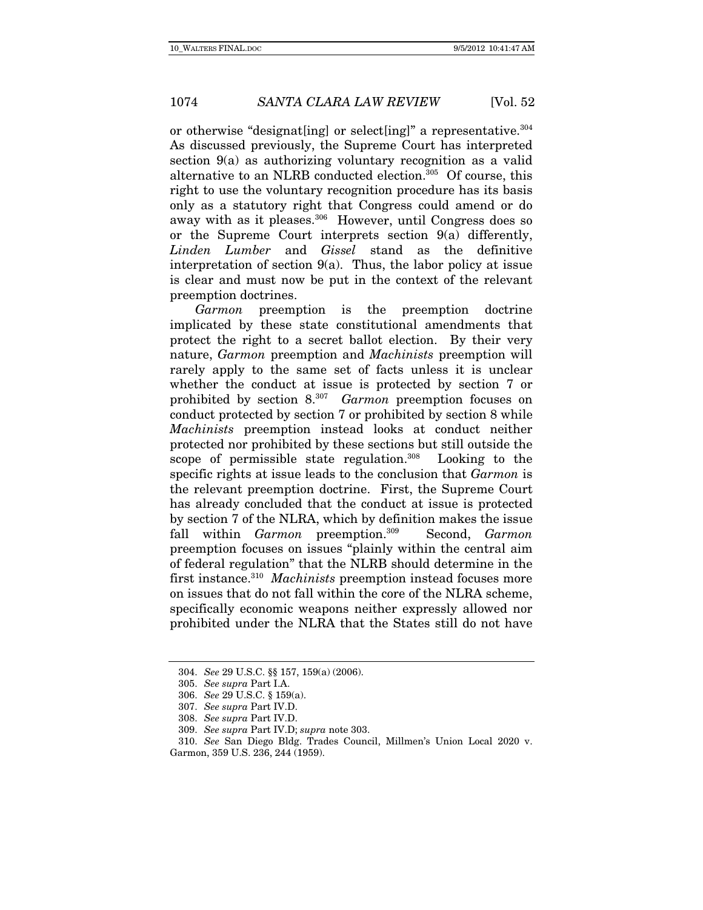or otherwise "designat[ing] or select[ing]" a representative.[304] As discussed previously, the Supreme Court has interpreted section 9(a) as authorizing voluntary recognition as a valid alternative to an NLRB conducted election.[305] Of course, this right to use the voluntary recognition procedure has its basis only as a statutory right that Congress could amend or do away with as it pleases.[306] However, until Congress does so or the Supreme Court interprets section 9(a) differently, *Linden Lumber* and *Gissel* stand as the definitive interpretation of section 9(a). Thus, the labor policy at issue is clear and must now be put in the context of the relevant preemption doctrines.

*Garmon* preemption is the preemption doctrine implicated by these state constitutional amendments that protect the right to a secret ballot election. By their very nature, *Garmon* preemption and *Machinists* preemption will rarely apply to the same set of facts unless it is unclear whether the conduct at issue is protected by section 7 or prohibited by section 8.[307] *Garmon* preemption focuses on conduct protected by section 7 or prohibited by section 8 while *Machinists* preemption instead looks at conduct neither protected nor prohibited by these sections but still outside the scope of permissible state regulation.[308] Looking to the specific rights at issue leads to the conclusion that *Garmon* is the relevant preemption doctrine. First, the Supreme Court has already concluded that the conduct at issue is protected by section 7 of the NLRA, which by definition makes the issue fall within *Garmon* preemption.[309] Second, *Garmon* preemption focuses on issues "plainly within the central aim of federal regulation" that the NLRB should determine in the first instance.[310] *Machinists* preemption instead focuses more on issues that do not fall within the core of the NLRA scheme, specifically economic weapons neither expressly allowed nor prohibited under the NLRA that the States still do not have

304. *See* 29 U.S.C. §§ 157, 159(a) (2006).

305. *See supra* Part I.A.

306. *See* 29 U.S.C. § 159(a).

307. *See supra* Part IV.D.

308. *See supra* Part IV.D.

309. *See supra* Part IV.D; *supra* note 303.

310. *See* San Diego Bldg. Trades Council, Millmen's Union Local 2020 v. Garmon, 359 U.S. 236, 244 (1959).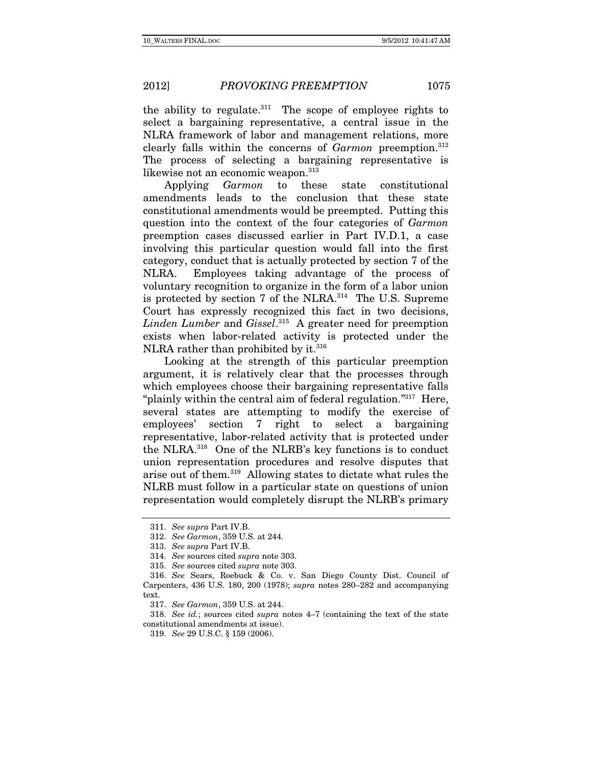the ability to regulate.[311] The scope of employee rights to select a bargaining representative, a central issue in the NLRA framework of labor and management relations, more clearly falls within the concerns of *Garmon* preemption.[312] The process of selecting a bargaining representative is likewise not an economic weapon.[313]

Applying *Garmon* to these state constitutional amendments leads to the conclusion that these state constitutional amendments would be preempted. Putting this question into the context of the four categories of *Garmon* preemption cases discussed earlier in Part IV.D.1, a case involving this particular question would fall into the first category, conduct that is actually protected by section 7 of the NLRA. Employees taking advantage of the process of voluntary recognition to organize in the form of a labor union is protected by section 7 of the NLRA.[314] The U.S. Supreme Court has expressly recognized this fact in two decisions, *Linden Lumber* and *Gissel*.[315] A greater need for preemption exists when labor-related activity is protected under the NLRA rather than prohibited by it.[316]

Looking at the strength of this particular preemption argument, it is relatively clear that the processes through which employees choose their bargaining representative falls "plainly within the central aim of federal regulation."[317] Here, several states are attempting to modify the exercise of employees' section 7 right to select a bargaining representative, labor-related activity that is protected under the NLRA.[318] One of the NLRB's key functions is to conduct union representation procedures and resolve disputes that arise out of them.[319] Allowing states to dictate what rules the NLRB must follow in a particular state on questions of union representation would completely disrupt the NLRB's primary

---

311. *See supra* Part IV.B.

312. *See Garmon*, 359 U.S. at 244.

313. *See supra* Part IV.B.

314. *See* sources cited *supra* note 303.

315. *See* sources cited *supra* note 303.

316. *See* Sears, Roebuck & Co. v. San Diego County Dist. Council of Carpenters, 436 U.S. 180, 200 (1978); *supra* notes 280–282 and accompanying text.

317. *See Garmon*, 359 U.S. at 244.

318. *See id.*; sources cited *supra* notes 4–7 (containing the text of the state constitutional amendments at issue).

319. *See* 29 U.S.C. § 159 (2006).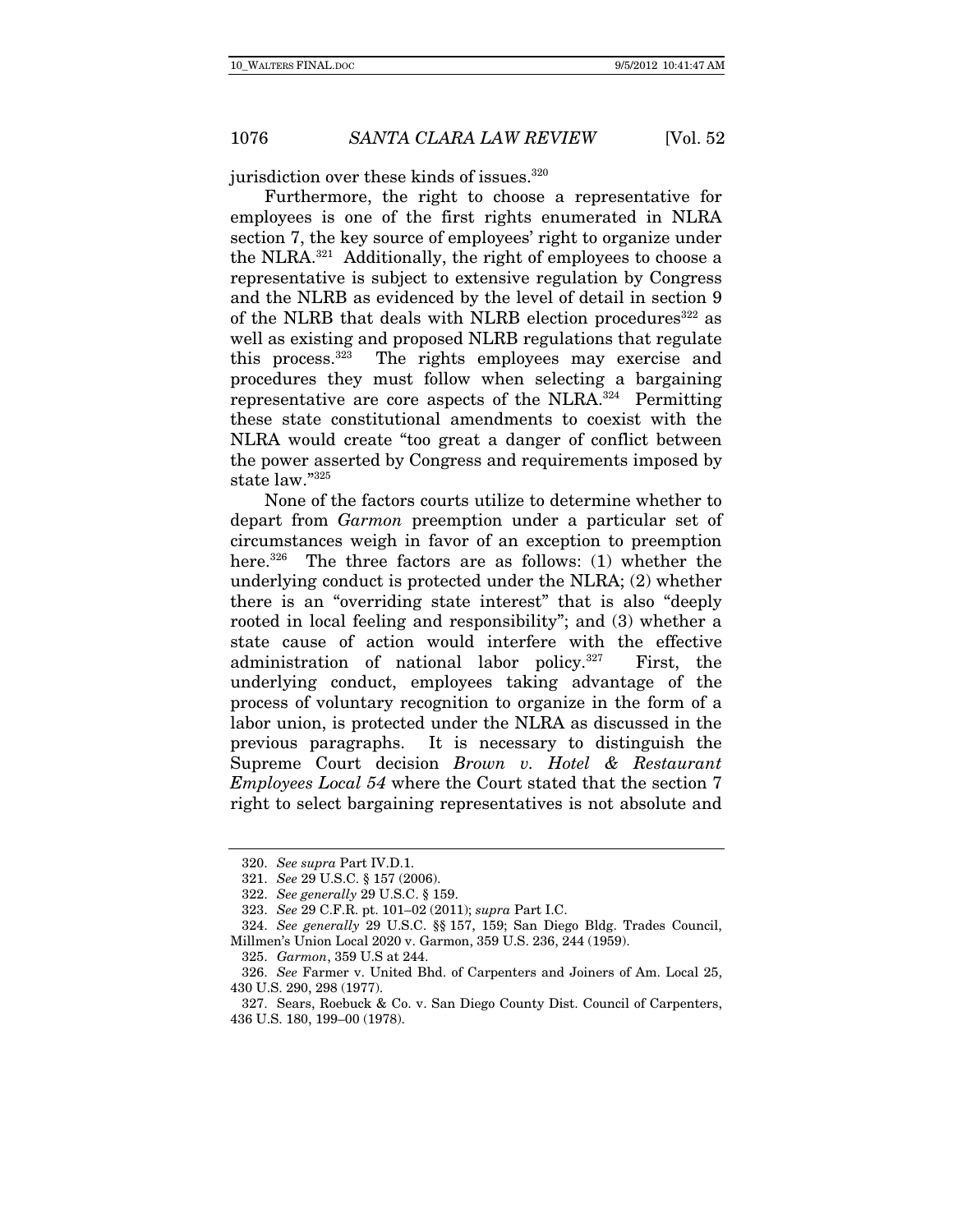jurisdiction over these kinds of issues.[320]

Furthermore, the right to choose a representative for employees is one of the first rights enumerated in NLRA section 7, the key source of employees' right to organize under the NLRA.[321] Additionally, the right of employees to choose a representative is subject to extensive regulation by Congress and the NLRB as evidenced by the level of detail in section 9 of the NLRB that deals with NLRB election procedures[322] as well as existing and proposed NLRB regulations that regulate this process.[323] The rights employees may exercise and procedures they must follow when selecting a bargaining representative are core aspects of the NLRA.[324] Permitting these state constitutional amendments to coexist with the NLRA would create "too great a danger of conflict between the power asserted by Congress and requirements imposed by state law."[325]

None of the factors courts utilize to determine whether to depart from *Garmon* preemption under a particular set of circumstances weigh in favor of an exception to preemption here.[326] The three factors are as follows: (1) whether the underlying conduct is protected under the NLRA; (2) whether there is an "overriding state interest" that is also "deeply rooted in local feeling and responsibility"; and (3) whether a state cause of action would interfere with the effective administration of national labor policy.[327] First, the underlying conduct, employees taking advantage of the process of voluntary recognition to organize in the form of a labor union, is protected under the NLRA as discussed in the previous paragraphs. It is necessary to distinguish the Supreme Court decision *Brown v. Hotel & Restaurant Employees Local 54* where the Court stated that the section 7 right to select bargaining representatives is not absolute and

---

320. *See supra* Part IV.D.1.

321. *See* 29 U.S.C. § 157 (2006).

322. *See generally* 29 U.S.C. § 159.

323. *See* 29 C.F.R. pt. 101–02 (2011); *supra* Part I.C.

324. *See generally* 29 U.S.C. §§ 157, 159; San Diego Bldg. Trades Council, Millmen's Union Local 2020 v. Garmon, 359 U.S. 236, 244 (1959).

325. *Garmon*, 359 U.S at 244.

326. *See* Farmer v. United Bhd. of Carpenters and Joiners of Am. Local 25, 430 U.S. 290, 298 (1977).

327. Sears, Roebuck & Co. v. San Diego County Dist. Council of Carpenters, 436 U.S. 180, 199–00 (1978).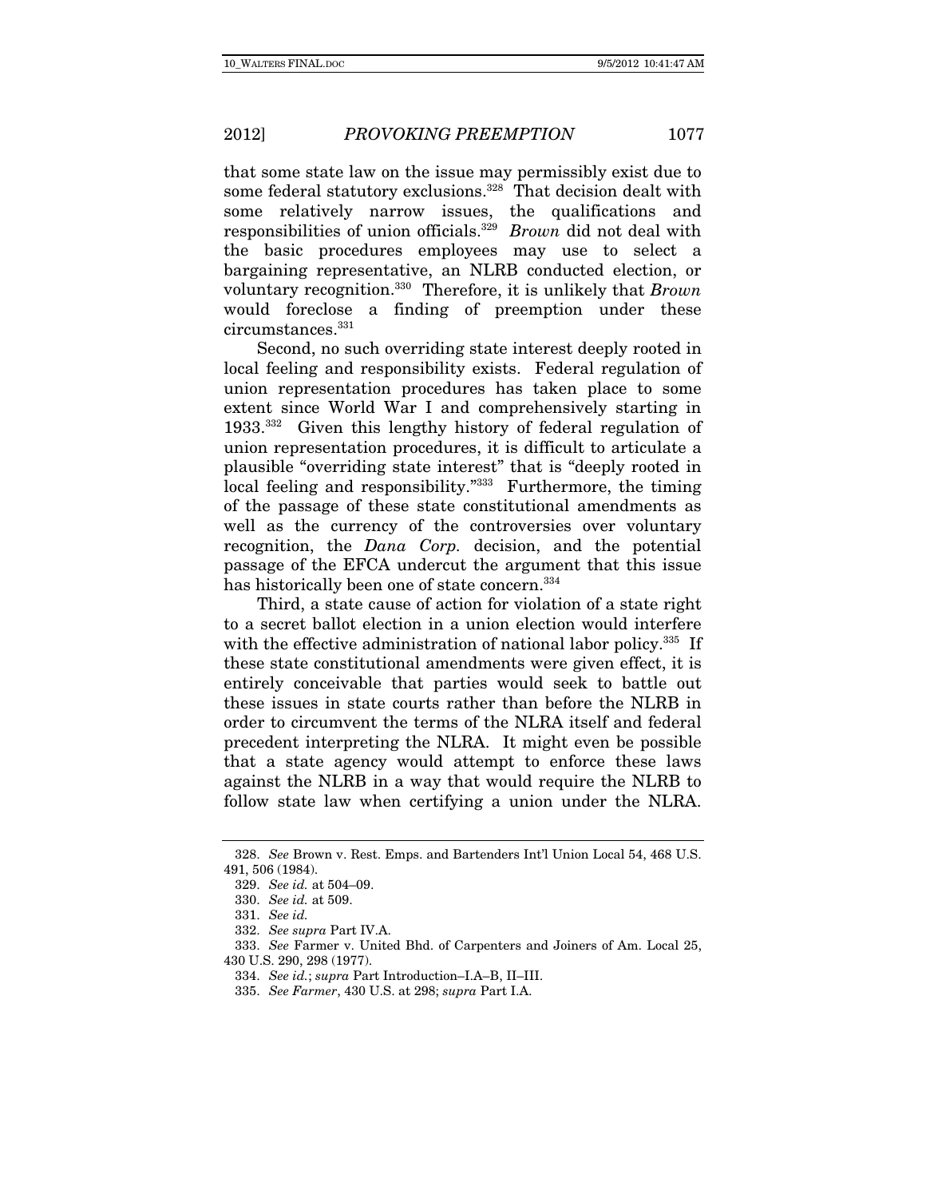that some state law on the issue may permissibly exist due to some federal statutory exclusions.[328] That decision dealt with some relatively narrow issues, the qualifications and responsibilities of union officials.[329] *Brown* did not deal with the basic procedures employees may use to select a bargaining representative, an NLRB conducted election, or voluntary recognition.[330] Therefore, it is unlikely that *Brown* would foreclose a finding of preemption under these circumstances.[331]

Second, no such overriding state interest deeply rooted in local feeling and responsibility exists. Federal regulation of union representation procedures has taken place to some extent since World War I and comprehensively starting in 1933.[332] Given this lengthy history of federal regulation of union representation procedures, it is difficult to articulate a plausible "overriding state interest" that is "deeply rooted in local feeling and responsibility."[333] Furthermore, the timing of the passage of these state constitutional amendments as well as the currency of the controversies over voluntary recognition, the *Dana Corp.* decision, and the potential passage of the EFCA undercut the argument that this issue has historically been one of state concern.[334]

Third, a state cause of action for violation of a state right to a secret ballot election in a union election would interfere with the effective administration of national labor policy.[335] If these state constitutional amendments were given effect, it is entirely conceivable that parties would seek to battle out these issues in state courts rather than before the NLRB in order to circumvent the terms of the NLRA itself and federal precedent interpreting the NLRA. It might even be possible that a state agency would attempt to enforce these laws against the NLRB in a way that would require the NLRB to follow state law when certifying a union under the NLRA.

---

328. *See* Brown v. Rest. Emps. and Bartenders Int'l Union Local 54, 468 U.S. 491, 506 (1984).

329. *See id.* at 504–09.

330. *See id.* at 509.

331. *See id.*

332. *See supra* Part IV.A.

333. *See* Farmer v. United Bhd. of Carpenters and Joiners of Am. Local 25, 430 U.S. 290, 298 (1977).

334. *See id.*; *supra* Part Introduction–I.A–B, II–III.

335. *See Farmer*, 430 U.S. at 298; *supra* Part I.A.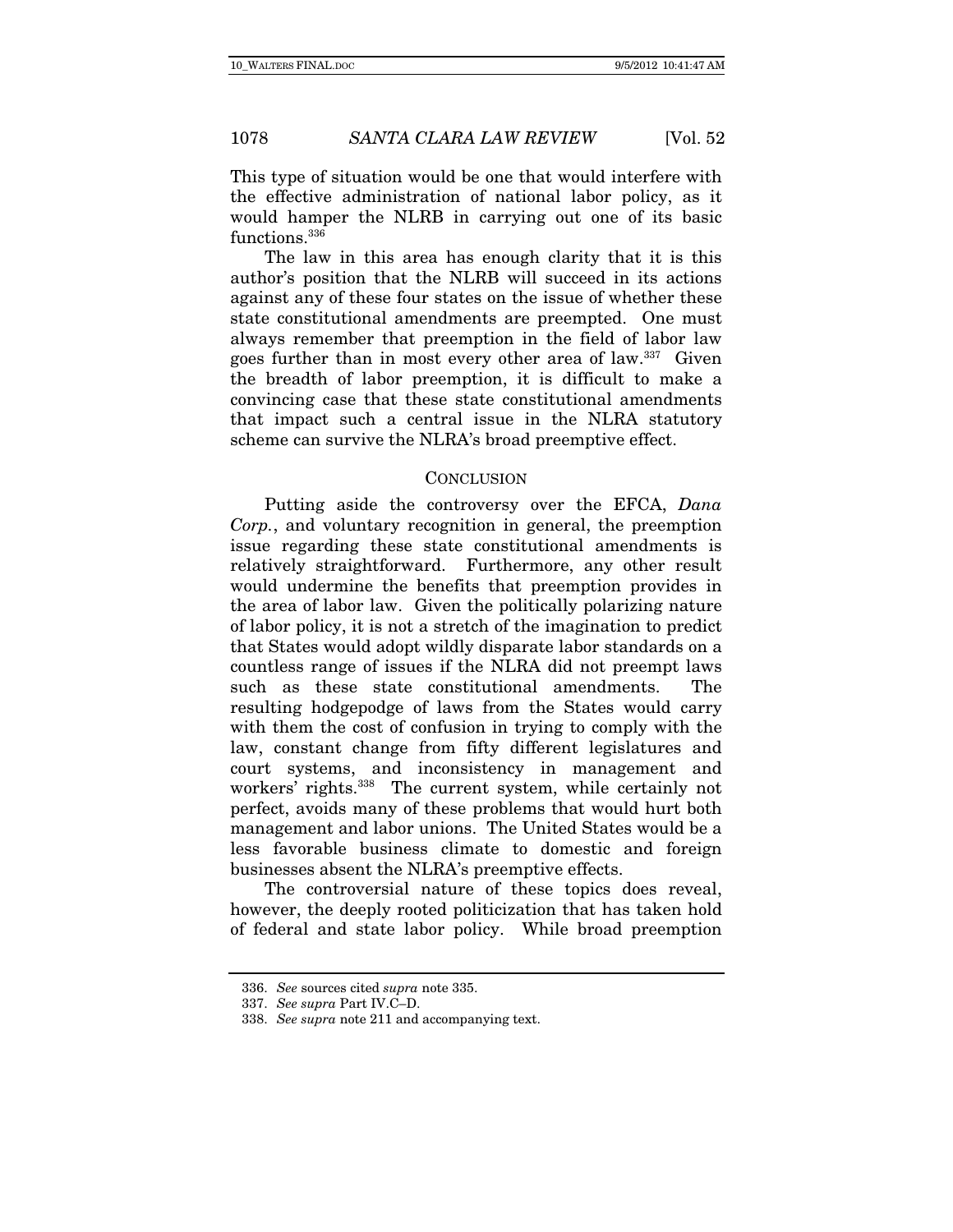This type of situation would be one that would interfere with the effective administration of national labor policy, as it would hamper the NLRB in carrying out one of its basic functions.[336]

The law in this area has enough clarity that it is this author's position that the NLRB will succeed in its actions against any of these four states on the issue of whether these state constitutional amendments are preempted. One must always remember that preemption in the field of labor law goes further than in most every other area of law.[337] Given the breadth of labor preemption, it is difficult to make a convincing case that these state constitutional amendments that impact such a central issue in the NLRA statutory scheme can survive the NLRA's broad preemptive effect.

## CONCLUSION

Putting aside the controversy over the EFCA, *Dana Corp.*, and voluntary recognition in general, the preemption issue regarding these state constitutional amendments is relatively straightforward. Furthermore, any other result would undermine the benefits that preemption provides in the area of labor law. Given the politically polarizing nature of labor policy, it is not a stretch of the imagination to predict that States would adopt wildly disparate labor standards on a countless range of issues if the NLRA did not preempt laws such as these state constitutional amendments. The resulting hodgepodge of laws from the States would carry with them the cost of confusion in trying to comply with the law, constant change from fifty different legislatures and court systems, and inconsistency in management and workers' rights.[338] The current system, while certainly not perfect, avoids many of these problems that would hurt both management and labor unions. The United States would be a less favorable business climate to domestic and foreign businesses absent the NLRA's preemptive effects.

The controversial nature of these topics does reveal, however, the deeply rooted politicization that has taken hold of federal and state labor policy. While broad preemption

---

336. *See* sources cited *supra* note 335.

337. *See supra* Part IV.C–D.

338. *See supra* note 211 and accompanying text.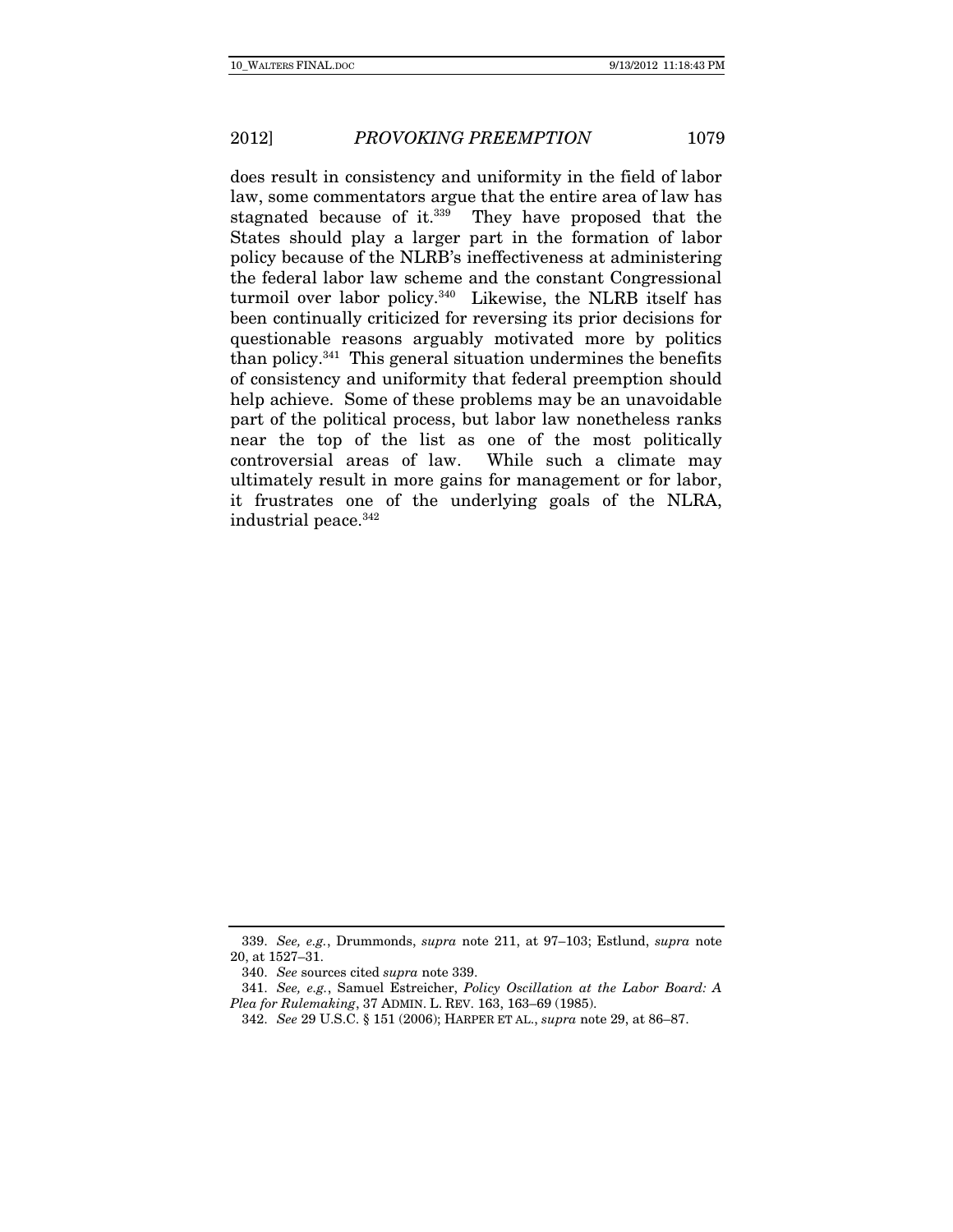does result in consistency and uniformity in the field of labor law, some commentators argue that the entire area of law has stagnated because of it.[339] They have proposed that the States should play a larger part in the formation of labor policy because of the NLRB's ineffectiveness at administering the federal labor law scheme and the constant Congressional turmoil over labor policy.[340] Likewise, the NLRB itself has been continually criticized for reversing its prior decisions for questionable reasons arguably motivated more by politics than policy.[341] This general situation undermines the benefits of consistency and uniformity that federal preemption should help achieve. Some of these problems may be an unavoidable part of the political process, but labor law nonetheless ranks near the top of the list as one of the most politically controversial areas of law. While such a climate may ultimately result in more gains for management or for labor, it frustrates one of the underlying goals of the NLRA, industrial peace.[342]

---

339. *See, e.g.*, Drummonds, *supra* note 211, at 97–103; Estlund, *supra* note 20, at 1527–31.

340. *See* sources cited *supra* note 339.

341. *See, e.g.*, Samuel Estreicher, *Policy Oscillation at the Labor Board: A Plea for Rulemaking*, 37 ADMIN. L. REV. 163, 163–69 (1985).

342. *See* 29 U.S.C. § 151 (2006); HARPER ET AL., *supra* note 29, at 86–87.